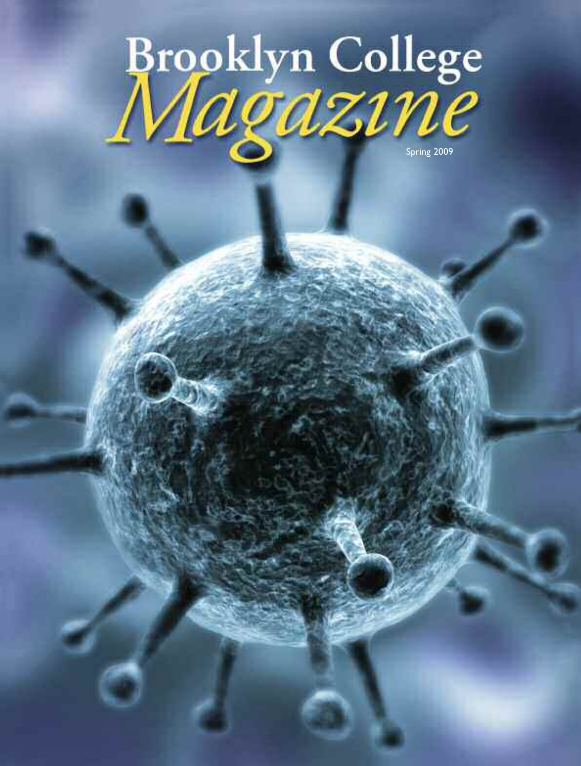# Brooklyn College *Magazine*

Spring 2009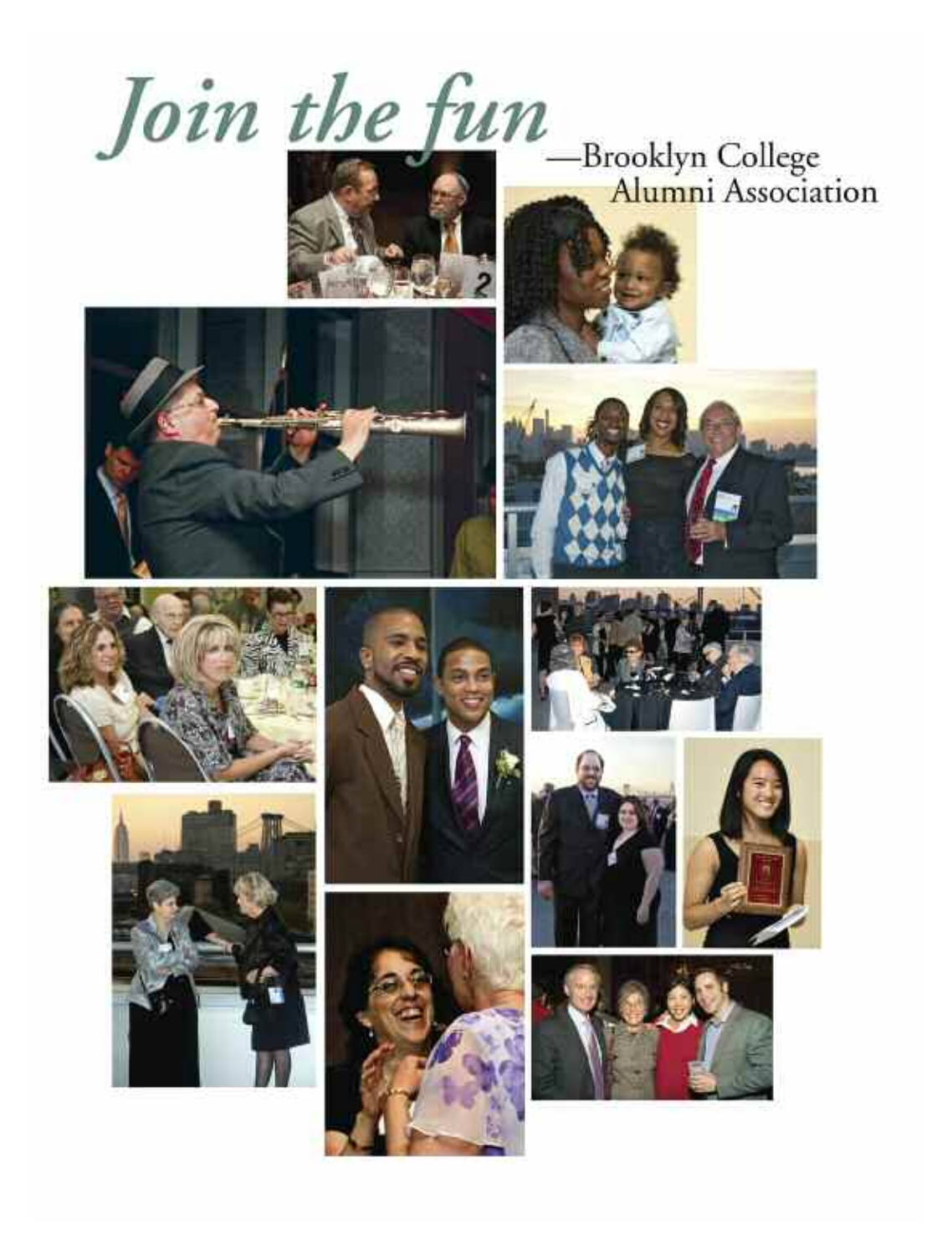# *Join the fun*

—Brooklyn College Alumni Association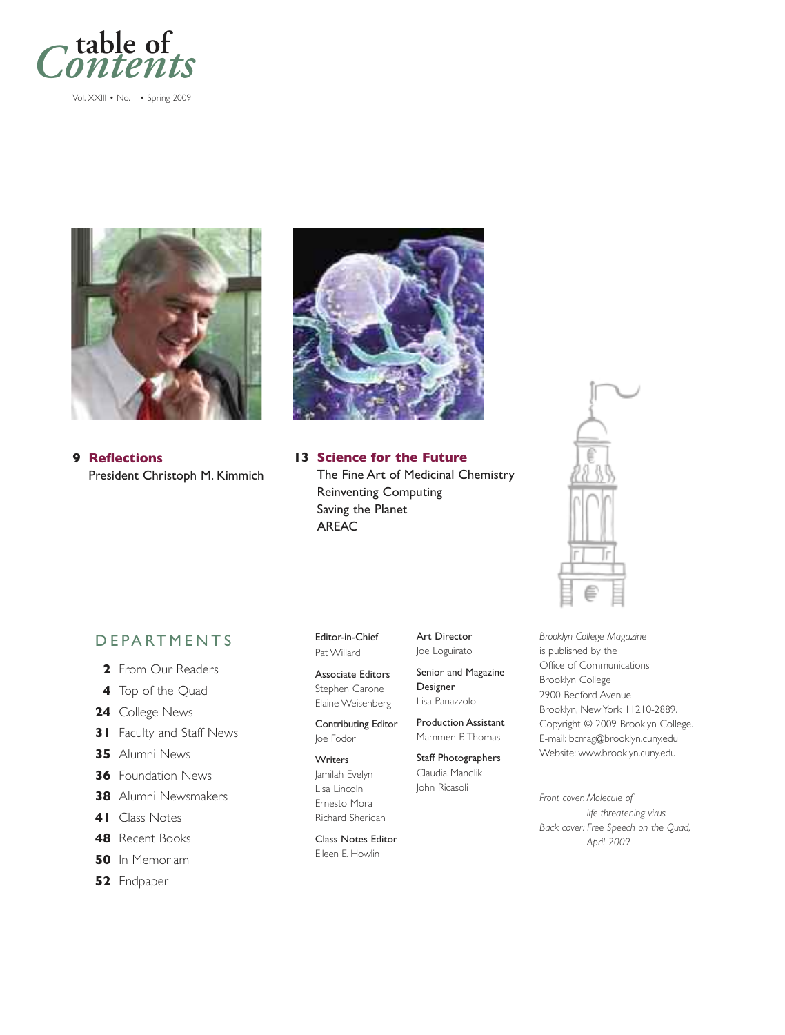# table of Contents

Vol. XXIII • No. 1 • Spring 2009

**9 Reflections**
President Christoph M. Kimmich

**13 Science for the Future**
The Fine Art of Medicinal Chemistry
Reinventing Computing
Saving the Planet
AREAC

## DEPARTMENTS

- **2** From Our Readers
- **4** Top of the Quad
- **24** College News
- **31** Faculty and Staff News
- **35** Alumni News
- **36** Foundation News
- **38** Alumni Newsmakers
- **41** Class Notes
- **48** Recent Books
- **50** In Memoriam
- **52** Endpaper

Editor-in-Chief
Pat Willard

Associate Editors
Stephen Garone
Elaine Weisenberg

Contributing Editor
Joe Fodor

Writers
Jamilah Evelyn
Lisa Lincoln
Ernesto Mora
Richard Sheridan

Class Notes Editor
Eileen E. Howlin

Art Director
Joe Loguirato

Senior and Magazine Designer
Lisa Panazzolo

Production Assistant
Mammen P. Thomas

Staff Photographers
Claudia Mandlik
John Ricasoli

*Brooklyn College Magazine* is published by the Office of Communications
Brooklyn College
2900 Bedford Avenue
Brooklyn, New York 11210-2889.
Copyright © 2009 Brooklyn College.
E-mail: bcmag@brooklyn.cuny.edu
Website: www.brooklyn.cuny.edu

*Front cover: Molecule of life-threatening virus*
*Back cover: Free Speech on the Quad, April 2009*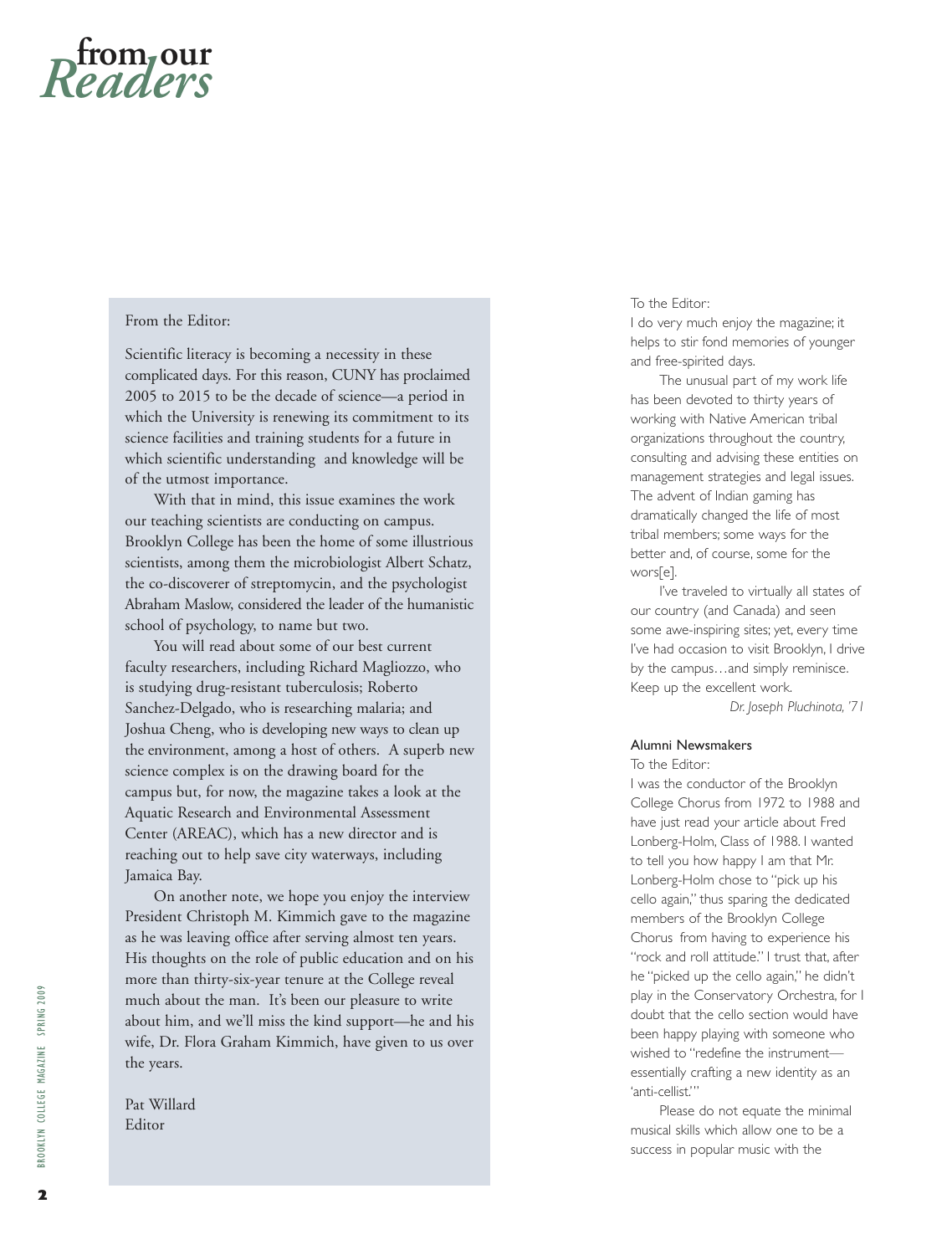# from our *Readers*

From the Editor:

Scientific literacy is becoming a necessity in these complicated days. For this reason, CUNY has proclaimed 2005 to 2015 to be the decade of science—a period in which the University is renewing its commitment to its science facilities and training students for a future in which scientific understanding and knowledge will be of the utmost importance.

With that in mind, this issue examines the work our teaching scientists are conducting on campus. Brooklyn College has been the home of some illustrious scientists, among them the microbiologist Albert Schatz, the co-discoverer of streptomycin, and the psychologist Abraham Maslow, considered the leader of the humanistic school of psychology, to name but two.

You will read about some of our best current faculty researchers, including Richard Magliozzo, who is studying drug-resistant tuberculosis; Roberto Sanchez-Delgado, who is researching malaria; and Joshua Cheng, who is developing new ways to clean up the environment, among a host of others. A superb new science complex is on the drawing board for the campus but, for now, the magazine takes a look at the Aquatic Research and Environmental Assessment Center (AREAC), which has a new director and is reaching out to help save city waterways, including Jamaica Bay.

On another note, we hope you enjoy the interview President Christoph M. Kimmich gave to the magazine as he was leaving office after serving almost ten years. His thoughts on the role of public education and on his more than thirty-six-year tenure at the College reveal much about the man. It's been our pleasure to write about him, and we'll miss the kind support—he and his wife, Dr. Flora Graham Kimmich, have given to us over the years.

Pat Willard
Editor

To the Editor:
I do very much enjoy the magazine; it helps to stir fond memories of younger and free-spirited days.

The unusual part of my work life has been devoted to thirty years of working with Native American tribal organizations throughout the country, consulting and advising these entities on management strategies and legal issues. The advent of Indian gaming has dramatically changed the life of most tribal members; some ways for the better and, of course, some for the wors[e].

I've traveled to virtually all states of our country (and Canada) and seen some awe-inspiring sites; yet, every time I've had occasion to visit Brooklyn, I drive by the campus…and simply reminisce. Keep up the excellent work.

*Dr. Joseph Pluchinota, '71*

### Alumni Newsmakers

To the Editor:
I was the conductor of the Brooklyn College Chorus from 1972 to 1988 and have just read your article about Fred Lonberg-Holm, Class of 1988. I wanted to tell you how happy I am that Mr. Lonberg-Holm chose to "pick up his cello again," thus sparing the dedicated members of the Brooklyn College Chorus from having to experience his "rock and roll attitude." I trust that, after he "picked up the cello again," he didn't play in the Conservatory Orchestra, for I doubt that the cello section would have been happy playing with someone who wished to "redefine the instrument—essentially crafting a new identity as an 'anti-cellist.'"

Please do not equate the minimal musical skills which allow one to be a success in popular music with the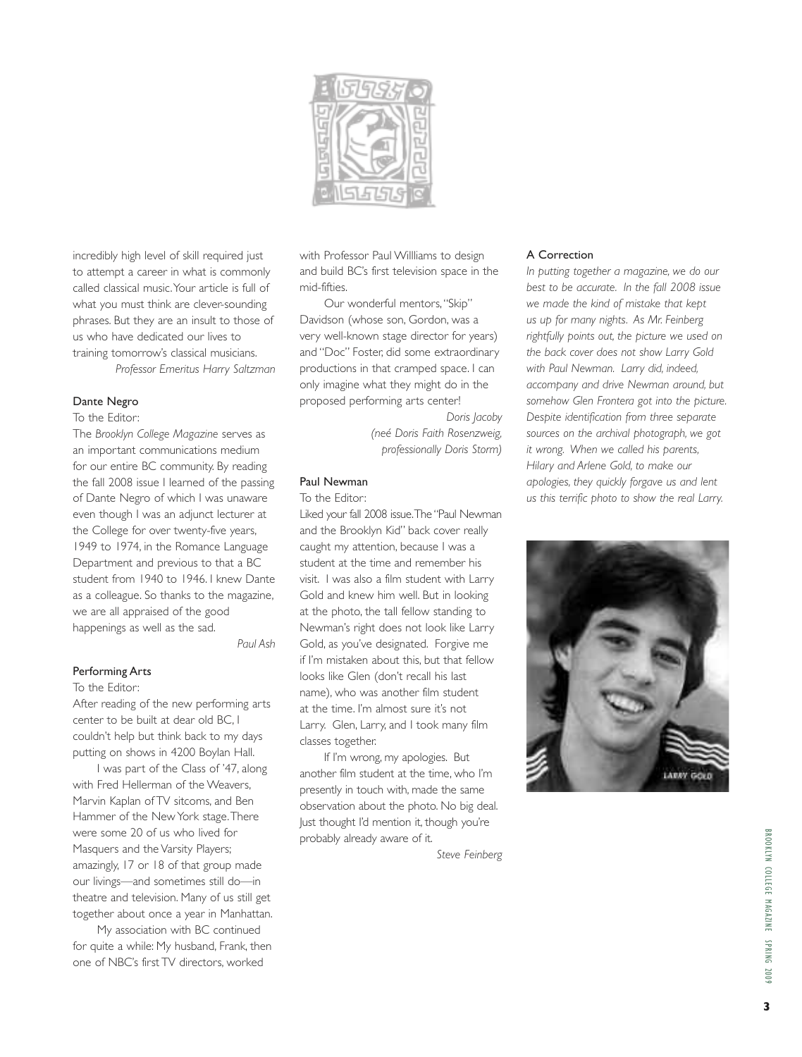incredibly high level of skill required just to attempt a career in what is commonly called classical music. Your article is full of what you must think are clever-sounding phrases. But they are an insult to those of us who have dedicated our lives to training tomorrow's classical musicians.

*Professor Emeritus Harry Saltzman*

### Dante Negro

To the Editor:

The *Brooklyn College Magazine* serves as an important communications medium for our entire BC community. By reading the fall 2008 issue I learned of the passing of Dante Negro of which I was unaware even though I was an adjunct lecturer at the College for over twenty-five years, 1949 to 1974, in the Romance Language Department and previous to that a BC student from 1940 to 1946. I knew Dante as a colleague. So thanks to the magazine, we are all appraised of the good happenings as well as the sad.

*Paul Ash*

### Performing Arts

To the Editor:

After reading of the new performing arts center to be built at dear old BC, I couldn't help but think back to my days putting on shows in 4200 Boylan Hall.

I was part of the Class of '47, along with Fred Hellerman of the Weavers, Marvin Kaplan of TV sitcoms, and Ben Hammer of the New York stage. There were some 20 of us who lived for Masquers and the Varsity Players; amazingly, 17 or 18 of that group made our livings—and sometimes still do—in theatre and television. Many of us still get together about once a year in Manhattan.

My association with BC continued for quite a while: My husband, Frank, then one of NBC's first TV directors, worked with Professor Paul Willliams to design and build BC's first television space in the mid-fifties.

Our wonderful mentors, "Skip" Davidson (whose son, Gordon, was a very well-known stage director for years) and "Doc" Foster, did some extraordinary productions in that cramped space. I can only imagine what they might do in the proposed performing arts center!

*Doris Jacoby*
*(neé Doris Faith Rosenzweig, professionally Doris Storm)*

### Paul Newman

To the Editor:

Liked your fall 2008 issue. The "Paul Newman and the Brooklyn Kid" back cover really caught my attention, because I was a student at the time and remember his visit. I was also a film student with Larry Gold and knew him well. But in looking at the photo, the tall fellow standing to Newman's right does not look like Larry Gold, as you've designated. Forgive me if I'm mistaken about this, but that fellow looks like Glen (don't recall his last name), who was another film student at the time. I'm almost sure it's not Larry. Glen, Larry, and I took many film classes together.

If I'm wrong, my apologies. But another film student at the time, who I'm presently in touch with, made the same observation about the photo. No big deal. Just thought I'd mention it, though you're probably already aware of it.

*Steve Feinberg*

### A Correction

*In putting together a magazine, we do our best to be accurate. In the fall 2008 issue we made the kind of mistake that kept us up for many nights. As Mr. Feinberg rightfully points out, the picture we used on the back cover does not show Larry Gold with Paul Newman. Larry did, indeed, accompany and drive Newman around, but somehow Glen Frontera got into the picture. Despite identification from three separate sources on the archival photograph, we got it wrong. When we called his parents, Hilary and Arlene Gold, to make our apologies, they quickly forgave us and lent us this terrific photo to show the real Larry.*

LARRY GOLD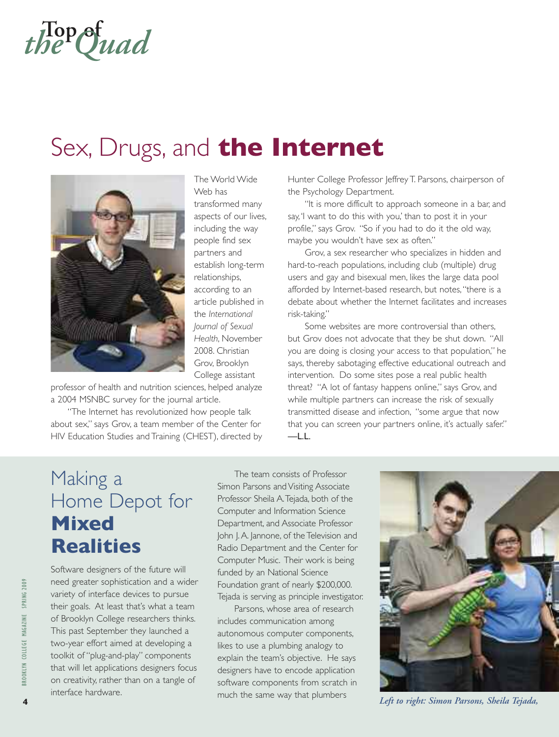# Top of the Quad

## Sex, Drugs, and **the Internet**

The World Wide Web has transformed many aspects of our lives, including the way people find sex partners and establish long-term relationships, according to an article published in the *International Journal of Sexual Health*, November 2008. Christian Grov, Brooklyn College assistant professor of health and nutrition sciences, helped analyze a 2004 MSNBC survey for the journal article.

"The Internet has revolutionized how people talk about sex," says Grov, a team member of the Center for HIV Education Studies and Training (CHEST), directed by Hunter College Professor Jeffrey T. Parsons, chairperson of the Psychology Department.

"It is more difficult to approach someone in a bar, and say, 'I want to do this with you,' than to post it in your profile," says Grov. "So if you had to do it the old way, maybe you wouldn't have sex as often."

Grov, a sex researcher who specializes in hidden and hard-to-reach populations, including club (multiple) drug users and gay and bisexual men, likes the large data pool afforded by Internet-based research, but notes, "there is a debate about whether the Internet facilitates and increases risk-taking."

Some websites are more controversial than others, but Grov does not advocate that they be shut down. "All you are doing is closing your access to that population," he says, thereby sabotaging effective educational outreach and intervention. Do some sites pose a real public health threat? "A lot of fantasy happens online," says Grov, and while multiple partners can increase the risk of sexually transmitted disease and infection, "some argue that now that you can screen your partners online, it's actually safer."
—L.L.

## Making a Home Depot for **Mixed Realities**

Software designers of the future will need greater sophistication and a wider variety of interface devices to pursue their goals. At least that's what a team of Brooklyn College researchers thinks. This past September they launched a two-year effort aimed at developing a toolkit of "plug-and-play" components that will let applications designers focus on creativity, rather than on a tangle of interface hardware.

The team consists of Professor Simon Parsons and Visiting Associate Professor Sheila A. Tejada, both of the Computer and Information Science Department, and Associate Professor John J. A. Jannone, of the Television and Radio Department and the Center for Computer Music. Their work is being funded by an National Science Foundation grant of nearly $200,000. Tejada is serving as principle investigator.

Parsons, whose area of research includes communication among autonomous computer components, likes to use a plumbing analogy to explain the team's objective. He says designers have to encode application software components from scratch in much the same way that plumbers

*Left to right: Simon Parsons, Sheila Tejada,*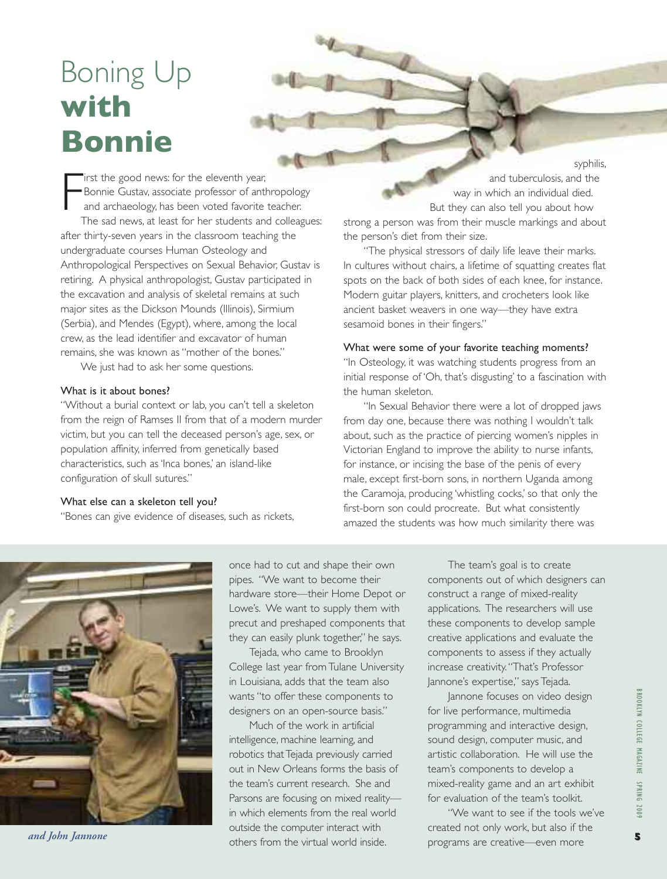# Boning Up **with Bonnie**

First the good news: for the eleventh year, Bonnie Gustav, associate professor of anthropology and archaeology, has been voted favorite teacher.

The sad news, at least for her students and colleagues: after thirty-seven years in the classroom teaching the undergraduate courses Human Osteology and Anthropological Perspectives on Sexual Behavior, Gustav is retiring. A physical anthropologist, Gustav participated in the excavation and analysis of skeletal remains at such major sites as the Dickson Mounds (Illinois), Sirmium (Serbia), and Mendes (Egypt), where, among the local crew, as the lead identifier and excavator of human remains, she was known as "mother of the bones."

We just had to ask her some questions.

**What is it about bones?**

"Without a burial context or lab, you can't tell a skeleton from the reign of Ramses II from that of a modern murder victim, but you can tell the deceased person's age, sex, or population affinity, inferred from genetically based characteristics, such as 'Inca bones,' an island-like configuration of skull sutures."

**What else can a skeleton tell you?**

"Bones can give evidence of diseases, such as rickets, syphilis, and tuberculosis, and the way in which an individual died. But they can also tell you about how strong a person was from their muscle markings and about the person's diet from their size.

"The physical stressors of daily life leave their marks. In cultures without chairs, a lifetime of squatting creates flat spots on the back of both sides of each knee, for instance. Modern guitar players, knitters, and crocheters look like ancient basket weavers in one way—they have extra sesamoid bones in their fingers."

**What were some of your favorite teaching moments?**

"In Osteology, it was watching students progress from an initial response of 'Oh, that's disgusting' to a fascination with the human skeleton.

"In Sexual Behavior there were a lot of dropped jaws from day one, because there was nothing I wouldn't talk about, such as the practice of piercing women's nipples in Victorian England to improve the ability to nurse infants, for instance, or incising the base of the penis of every male, except first-born sons, in northern Uganda among the Caramoja, producing 'whistling cocks,' so that only the first-born son could procreate. But what consistently amazed the students was how much similarity there was

---

*and John Jannone*

once had to cut and shape their own pipes. "We want to become their hardware store—their Home Depot or Lowe's. We want to supply them with precut and preshaped components that they can easily plunk together," he says.

Tejada, who came to Brooklyn College last year from Tulane University in Louisiana, adds that the team also wants "to offer these components to designers on an open-source basis."

Much of the work in artificial intelligence, machine learning, and robotics that Tejada previously carried out in New Orleans forms the basis of the team's current research. She and Parsons are focusing on mixed reality—in which elements from the real world outside the computer interact with others from the virtual world inside.

The team's goal is to create components out of which designers can construct a range of mixed-reality applications. The researchers will use these components to develop sample creative applications and evaluate the components to assess if they actually increase creativity. "That's Professor Jannone's expertise," says Tejada.

Jannone focuses on video design for live performance, multimedia programming and interactive design, sound design, computer music, and artistic collaboration. He will use the team's components to develop a mixed-reality game and an art exhibit for evaluation of the team's toolkit.

"We want to see if the tools we've created not only work, but also if the programs are creative—even more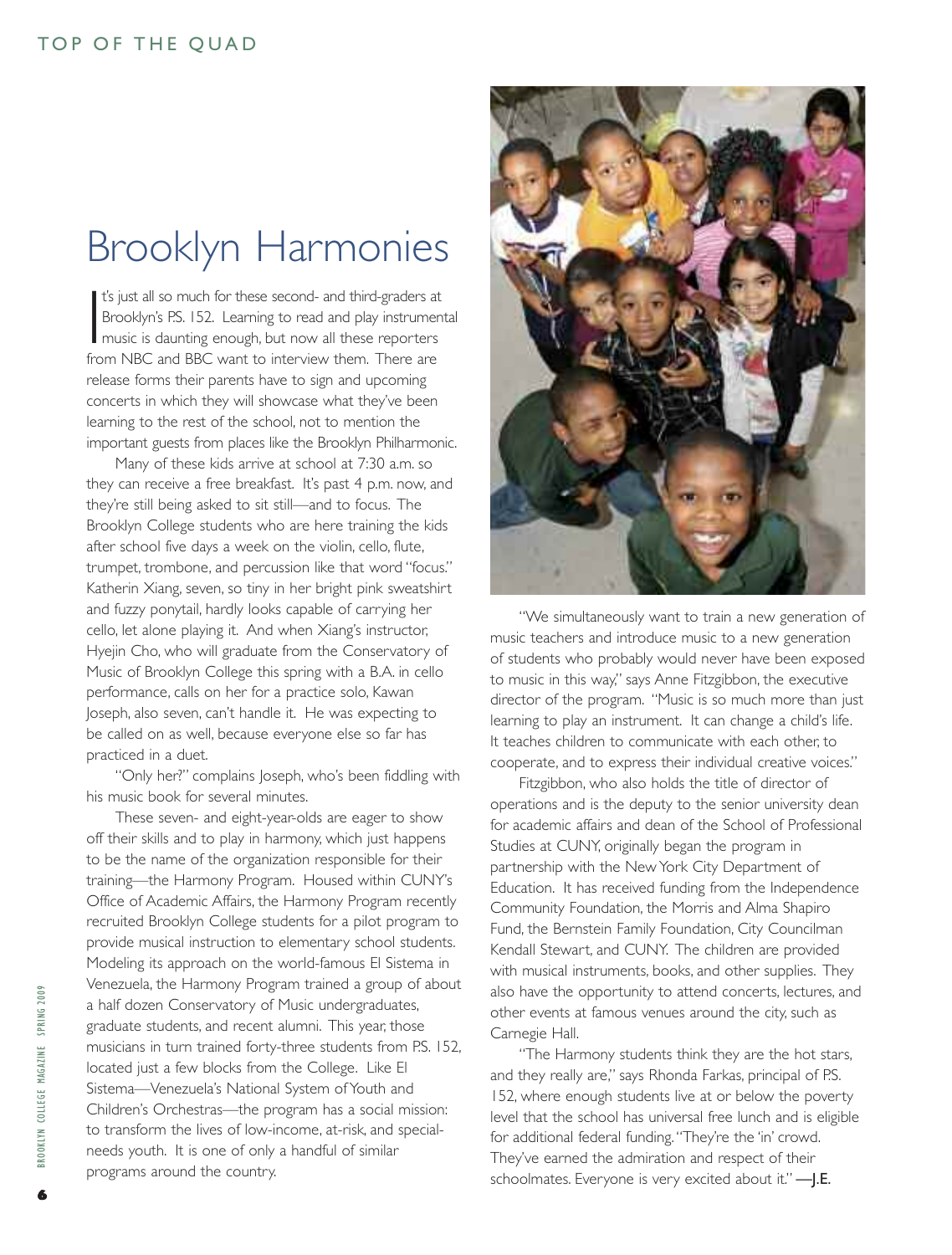# Brooklyn Harmonies

It's just all so much for these second- and third-graders at Brooklyn's P.S. 152. Learning to read and play instrumental music is daunting enough, but now all these reporters from NBC and BBC want to interview them. There are release forms their parents have to sign and upcoming concerts in which they will showcase what they've been learning to the rest of the school, not to mention the important guests from places like the Brooklyn Philharmonic.

Many of these kids arrive at school at 7:30 a.m. so they can receive a free breakfast. It's past 4 p.m. now, and they're still being asked to sit still—and to focus. The Brooklyn College students who are here training the kids after school five days a week on the violin, cello, flute, trumpet, trombone, and percussion like that word "focus." Katherin Xiang, seven, so tiny in her bright pink sweatshirt and fuzzy ponytail, hardly looks capable of carrying her cello, let alone playing it. And when Xiang's instructor, Hyejin Cho, who will graduate from the Conservatory of Music of Brooklyn College this spring with a B.A. in cello performance, calls on her for a practice solo, Kawan Joseph, also seven, can't handle it. He was expecting to be called on as well, because everyone else so far has practiced in a duet.

"Only her?" complains Joseph, who's been fiddling with his music book for several minutes.

These seven- and eight-year-olds are eager to show off their skills and to play in harmony, which just happens to be the name of the organization responsible for their training—the Harmony Program. Housed within CUNY's Office of Academic Affairs, the Harmony Program recently recruited Brooklyn College students for a pilot program to provide musical instruction to elementary school students. Modeling its approach on the world-famous El Sistema in Venezuela, the Harmony Program trained a group of about a half dozen Conservatory of Music undergraduates, graduate students, and recent alumni. This year, those musicians in turn trained forty-three students from P.S. 152, located just a few blocks from the College. Like El Sistema—Venezuela's National System of Youth and Children's Orchestras—the program has a social mission: to transform the lives of low-income, at-risk, and special-needs youth. It is one of only a handful of similar programs around the country.

"We simultaneously want to train a new generation of music teachers and introduce music to a new generation of students who probably would never have been exposed to music in this way," says Anne Fitzgibbon, the executive director of the program. "Music is so much more than just learning to play an instrument. It can change a child's life. It teaches children to communicate with each other, to cooperate, and to express their individual creative voices."

Fitzgibbon, who also holds the title of director of operations and is the deputy to the senior university dean for academic affairs and dean of the School of Professional Studies at CUNY, originally began the program in partnership with the New York City Department of Education. It has received funding from the Independence Community Foundation, the Morris and Alma Shapiro Fund, the Bernstein Family Foundation, City Councilman Kendall Stewart, and CUNY. The children are provided with musical instruments, books, and other supplies. They also have the opportunity to attend concerts, lectures, and other events at famous venues around the city, such as Carnegie Hall.

"The Harmony students think they are the hot stars, and they really are," says Rhonda Farkas, principal of P.S. 152, where enough students live at or below the poverty level that the school has universal free lunch and is eligible for additional federal funding. "They're the 'in' crowd. They've earned the admiration and respect of their schoolmates. Everyone is very excited about it." **—J.E.**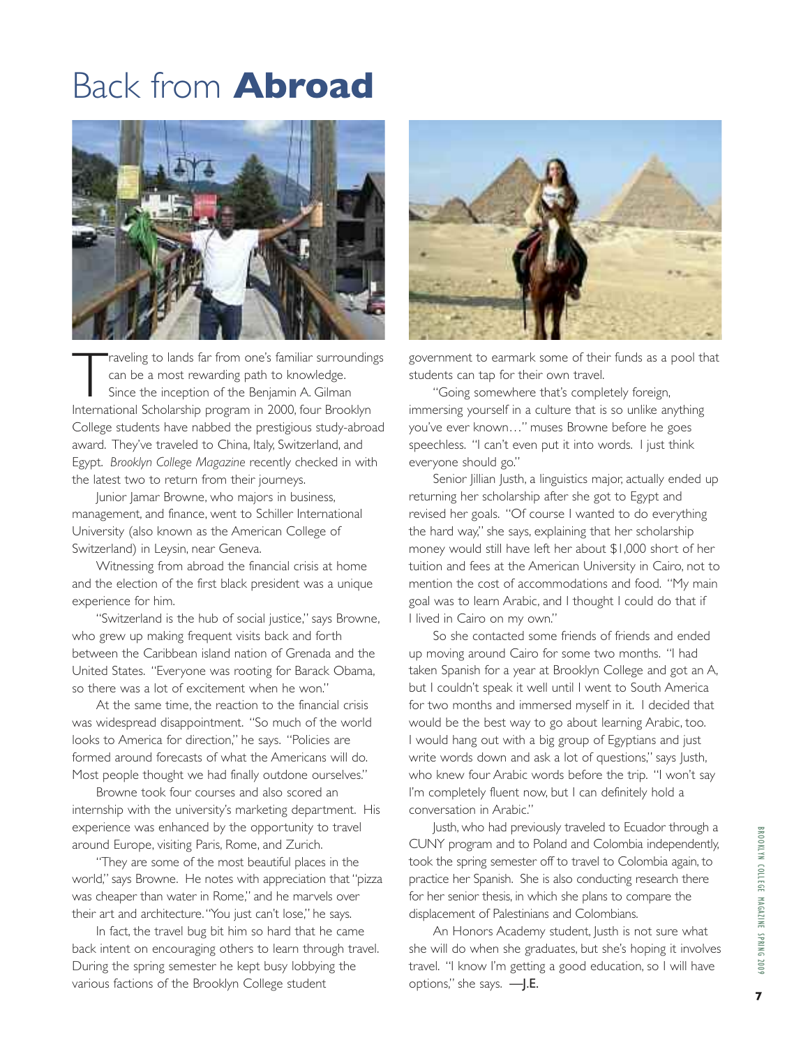# Back from **Abroad**

Traveling to lands far from one's familiar surroundings can be a most rewarding path to knowledge. Since the inception of the Benjamin A. Gilman International Scholarship program in 2000, four Brooklyn College students have nabbed the prestigious study-abroad award. They've traveled to China, Italy, Switzerland, and Egypt. *Brooklyn College Magazine* recently checked in with the latest two to return from their journeys.

Junior Jamar Browne, who majors in business, management, and finance, went to Schiller International University (also known as the American College of Switzerland) in Leysin, near Geneva.

Witnessing from abroad the financial crisis at home and the election of the first black president was a unique experience for him.

"Switzerland is the hub of social justice," says Browne, who grew up making frequent visits back and forth between the Caribbean island nation of Grenada and the United States. "Everyone was rooting for Barack Obama, so there was a lot of excitement when he won."

At the same time, the reaction to the financial crisis was widespread disappointment. "So much of the world looks to America for direction," he says. "Policies are formed around forecasts of what the Americans will do. Most people thought we had finally outdone ourselves."

Browne took four courses and also scored an internship with the university's marketing department. His experience was enhanced by the opportunity to travel around Europe, visiting Paris, Rome, and Zurich.

"They are some of the most beautiful places in the world," says Browne. He notes with appreciation that "pizza was cheaper than water in Rome," and he marvels over their art and architecture. "You just can't lose," he says.

In fact, the travel bug bit him so hard that he came back intent on encouraging others to learn through travel. During the spring semester he kept busy lobbying the various factions of the Brooklyn College student government to earmark some of their funds as a pool that students can tap for their own travel.

"Going somewhere that's completely foreign, immersing yourself in a culture that is so unlike anything you've ever known…" muses Browne before he goes speechless. "I can't even put it into words. I just think everyone should go."

Senior Jillian Justh, a linguistics major, actually ended up returning her scholarship after she got to Egypt and revised her goals. "Of course I wanted to do everything the hard way," she says, explaining that her scholarship money would still have left her about $1,000 short of her tuition and fees at the American University in Cairo, not to mention the cost of accommodations and food. "My main goal was to learn Arabic, and I thought I could do that if I lived in Cairo on my own."

So she contacted some friends of friends and ended up moving around Cairo for some two months. "I had taken Spanish for a year at Brooklyn College and got an A, but I couldn't speak it well until I went to South America for two months and immersed myself in it. I decided that would be the best way to go about learning Arabic, too. I would hang out with a big group of Egyptians and just write words down and ask a lot of questions," says Justh, who knew four Arabic words before the trip. "I won't say I'm completely fluent now, but I can definitely hold a conversation in Arabic."

Justh, who had previously traveled to Ecuador through a CUNY program and to Poland and Colombia independently, took the spring semester off to travel to Colombia again, to practice her Spanish. She is also conducting research there for her senior thesis, in which she plans to compare the displacement of Palestinians and Colombians.

An Honors Academy student, Justh is not sure what she will do when she graduates, but she's hoping it involves travel. "I know I'm getting a good education, so I will have options," she says. —J.E.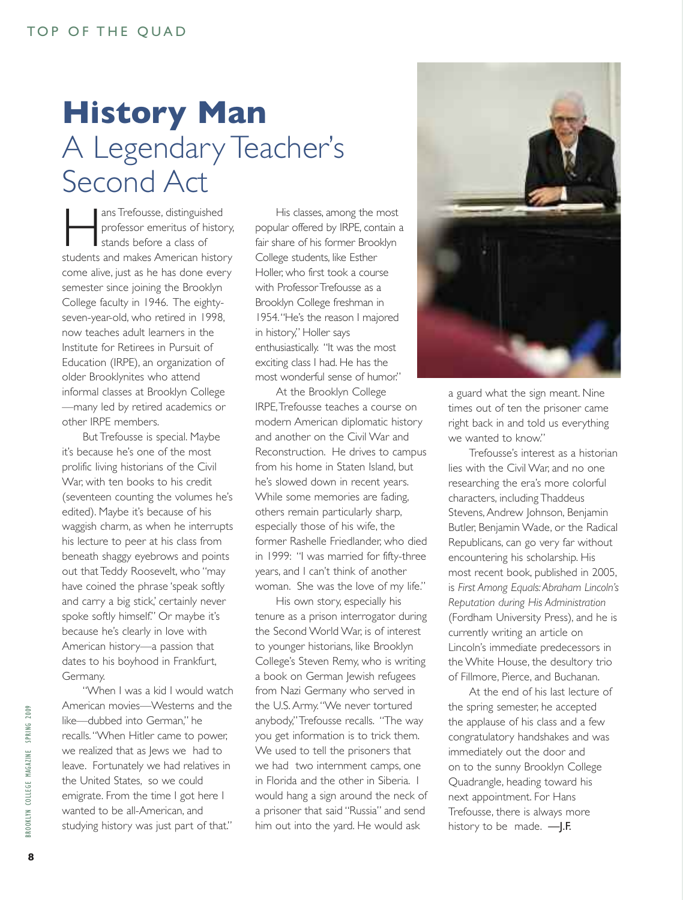# History Man

## A Legendary Teacher's Second Act

Hans Trefousse, distinguished professor emeritus of history, stands before a class of students and makes American history come alive, just as he has done every semester since joining the Brooklyn College faculty in 1946. The eighty-seven-year-old, who retired in 1998, now teaches adult learners in the Institute for Retirees in Pursuit of Education (IRPE), an organization of older Brooklynites who attend informal classes at Brooklyn College—many led by retired academics or other IRPE members.

But Trefousse is special. Maybe it's because he's one of the most prolific living historians of the Civil War, with ten books to his credit (seventeen counting the volumes he's edited). Maybe it's because of his waggish charm, as when he interrupts his lecture to peer at his class from beneath shaggy eyebrows and points out that Teddy Roosevelt, who "may have coined the phrase 'speak softly and carry a big stick,' certainly never spoke softly himself." Or maybe it's because he's clearly in love with American history—a passion that dates to his boyhood in Frankfurt, Germany.

"When I was a kid I would watch American movies—Westerns and the like—dubbed into German," he recalls. "When Hitler came to power, we realized that as Jews we had to leave. Fortunately we had relatives in the United States, so we could emigrate. From the time I got here I wanted to be all-American, and studying history was just part of that."

His classes, among the most popular offered by IRPE, contain a fair share of his former Brooklyn College students, like Esther Holler, who first took a course with Professor Trefousse as a Brooklyn College freshman in 1954. "He's the reason I majored in history," Holler says enthusiastically. "It was the most exciting class I had. He has the most wonderful sense of humor."

At the Brooklyn College IRPE, Trefousse teaches a course on modern American diplomatic history and another on the Civil War and Reconstruction. He drives to campus from his home in Staten Island, but he's slowed down in recent years. While some memories are fading, others remain particularly sharp, especially those of his wife, the former Rashelle Friedlander, who died in 1999: "I was married for fifty-three years, and I can't think of another woman. She was the love of my life."

His own story, especially his tenure as a prison interrogator during the Second World War, is of interest to younger historians, like Brooklyn College's Steven Remy, who is writing a book on German Jewish refugees from Nazi Germany who served in the U.S. Army. "We never tortured anybody," Trefousse recalls. "The way you get information is to trick them. We used to tell the prisoners that we had two internment camps, one in Florida and the other in Siberia. I would hang a sign around the neck of a prisoner that said "Russia" and send him out into the yard. He would ask a guard what the sign meant. Nine times out of ten the prisoner came right back in and told us everything we wanted to know."

Trefousse's interest as a historian lies with the Civil War, and no one researching the era's more colorful characters, including Thaddeus Stevens, Andrew Johnson, Benjamin Butler, Benjamin Wade, or the Radical Republicans, can go very far without encountering his scholarship. His most recent book, published in 2005, is *First Among Equals: Abraham Lincoln's Reputation during His Administration* (Fordham University Press), and he is currently writing an article on Lincoln's immediate predecessors in the White House, the desultory trio of Fillmore, Pierce, and Buchanan.

At the end of his last lecture of the spring semester, he accepted the applause of his class and a few congratulatory handshakes and was immediately out the door and on to the sunny Brooklyn College Quadrangle, heading toward his next appointment. For Hans Trefousse, there is always more history to be made. —**J.F.**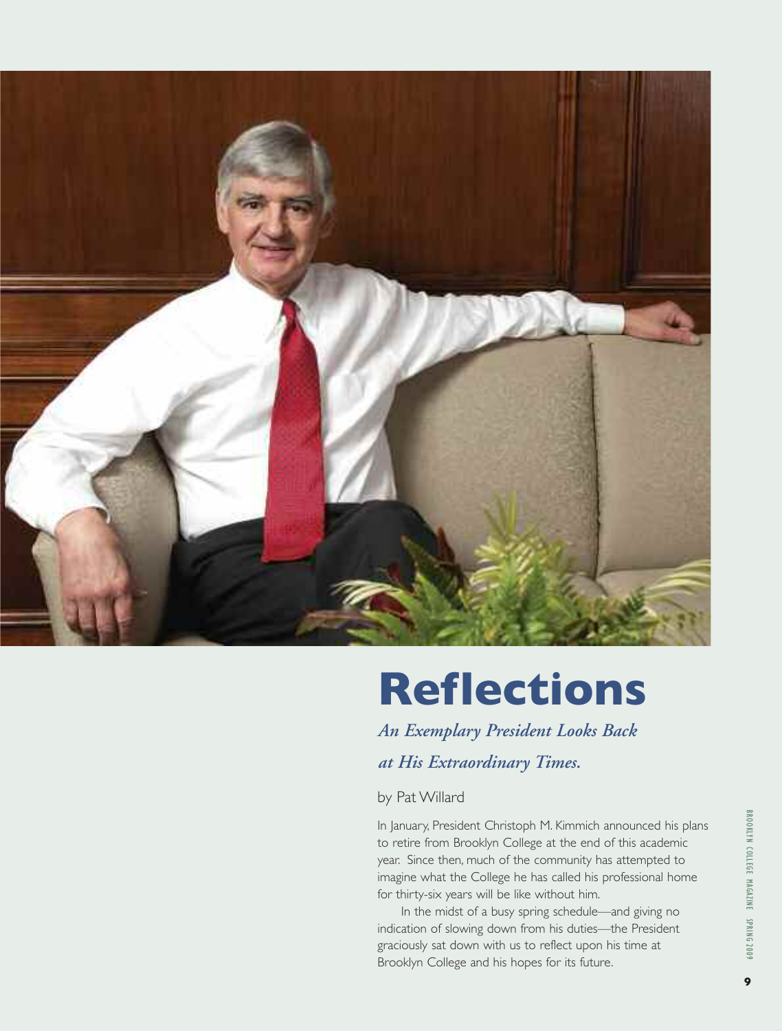# Reflections

***An Exemplary President Looks Back at His Extraordinary Times.***

by Pat Willard

In January, President Christoph M. Kimmich announced his plans to retire from Brooklyn College at the end of this academic year. Since then, much of the community has attempted to imagine what the College he has called his professional home for thirty-six years will be like without him.

In the midst of a busy spring schedule—and giving no indication of slowing down from his duties—the President graciously sat down with us to reflect upon his time at Brooklyn College and his hopes for its future.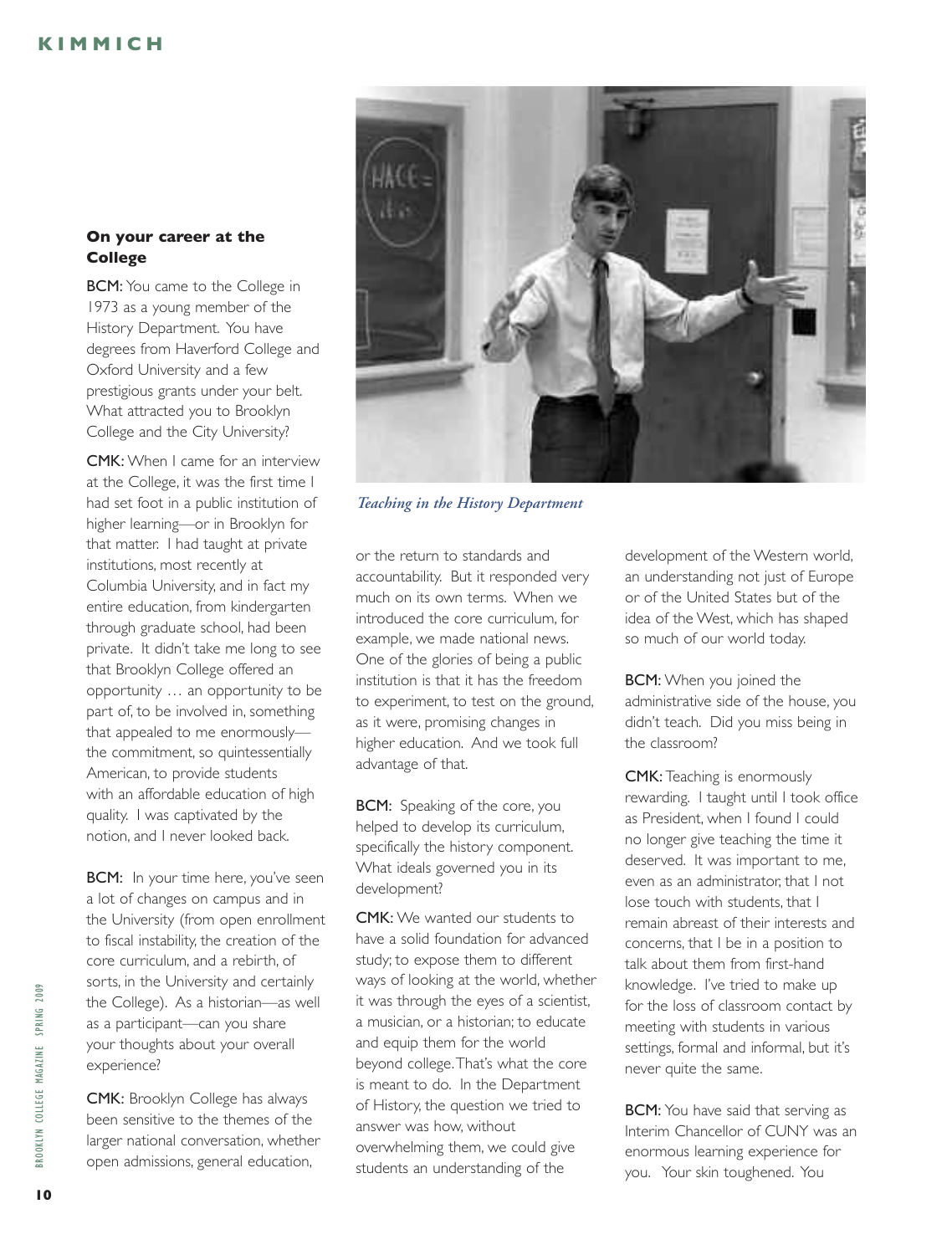### On your career at the College

**BCM:** You came to the College in 1973 as a young member of the History Department. You have degrees from Haverford College and Oxford University and a few prestigious grants under your belt. What attracted you to Brooklyn College and the City University?

**CMK:** When I came for an interview at the College, it was the first time I had set foot in a public institution of higher learning—or in Brooklyn for that matter. I had taught at private institutions, most recently at Columbia University, and in fact my entire education, from kindergarten through graduate school, had been private. It didn't take me long to see that Brooklyn College offered an opportunity … an opportunity to be part of, to be involved in, something that appealed to me enormously—the commitment, so quintessentially American, to provide students with an affordable education of high quality. I was captivated by the notion, and I never looked back.

**BCM:** In your time here, you've seen a lot of changes on campus and in the University (from open enrollment to fiscal instability, the creation of the core curriculum, and a rebirth, of sorts, in the University and certainly the College). As a historian—as well as a participant—can you share your thoughts about your overall experience?

**CMK:** Brooklyn College has always been sensitive to the themes of the larger national conversation, whether open admissions, general education, or the return to standards and accountability. But it responded very much on its own terms. When we introduced the core curriculum, for example, we made national news. One of the glories of being a public institution is that it has the freedom to experiment, to test on the ground, as it were, promising changes in higher education. And we took full advantage of that.

*Teaching in the History Department*

**BCM:** Speaking of the core, you helped to develop its curriculum, specifically the history component. What ideals governed you in its development?

**CMK:** We wanted our students to have a solid foundation for advanced study; to expose them to different ways of looking at the world, whether it was through the eyes of a scientist, a musician, or a historian; to educate and equip them for the world beyond college. That's what the core is meant to do. In the Department of History, the question we tried to answer was how, without overwhelming them, we could give students an understanding of the development of the Western world, an understanding not just of Europe or of the United States but of the idea of the West, which has shaped so much of our world today.

**BCM:** When you joined the administrative side of the house, you didn't teach. Did you miss being in the classroom?

**CMK:** Teaching is enormously rewarding. I taught until I took office as President, when I found I could no longer give teaching the time it deserved. It was important to me, even as an administrator, that I not lose touch with students, that I remain abreast of their interests and concerns, that I be in a position to talk about them from first-hand knowledge. I've tried to make up for the loss of classroom contact by meeting with students in various settings, formal and informal, but it's never quite the same.

**BCM:** You have said that serving as Interim Chancellor of CUNY was an enormous learning experience for you. Your skin toughened. You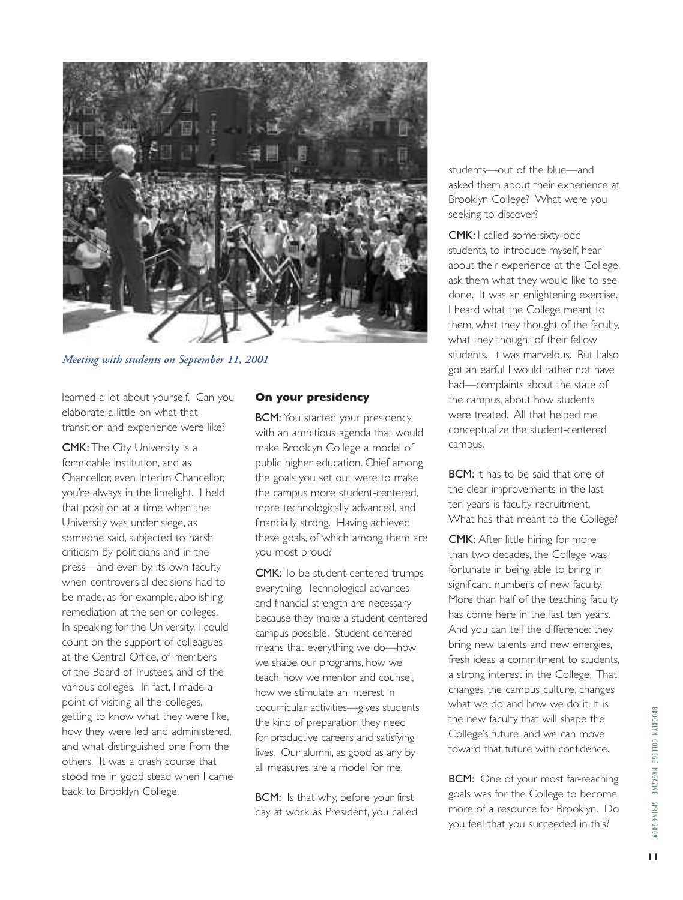*Meeting with students on September 11, 2001*

learned a lot about yourself. Can you elaborate a little on what that transition and experience were like?

**CMK:** The City University is a formidable institution, and as Chancellor, even Interim Chancellor, you're always in the limelight. I held that position at a time when the University was under siege, as someone said, subjected to harsh criticism by politicians and in the press—and even by its own faculty when controversial decisions had to be made, as for example, abolishing remediation at the senior colleges. In speaking for the University, I could count on the support of colleagues at the Central Office, of members of the Board of Trustees, and of the various colleges. In fact, I made a point of visiting all the colleges, getting to know what they were like, how they were led and administered, and what distinguished one from the others. It was a crash course that stood me in good stead when I came back to Brooklyn College.

### On your presidency

**BCM:** You started your presidency with an ambitious agenda that would make Brooklyn College a model of public higher education. Chief among the goals you set out were to make the campus more student-centered, more technologically advanced, and financially strong. Having achieved these goals, of which among them are you most proud?

**CMK:** To be student-centered trumps everything. Technological advances and financial strength are necessary because they make a student-centered campus possible. Student-centered means that everything we do—how we shape our programs, how we teach, how we mentor and counsel, how we stimulate an interest in cocurricular activities—gives students the kind of preparation they need for productive careers and satisfying lives. Our alumni, as good as any by all measures, are a model for me.

**BCM:** Is that why, before your first day at work as President, you called students—out of the blue—and asked them about their experience at Brooklyn College? What were you seeking to discover?

**CMK:** I called some sixty-odd students, to introduce myself, hear about their experience at the College, ask them what they would like to see done. It was an enlightening exercise. I heard what the College meant to them, what they thought of the faculty, what they thought of their fellow students. It was marvelous. But I also got an earful I would rather not have had—complaints about the state of the campus, about how students were treated. All that helped me conceptualize the student-centered campus.

**BCM:** It has to be said that one of the clear improvements in the last ten years is faculty recruitment. What has that meant to the College?

**CMK:** After little hiring for more than two decades, the College was fortunate in being able to bring in significant numbers of new faculty. More than half of the teaching faculty has come here in the last ten years. And you can tell the difference: they bring new talents and new energies, fresh ideas, a commitment to students, a strong interest in the College. That changes the campus culture, changes what we do and how we do it. It is the new faculty that will shape the College's future, and we can move toward that future with confidence.

**BCM:** One of your most far-reaching goals was for the College to become more of a resource for Brooklyn. Do you feel that you succeeded in this?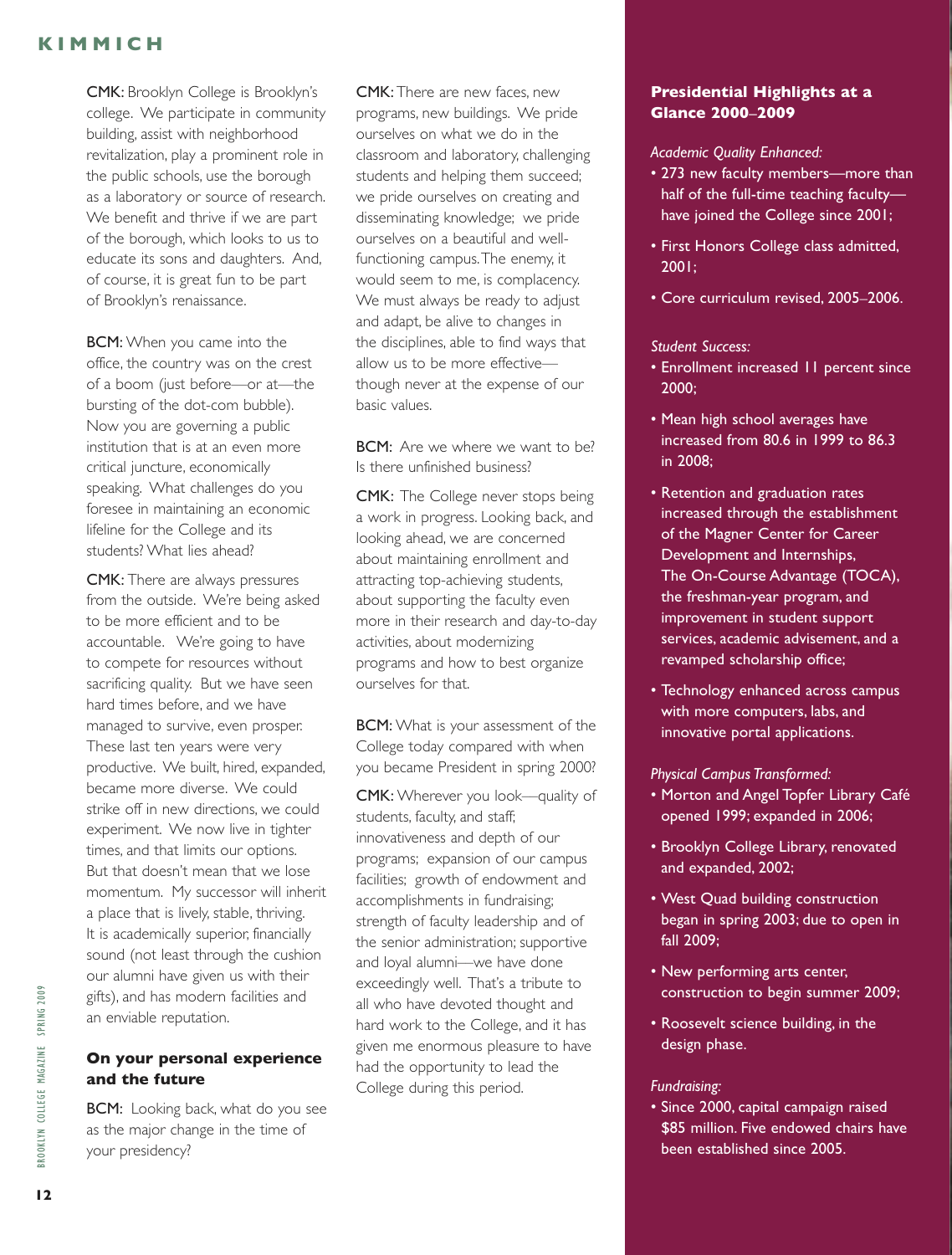**CMK:** Brooklyn College is Brooklyn's college. We participate in community building, assist with neighborhood revitalization, play a prominent role in the public schools, use the borough as a laboratory or source of research. We benefit and thrive if we are part of the borough, which looks to us to educate its sons and daughters. And, of course, it is great fun to be part of Brooklyn's renaissance.

**BCM:** When you came into the office, the country was on the crest of a boom (just before—or at—the bursting of the dot-com bubble). Now you are governing a public institution that is at an even more critical juncture, economically speaking. What challenges do you foresee in maintaining an economic lifeline for the College and its students? What lies ahead?

**CMK:** There are always pressures from the outside. We're being asked to be more efficient and to be accountable. We're going to have to compete for resources without sacrificing quality. But we have seen hard times before, and we have managed to survive, even prosper. These last ten years were very productive. We built, hired, expanded, became more diverse. We could strike off in new directions, we could experiment. We now live in tighter times, and that limits our options. But that doesn't mean that we lose momentum. My successor will inherit a place that is lively, stable, thriving. It is academically superior, financially sound (not least through the cushion our alumni have given us with their gifts), and has modern facilities and an enviable reputation.

## On your personal experience and the future

**BCM:** Looking back, what do you see as the major change in the time of your presidency?

**CMK:** There are new faces, new programs, new buildings. We pride ourselves on what we do in the classroom and laboratory, challenging students and helping them succeed; we pride ourselves on creating and disseminating knowledge; we pride ourselves on a beautiful and well-functioning campus. The enemy, it would seem to me, is complacency. We must always be ready to adjust and adapt, be alive to changes in the disciplines, able to find ways that allow us to be more effective—though never at the expense of our basic values.

**BCM:** Are we where we want to be? Is there unfinished business?

**CMK:** The College never stops being a work in progress. Looking back, and looking ahead, we are concerned about maintaining enrollment and attracting top-achieving students, about supporting the faculty even more in their research and day-to-day activities, about modernizing programs and how to best organize ourselves for that.

**BCM:** What is your assessment of the College today compared with when you became President in spring 2000?

**CMK:** Wherever you look—quality of students, faculty, and staff; innovativeness and depth of our programs; expansion of our campus facilities; growth of endowment and accomplishments in fundraising; strength of faculty leadership and of the senior administration; supportive and loyal alumni—we have done exceedingly well. That's a tribute to all who have devoted thought and hard work to the College, and it has given me enormous pleasure to have had the opportunity to lead the College during this period.

## Presidential Highlights at a Glance 2000–2009

*Academic Quality Enhanced:*

- 273 new faculty members—more than half of the full-time teaching faculty—have joined the College since 2001;
- First Honors College class admitted, 2001;
- Core curriculum revised, 2005–2006.

*Student Success:*

- Enrollment increased 11 percent since 2000;
- Mean high school averages have increased from 80.6 in 1999 to 86.3 in 2008;
- Retention and graduation rates increased through the establishment of the Magner Center for Career Development and Internships, The On-Course Advantage (TOCA), the freshman-year program, and improvement in student support services, academic advisement, and a revamped scholarship office;
- Technology enhanced across campus with more computers, labs, and innovative portal applications.

*Physical Campus Transformed:*

- Morton and Angel Topfer Library Café opened 1999; expanded in 2006;
- Brooklyn College Library, renovated and expanded, 2002;
- West Quad building construction began in spring 2003; due to open in fall 2009;
- New performing arts center, construction to begin summer 2009;
- Roosevelt science building, in the design phase.

*Fundraising:*

- Since 2000, capital campaign raised $85 million. Five endowed chairs have been established since 2005.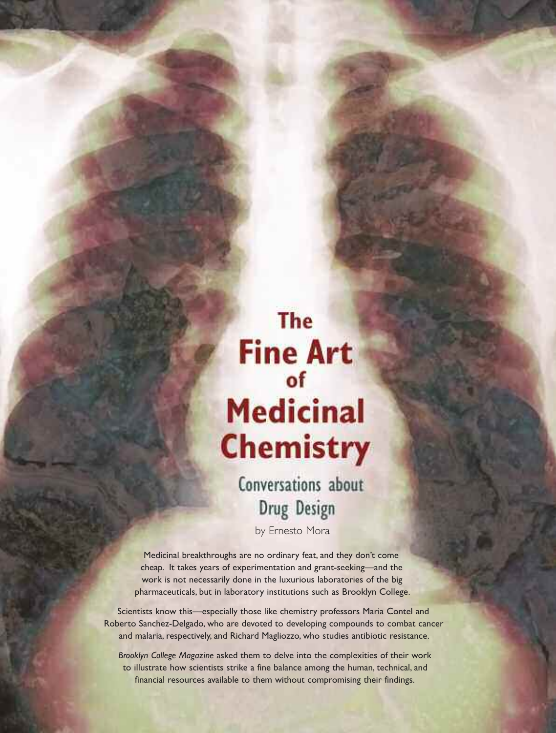# The Fine Art of Medicinal Chemistry

## Conversations about Drug Design

by Ernesto Mora

Medicinal breakthroughs are no ordinary feat, and they don't come cheap. It takes years of experimentation and grant-seeking—and the work is not necessarily done in the luxurious laboratories of the big pharmaceuticals, but in laboratory institutions such as Brooklyn College.

Scientists know this—especially those like chemistry professors Maria Contel and Roberto Sanchez-Delgado, who are devoted to developing compounds to combat cancer and malaria, respectively, and Richard Magliozzo, who studies antibiotic resistance.

*Brooklyn College Magazine* asked them to delve into the complexities of their work to illustrate how scientists strike a fine balance among the human, technical, and financial resources available to them without compromising their findings.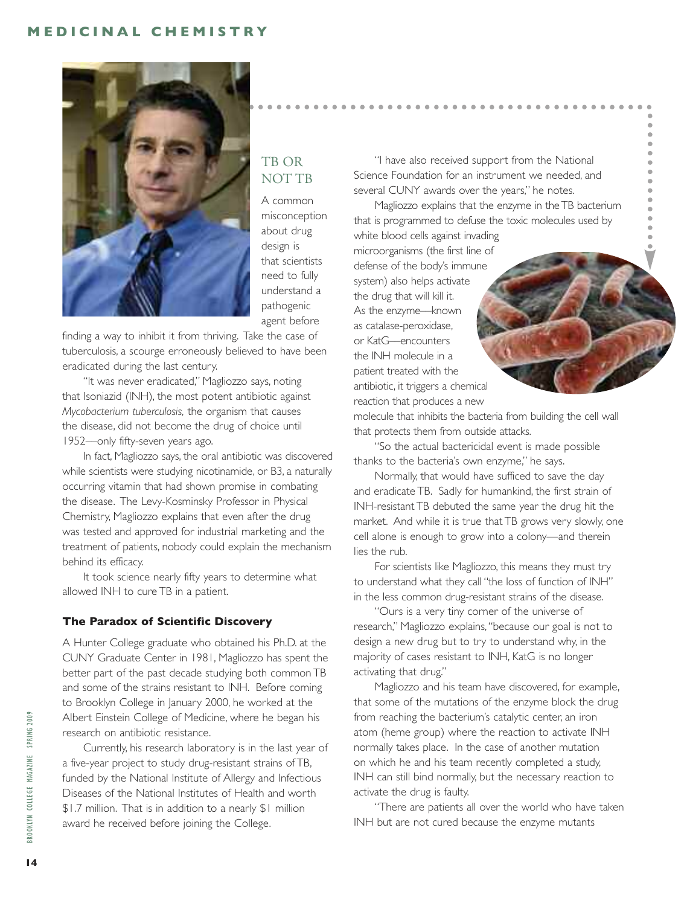## TB OR NOT TB

A common misconception about drug design is that scientists need to fully understand a pathogenic agent before finding a way to inhibit it from thriving. Take the case of tuberculosis, a scourge erroneously believed to have been eradicated during the last century.

"It was never eradicated," Magliozzo says, noting that Isoniazid (INH), the most potent antibiotic against *Mycobacterium tuberculosis,* the organism that causes the disease, did not become the drug of choice until 1952—only fifty-seven years ago.

In fact, Magliozzo says, the oral antibiotic was discovered while scientists were studying nicotinamide, or B3, a naturally occurring vitamin that had shown promise in combating the disease. The Levy-Kosminsky Professor in Physical Chemistry, Magliozzo explains that even after the drug was tested and approved for industrial marketing and the treatment of patients, nobody could explain the mechanism behind its efficacy.

It took science nearly fifty years to determine what allowed INH to cure TB in a patient.

### The Paradox of Scientific Discovery

A Hunter College graduate who obtained his Ph.D. at the CUNY Graduate Center in 1981, Magliozzo has spent the better part of the past decade studying both common TB and some of the strains resistant to INH. Before coming to Brooklyn College in January 2000, he worked at the Albert Einstein College of Medicine, where he began his research on antibiotic resistance.

Currently, his research laboratory is in the last year of a five-year project to study drug-resistant strains of TB, funded by the National Institute of Allergy and Infectious Diseases of the National Institutes of Health and worth $1.7 million. That is in addition to a nearly $1 million award he received before joining the College.

"I have also received support from the National Science Foundation for an instrument we needed, and several CUNY awards over the years," he notes.

Magliozzo explains that the enzyme in the TB bacterium that is programmed to defuse the toxic molecules used by white blood cells against invading microorganisms (the first line of defense of the body's immune system) also helps activate the drug that will kill it. As the enzyme—known as catalase-peroxidase, or KatG—encounters the INH molecule in a patient treated with the antibiotic, it triggers a chemical reaction that produces a new molecule that inhibits the bacteria from building the cell wall that protects them from outside attacks.

"So the actual bactericidal event is made possible thanks to the bacteria's own enzyme," he says.

Normally, that would have sufficed to save the day and eradicate TB. Sadly for humankind, the first strain of INH-resistant TB debuted the same year the drug hit the market. And while it is true that TB grows very slowly, one cell alone is enough to grow into a colony—and therein lies the rub.

For scientists like Magliozzo, this means they must try to understand what they call "the loss of function of INH" in the less common drug-resistant strains of the disease.

"Ours is a very tiny corner of the universe of research," Magliozzo explains, "because our goal is not to design a new drug but to try to understand why, in the majority of cases resistant to INH, KatG is no longer activating that drug."

Magliozzo and his team have discovered, for example, that some of the mutations of the enzyme block the drug from reaching the bacterium's catalytic center, an iron atom (heme group) where the reaction to activate INH normally takes place. In the case of another mutation on which he and his team recently completed a study, INH can still bind normally, but the necessary reaction to activate the drug is faulty.

"There are patients all over the world who have taken INH but are not cured because the enzyme mutants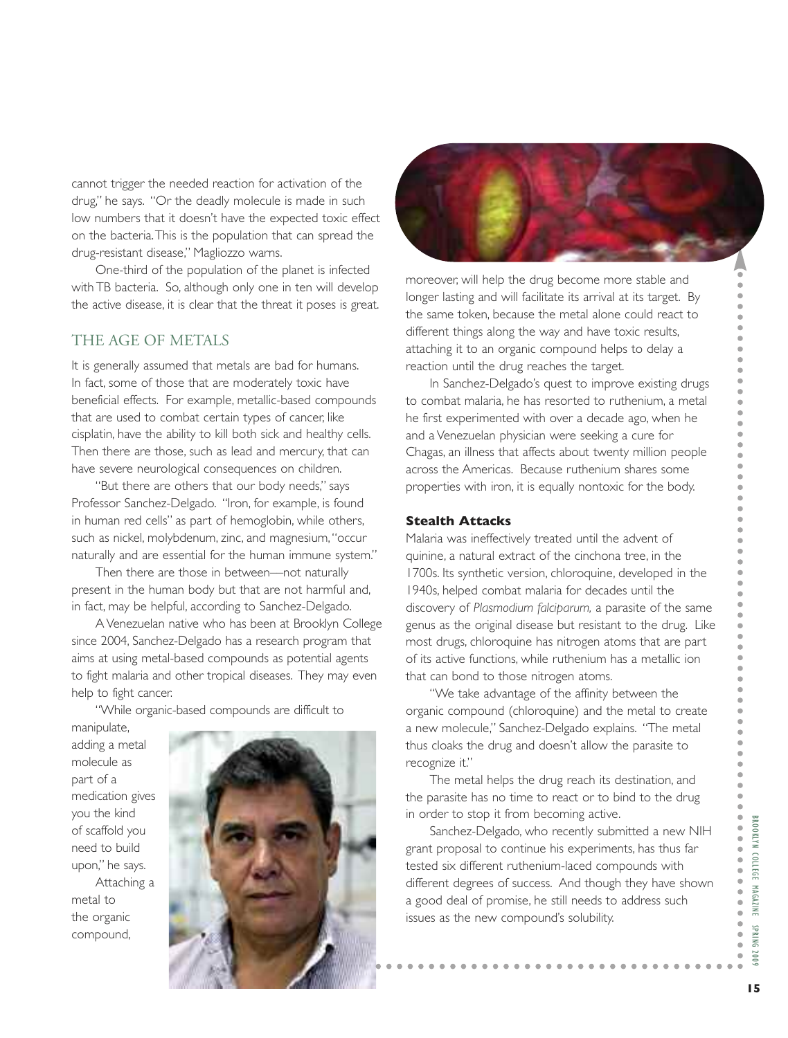cannot trigger the needed reaction for activation of the drug," he says. "Or the deadly molecule is made in such low numbers that it doesn't have the expected toxic effect on the bacteria. This is the population that can spread the drug-resistant disease," Magliozzo warns.

One-third of the population of the planet is infected with TB bacteria. So, although only one in ten will develop the active disease, it is clear that the threat it poses is great.

## THE AGE OF METALS

It is generally assumed that metals are bad for humans. In fact, some of those that are moderately toxic have beneficial effects. For example, metallic-based compounds that are used to combat certain types of cancer, like cisplatin, have the ability to kill both sick and healthy cells. Then there are those, such as lead and mercury, that can have severe neurological consequences on children.

"But there are others that our body needs," says Professor Sanchez-Delgado. "Iron, for example, is found in human red cells" as part of hemoglobin, while others, such as nickel, molybdenum, zinc, and magnesium, "occur naturally and are essential for the human immune system."

Then there are those in between—not naturally present in the human body but that are not harmful and, in fact, may be helpful, according to Sanchez-Delgado.

A Venezuelan native who has been at Brooklyn College since 2004, Sanchez-Delgado has a research program that aims at using metal-based compounds as potential agents to fight malaria and other tropical diseases. They may even help to fight cancer.

"While organic-based compounds are difficult to manipulate, adding a metal molecule as part of a medication gives you the kind of scaffold you need to build upon," he says.

Attaching a metal to the organic compound, moreover, will help the drug become more stable and longer lasting and will facilitate its arrival at its target. By the same token, because the metal alone could react to different things along the way and have toxic results, attaching it to an organic compound helps to delay a reaction until the drug reaches the target.

In Sanchez-Delgado's quest to improve existing drugs to combat malaria, he has resorted to ruthenium, a metal he first experimented with over a decade ago, when he and a Venezuelan physician were seeking a cure for Chagas, an illness that affects about twenty million people across the Americas. Because ruthenium shares some properties with iron, it is equally nontoxic for the body.

### Stealth Attacks

Malaria was ineffectively treated until the advent of quinine, a natural extract of the cinchona tree, in the 1700s. Its synthetic version, chloroquine, developed in the 1940s, helped combat malaria for decades until the discovery of *Plasmodium falciparum,* a parasite of the same genus as the original disease but resistant to the drug. Like most drugs, chloroquine has nitrogen atoms that are part of its active functions, while ruthenium has a metallic ion that can bond to those nitrogen atoms.

"We take advantage of the affinity between the organic compound (chloroquine) and the metal to create a new molecule," Sanchez-Delgado explains. "The metal thus cloaks the drug and doesn't allow the parasite to recognize it."

The metal helps the drug reach its destination, and the parasite has no time to react or to bind to the drug in order to stop it from becoming active.

Sanchez-Delgado, who recently submitted a new NIH grant proposal to continue his experiments, has thus far tested six different ruthenium-laced compounds with different degrees of success. And though they have shown a good deal of promise, he still needs to address such issues as the new compound's solubility.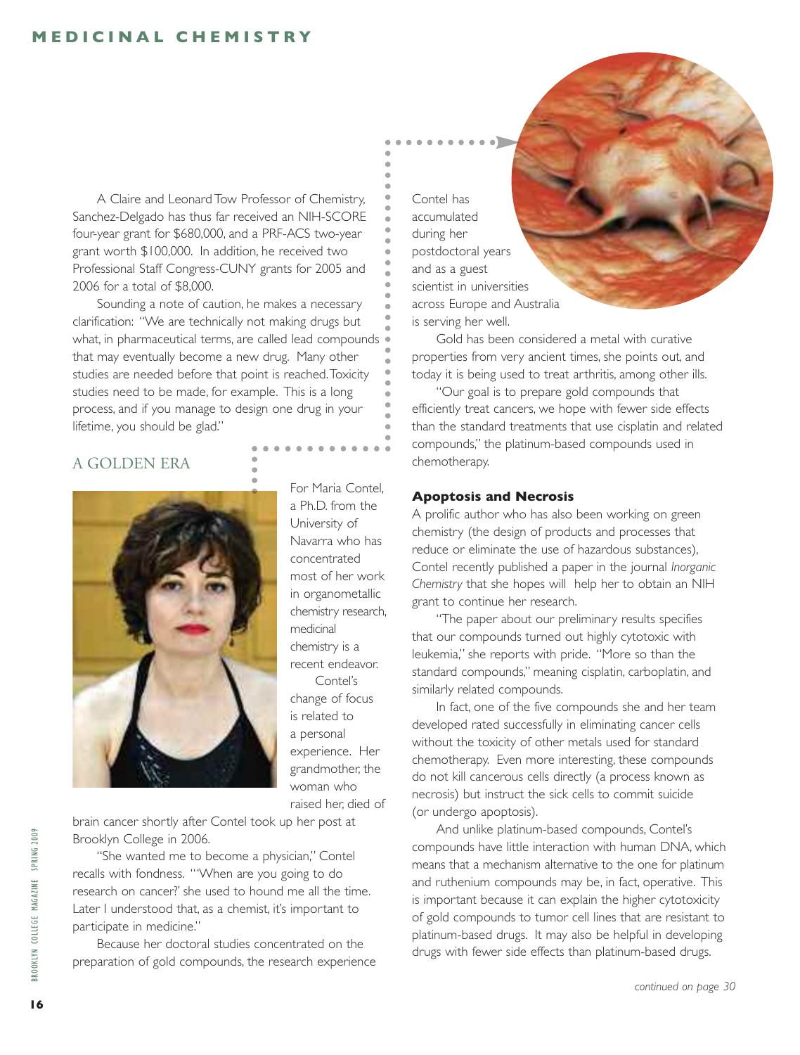A Claire and Leonard Tow Professor of Chemistry, Sanchez-Delgado has thus far received an NIH-SCORE four-year grant for $680,000, and a PRF-ACS two-year grant worth $100,000. In addition, he received two Professional Staff Congress-CUNY grants for 2005 and 2006 for a total of $8,000.

Sounding a note of caution, he makes a necessary clarification: "We are technically not making drugs but what, in pharmaceutical terms, are called lead compounds that may eventually become a new drug. Many other studies are needed before that point is reached. Toxicity studies need to be made, for example. This is a long process, and if you manage to design one drug in your lifetime, you should be glad."

## A GOLDEN ERA

For Maria Contel, a Ph.D. from the University of Navarra who has concentrated most of her work in organometallic chemistry research, medicinal chemistry is a recent endeavor.

Contel's change of focus is related to a personal experience. Her grandmother, the woman who raised her, died of brain cancer shortly after Contel took up her post at Brooklyn College in 2006.

"She wanted me to become a physician," Contel recalls with fondness. "'When are you going to do research on cancer?' she used to hound me all the time. Later I understood that, as a chemist, it's important to participate in medicine."

Because her doctoral studies concentrated on the preparation of gold compounds, the research experience Contel has accumulated during her postdoctoral years and as a guest scientist in universities across Europe and Australia is serving her well.

Gold has been considered a metal with curative properties from very ancient times, she points out, and today it is being used to treat arthritis, among other ills.

"Our goal is to prepare gold compounds that efficiently treat cancers, we hope with fewer side effects than the standard treatments that use cisplatin and related compounds," the platinum-based compounds used in chemotherapy.

### Apoptosis and Necrosis

A prolific author who has also been working on green chemistry (the design of products and processes that reduce or eliminate the use of hazardous substances), Contel recently published a paper in the journal *Inorganic Chemistry* that she hopes will help her to obtain an NIH grant to continue her research.

"The paper about our preliminary results specifies that our compounds turned out highly cytotoxic with leukemia," she reports with pride. "More so than the standard compounds," meaning cisplatin, carboplatin, and similarly related compounds.

In fact, one of the five compounds she and her team developed rated successfully in eliminating cancer cells without the toxicity of other metals used for standard chemotherapy. Even more interesting, these compounds do not kill cancerous cells directly (a process known as necrosis) but instruct the sick cells to commit suicide (or undergo apoptosis).

And unlike platinum-based compounds, Contel's compounds have little interaction with human DNA, which means that a mechanism alternative to the one for platinum and ruthenium compounds may be, in fact, operative. This is important because it can explain the higher cytotoxicity of gold compounds to tumor cell lines that are resistant to platinum-based drugs. It may also be helpful in developing drugs with fewer side effects than platinum-based drugs.

*continued on page 30*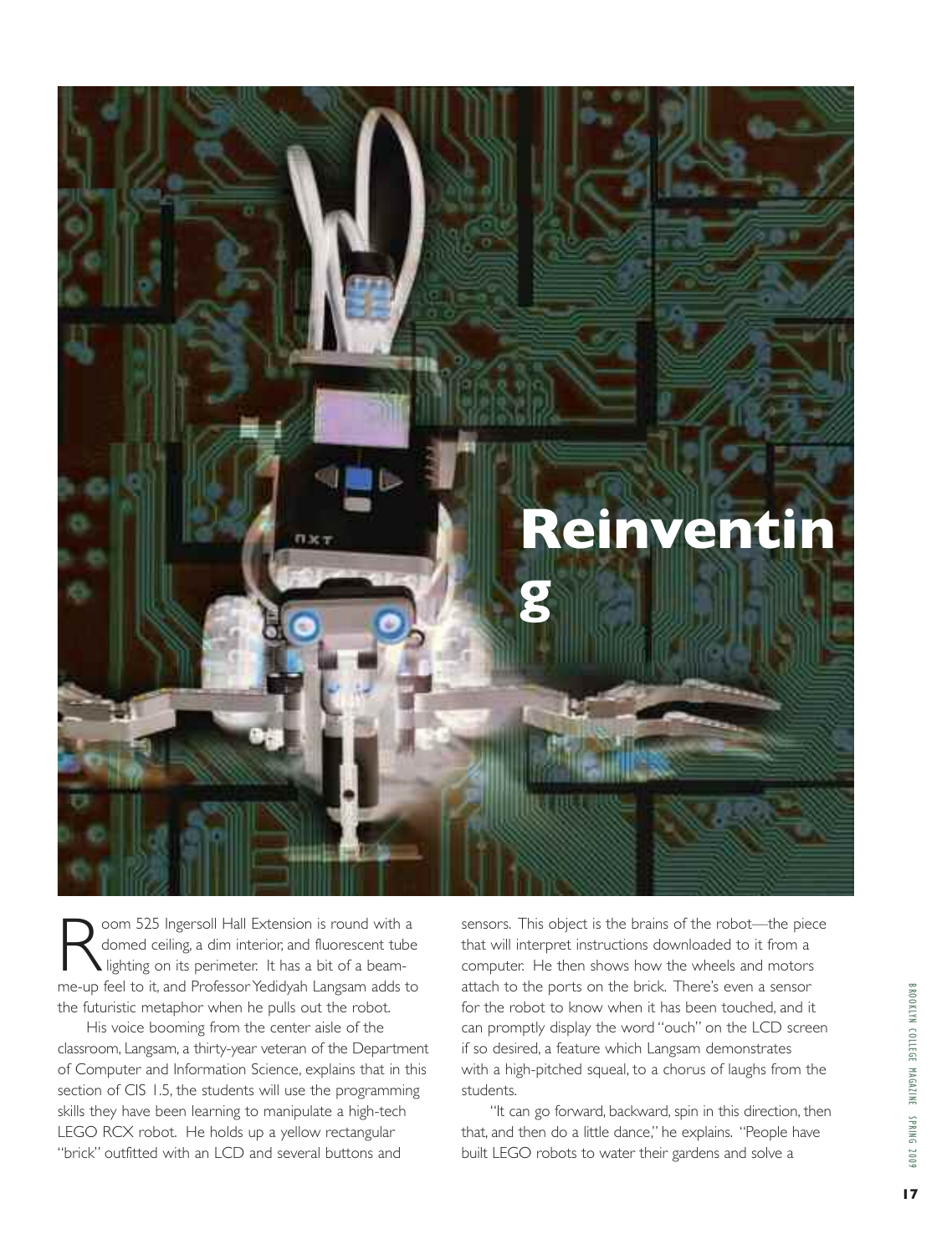# Reinventing

Room 525 Ingersoll Hall Extension is round with a domed ceiling, a dim interior, and fluorescent tube lighting on its perimeter. It has a bit of a beam-me-up feel to it, and Professor Yedidyah Langsam adds to the futuristic metaphor when he pulls out the robot.

His voice booming from the center aisle of the classroom, Langsam, a thirty-year veteran of the Department of Computer and Information Science, explains that in this section of CIS 1.5, the students will use the programming skills they have been learning to manipulate a high-tech LEGO RCX robot. He holds up a yellow rectangular "brick" outfitted with an LCD and several buttons and sensors. This object is the brains of the robot—the piece that will interpret instructions downloaded to it from a computer. He then shows how the wheels and motors attach to the ports on the brick. There's even a sensor for the robot to know when it has been touched, and it can promptly display the word "ouch" on the LCD screen if so desired, a feature which Langsam demonstrates with a high-pitched squeal, to a chorus of laughs from the students.

"It can go forward, backward, spin in this direction, then that, and then do a little dance," he explains. "People have built LEGO robots to water their gardens and solve a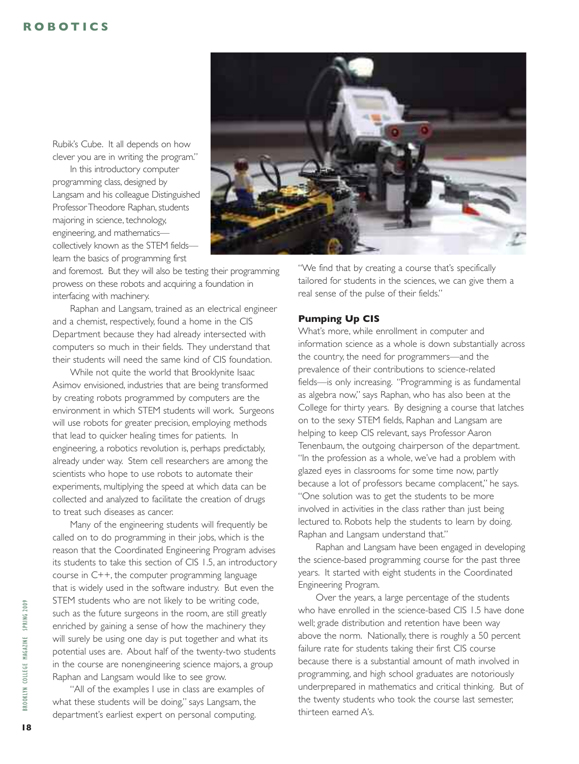Rubik's Cube. It all depends on how clever you are in writing the program."

In this introductory computer programming class, designed by Langsam and his colleague Distinguished Professor Theodore Raphan, students majoring in science, technology, engineering, and mathematics—collectively known as the STEM fields—learn the basics of programming first and foremost. But they will also be testing their programming prowess on these robots and acquiring a foundation in interfacing with machinery.

Raphan and Langsam, trained as an electrical engineer and a chemist, respectively, found a home in the CIS Department because they had already intersected with computers so much in their fields. They understand that their students will need the same kind of CIS foundation.

While not quite the world that Brooklynite Isaac Asimov envisioned, industries that are being transformed by creating robots programmed by computers are the environment in which STEM students will work. Surgeons will use robots for greater precision, employing methods that lead to quicker healing times for patients. In engineering, a robotics revolution is, perhaps predictably, already under way. Stem cell researchers are among the scientists who hope to use robots to automate their experiments, multiplying the speed at which data can be collected and analyzed to facilitate the creation of drugs to treat such diseases as cancer.

Many of the engineering students will frequently be called on to do programming in their jobs, which is the reason that the Coordinated Engineering Program advises its students to take this section of CIS 1.5, an introductory course in C++, the computer programming language that is widely used in the software industry. But even the STEM students who are not likely to be writing code, such as the future surgeons in the room, are still greatly enriched by gaining a sense of how the machinery they will surely be using one day is put together and what its potential uses are. About half of the twenty-two students in the course are nonengineering science majors, a group Raphan and Langsam would like to see grow.

"All of the examples I use in class are examples of what these students will be doing," says Langsam, the department's earliest expert on personal computing. "We find that by creating a course that's specifically tailored for students in the sciences, we can give them a real sense of the pulse of their fields."

### Pumping Up CIS

What's more, while enrollment in computer and information science as a whole is down substantially across the country, the need for programmers—and the prevalence of their contributions to science-related fields—is only increasing. "Programming is as fundamental as algebra now," says Raphan, who has also been at the College for thirty years. By designing a course that latches on to the sexy STEM fields, Raphan and Langsam are helping to keep CIS relevant, says Professor Aaron Tenenbaum, the outgoing chairperson of the department. "In the profession as a whole, we've had a problem with glazed eyes in classrooms for some time now, partly because a lot of professors became complacent," he says. "One solution was to get the students to be more involved in activities in the class rather than just being lectured to. Robots help the students to learn by doing. Raphan and Langsam understand that."

Raphan and Langsam have been engaged in developing the science-based programming course for the past three years. It started with eight students in the Coordinated Engineering Program.

Over the years, a large percentage of the students who have enrolled in the science-based CIS 1.5 have done well; grade distribution and retention have been way above the norm. Nationally, there is roughly a 50 percent failure rate for students taking their first CIS course because there is a substantial amount of math involved in programming, and high school graduates are notoriously underprepared in mathematics and critical thinking. But of the twenty students who took the course last semester, thirteen earned A's.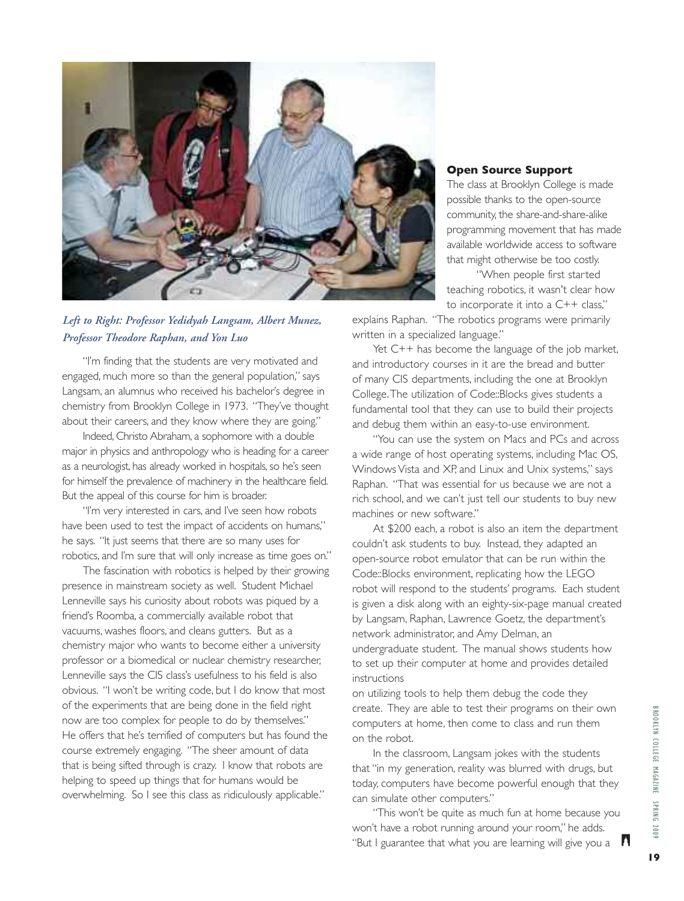*Left to Right: Professor Yedidyah Langsam, Albert Munez, Professor Theodore Raphan, and Yon Luo*

"I'm finding that the students are very motivated and engaged, much more so than the general population," says Langsam, an alumnus who received his bachelor's degree in chemistry from Brooklyn College in 1973. "They've thought about their careers, and they know where they are going."

Indeed, Christo Abraham, a sophomore with a double major in physics and anthropology who is heading for a career as a neurologist, has already worked in hospitals, so he's seen for himself the prevalence of machinery in the healthcare field. But the appeal of this course for him is broader.

"I'm very interested in cars, and I've seen how robots have been used to test the impact of accidents on humans," he says. "It just seems that there are so many uses for robotics, and I'm sure that will only increase as time goes on."

The fascination with robotics is helped by their growing presence in mainstream society as well. Student Michael Lenneville says his curiosity about robots was piqued by a friend's Roomba, a commercially available robot that vacuums, washes floors, and cleans gutters. But as a chemistry major who wants to become either a university professor or a biomedical or nuclear chemistry researcher, Lenneville says the CIS class's usefulness to his field is also obvious. "I won't be writing code, but I do know that most of the experiments that are being done in the field right now are too complex for people to do by themselves." He offers that he's terrified of computers but has found the course extremely engaging. "The sheer amount of data that is being sifted through is crazy. I know that robots are helping to speed up things that for humans would be overwhelming. So I see this class as ridiculously applicable."

### Open Source Support

The class at Brooklyn College is made possible thanks to the open-source community, the share-and-share-alike programming movement that has made available worldwide access to software that might otherwise be too costly.

"When people first started teaching robotics, it wasn't clear how to incorporate it into a C++ class," explains Raphan. "The robotics programs were primarily written in a specialized language."

Yet C++ has become the language of the job market, and introductory courses in it are the bread and butter of many CIS departments, including the one at Brooklyn College. The utilization of Code::Blocks gives students a fundamental tool that they can use to build their projects and debug them within an easy-to-use environment.

"You can use the system on Macs and PCs and across a wide range of host operating systems, including Mac OS, Windows Vista and XP, and Linux and Unix systems," says Raphan. "That was essential for us because we are not a rich school, and we can't just tell our students to buy new machines or new software."

At $200 each, a robot is also an item the department couldn't ask students to buy. Instead, they adapted an open-source robot emulator that can be run within the Code::Blocks environment, replicating how the LEGO robot will respond to the students' programs. Each student is given a disk along with an eighty-six-page manual created by Langsam, Raphan, Lawrence Goetz, the department's network administrator, and Amy Delman, an undergraduate student. The manual shows students how to set up their computer at home and provides detailed instructions on utilizing tools to help them debug the code they create. They are able to test their programs on their own computers at home, then come to class and run them on the robot.

In the classroom, Langsam jokes with the students that "in my generation, reality was blurred with drugs, but today, computers have become powerful enough that they can simulate other computers."

"This won't be quite as much fun at home because you won't have a robot running around your room," he adds. "But I guarantee that what you are learning will give you a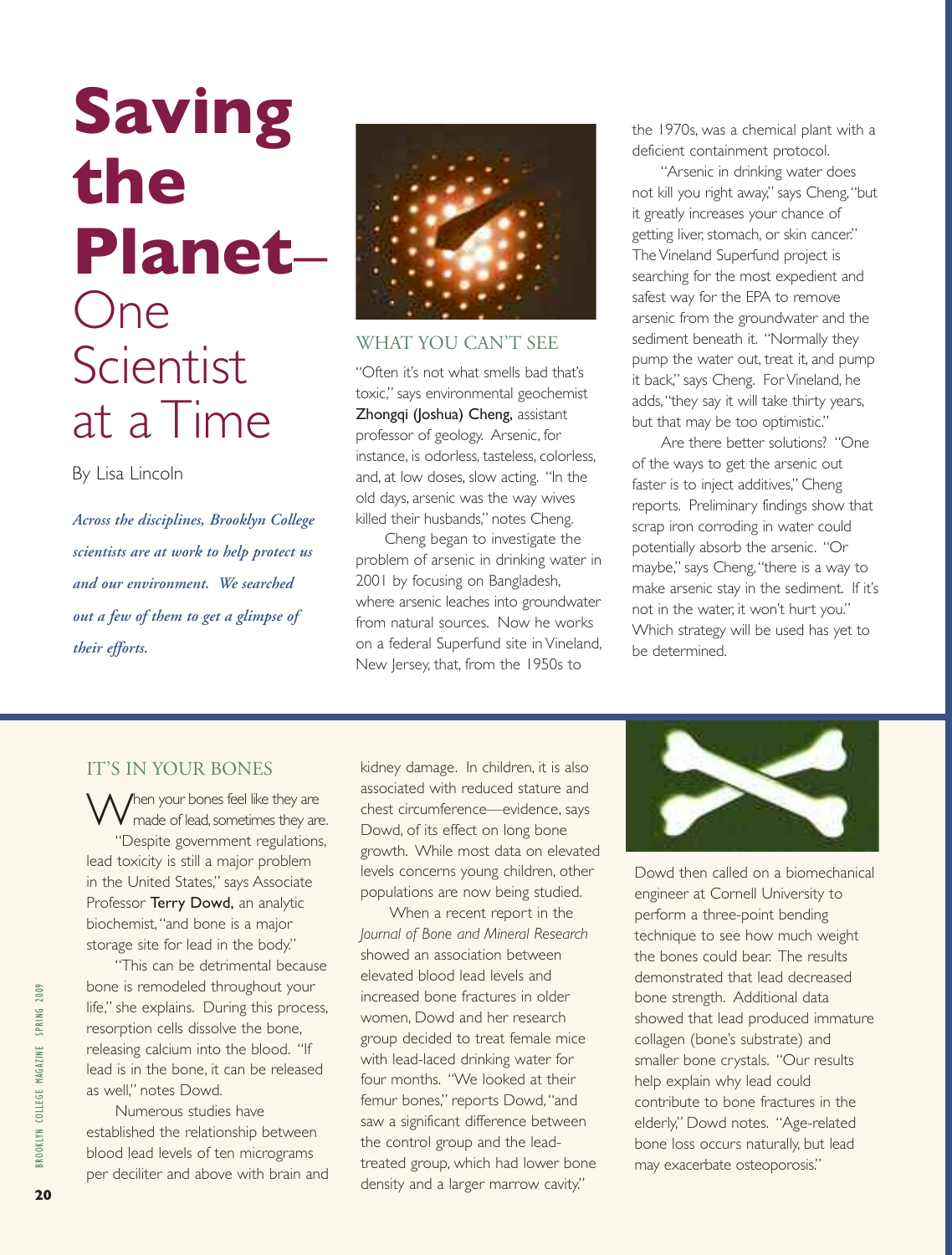# Saving the Planet– One Scientist at a Time

By Lisa Lincoln

***Across the disciplines, Brooklyn College scientists are at work to help protect us and our environment. We searched out a few of them to get a glimpse of their efforts.***

## WHAT YOU CAN'T SEE

"Often it's not what smells bad that's toxic," says environmental geochemist **Zhongqi (Joshua) Cheng,** assistant professor of geology. Arsenic, for instance, is odorless, tasteless, colorless, and, at low doses, slow acting. "In the old days, arsenic was the way wives killed their husbands," notes Cheng.

Cheng began to investigate the problem of arsenic in drinking water in 2001 by focusing on Bangladesh, where arsenic leaches into groundwater from natural sources. Now he works on a federal Superfund site in Vineland, New Jersey, that, from the 1950s to the 1970s, was a chemical plant with a deficient containment protocol.

"Arsenic in drinking water does not kill you right away," says Cheng, "but it greatly increases your chance of getting liver, stomach, or skin cancer." The Vineland Superfund project is searching for the most expedient and safest way for the EPA to remove arsenic from the groundwater and the sediment beneath it. "Normally they pump the water out, treat it, and pump it back," says Cheng. For Vineland, he adds, "they say it will take thirty years, but that may be too optimistic."

Are there better solutions? "One of the ways to get the arsenic out faster is to inject additives," Cheng reports. Preliminary findings show that scrap iron corroding in water could potentially absorb the arsenic. "Or maybe," says Cheng, "there is a way to make arsenic stay in the sediment. If it's not in the water, it won't hurt you." Which strategy will be used has yet to be determined.

## IT'S IN YOUR BONES

When your bones feel like they are made of lead, sometimes they are.

"Despite government regulations, lead toxicity is still a major problem in the United States," says Associate Professor **Terry Dowd,** an analytic biochemist, "and bone is a major storage site for lead in the body."

"This can be detrimental because bone is remodeled throughout your life," she explains. During this process, resorption cells dissolve the bone, releasing calcium into the blood. "If lead is in the bone, it can be released as well," notes Dowd.

Numerous studies have established the relationship between blood lead levels of ten micrograms per deciliter and above with brain and kidney damage. In children, it is also associated with reduced stature and chest circumference—evidence, says Dowd, of its effect on long bone growth. While most data on elevated levels concerns young children, other populations are now being studied.

When a recent report in the *Journal of Bone and Mineral Research* showed an association between elevated blood lead levels and increased bone fractures in older women, Dowd and her research group decided to treat female mice with lead-laced drinking water for four months. "We looked at their femur bones," reports Dowd, "and saw a significant difference between the control group and the lead-treated group, which had lower bone density and a larger marrow cavity."

Dowd then called on a biomechanical engineer at Cornell University to perform a three-point bending technique to see how much weight the bones could bear. The results demonstrated that lead decreased bone strength. Additional data showed that lead produced immature collagen (bone's substrate) and smaller bone crystals. "Our results help explain why lead could contribute to bone fractures in the elderly," Dowd notes. "Age-related bone loss occurs naturally, but lead may exacerbate osteoporosis."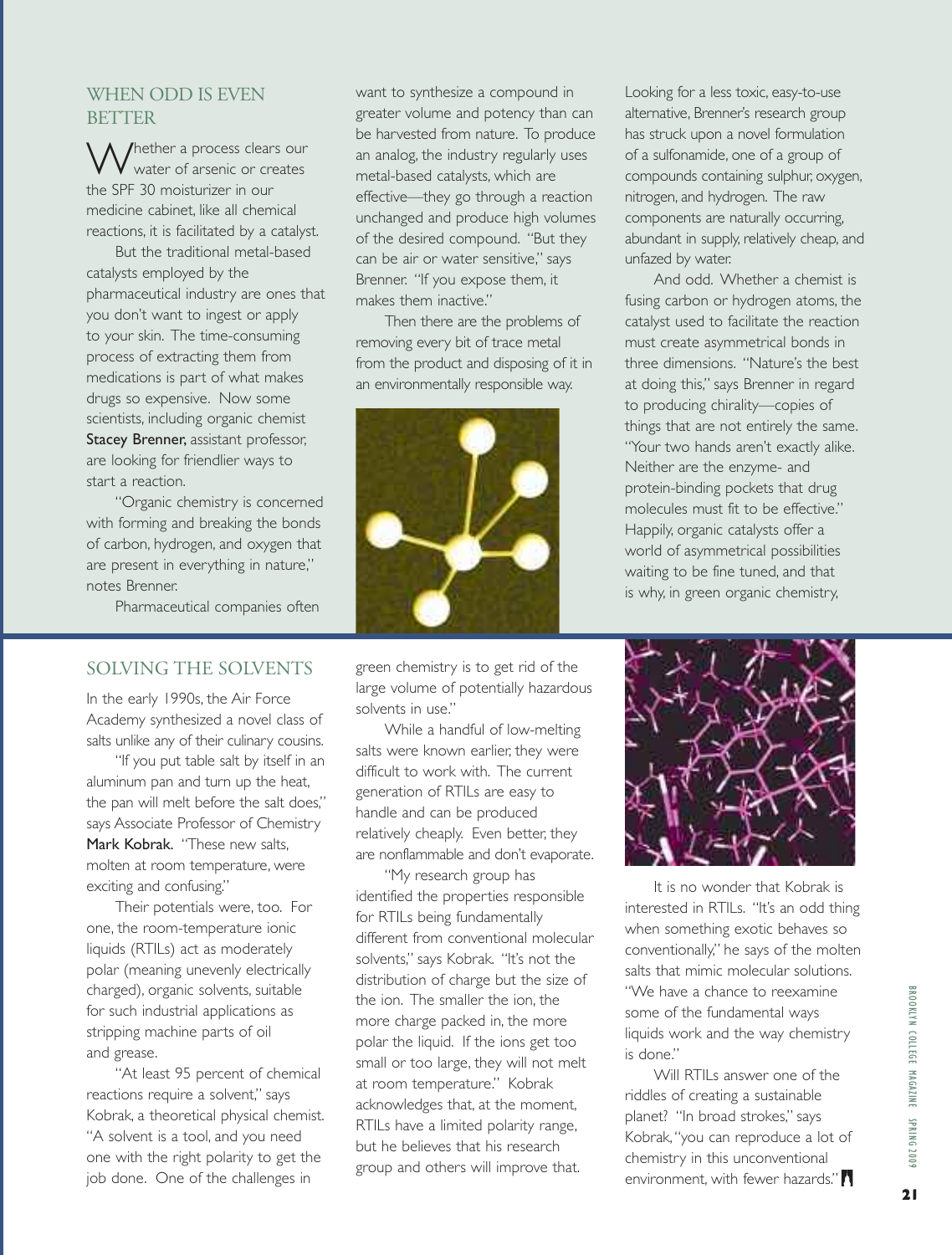## WHEN ODD IS EVEN BETTER

Whether a process clears our water of arsenic or creates the SPF 30 moisturizer in our medicine cabinet, like all chemical reactions, it is facilitated by a catalyst.

But the traditional metal-based catalysts employed by the pharmaceutical industry are ones that you don't want to ingest or apply to your skin. The time-consuming process of extracting them from medications is part of what makes drugs so expensive. Now some scientists, including organic chemist **Stacey Brenner,** assistant professor, are looking for friendlier ways to start a reaction.

"Organic chemistry is concerned with forming and breaking the bonds of carbon, hydrogen, and oxygen that are present in everything in nature," notes Brenner.

Pharmaceutical companies often want to synthesize a compound in greater volume and potency than can be harvested from nature. To produce an analog, the industry regularly uses metal-based catalysts, which are effective—they go through a reaction unchanged and produce high volumes of the desired compound. "But they can be air or water sensitive," says Brenner. "If you expose them, it makes them inactive."

Then there are the problems of removing every bit of trace metal from the product and disposing of it in an environmentally responsible way.

Looking for a less toxic, easy-to-use alternative, Brenner's research group has struck upon a novel formulation of a sulfonamide, one of a group of compounds containing sulphur, oxygen, nitrogen, and hydrogen. The raw components are naturally occurring, abundant in supply, relatively cheap, and unfazed by water.

And odd. Whether a chemist is fusing carbon or hydrogen atoms, the catalyst used to facilitate the reaction must create asymmetrical bonds in three dimensions. "Nature's the best at doing this," says Brenner in regard to producing chirality—copies of things that are not entirely the same. "Your two hands aren't exactly alike. Neither are the enzyme- and protein-binding pockets that drug molecules must fit to be effective." Happily, organic catalysts offer a world of asymmetrical possibilities waiting to be fine tuned, and that is why, in green organic chemistry,

## SOLVING THE SOLVENTS

In the early 1990s, the Air Force Academy synthesized a novel class of salts unlike any of their culinary cousins.

"If you put table salt by itself in an aluminum pan and turn up the heat, the pan will melt before the salt does," says Associate Professor of Chemistry **Mark Kobrak.** "These new salts, molten at room temperature, were exciting and confusing."

Their potentials were, too. For one, the room-temperature ionic liquids (RTILs) act as moderately polar (meaning unevenly electrically charged), organic solvents, suitable for such industrial applications as stripping machine parts of oil and grease.

"At least 95 percent of chemical reactions require a solvent," says Kobrak, a theoretical physical chemist. "A solvent is a tool, and you need one with the right polarity to get the job done. One of the challenges in green chemistry is to get rid of the large volume of potentially hazardous solvents in use."

While a handful of low-melting salts were known earlier, they were difficult to work with. The current generation of RTILs are easy to handle and can be produced relatively cheaply. Even better, they are nonflammable and don't evaporate.

"My research group has identified the properties responsible for RTILs being fundamentally different from conventional molecular solvents," says Kobrak. "It's not the distribution of charge but the size of the ion. The smaller the ion, the more charge packed in, the more polar the liquid. If the ions get too small or too large, they will not melt at room temperature." Kobrak acknowledges that, at the moment, RTILs have a limited polarity range, but he believes that his research group and others will improve that.

It is no wonder that Kobrak is interested in RTILs. "It's an odd thing when something exotic behaves so conventionally," he says of the molten salts that mimic molecular solutions. "We have a chance to reexamine some of the fundamental ways liquids work and the way chemistry is done."

Will RTILs answer one of the riddles of creating a sustainable planet? "In broad strokes," says Kobrak, "you can reproduce a lot of chemistry in this unconventional environment, with fewer hazards."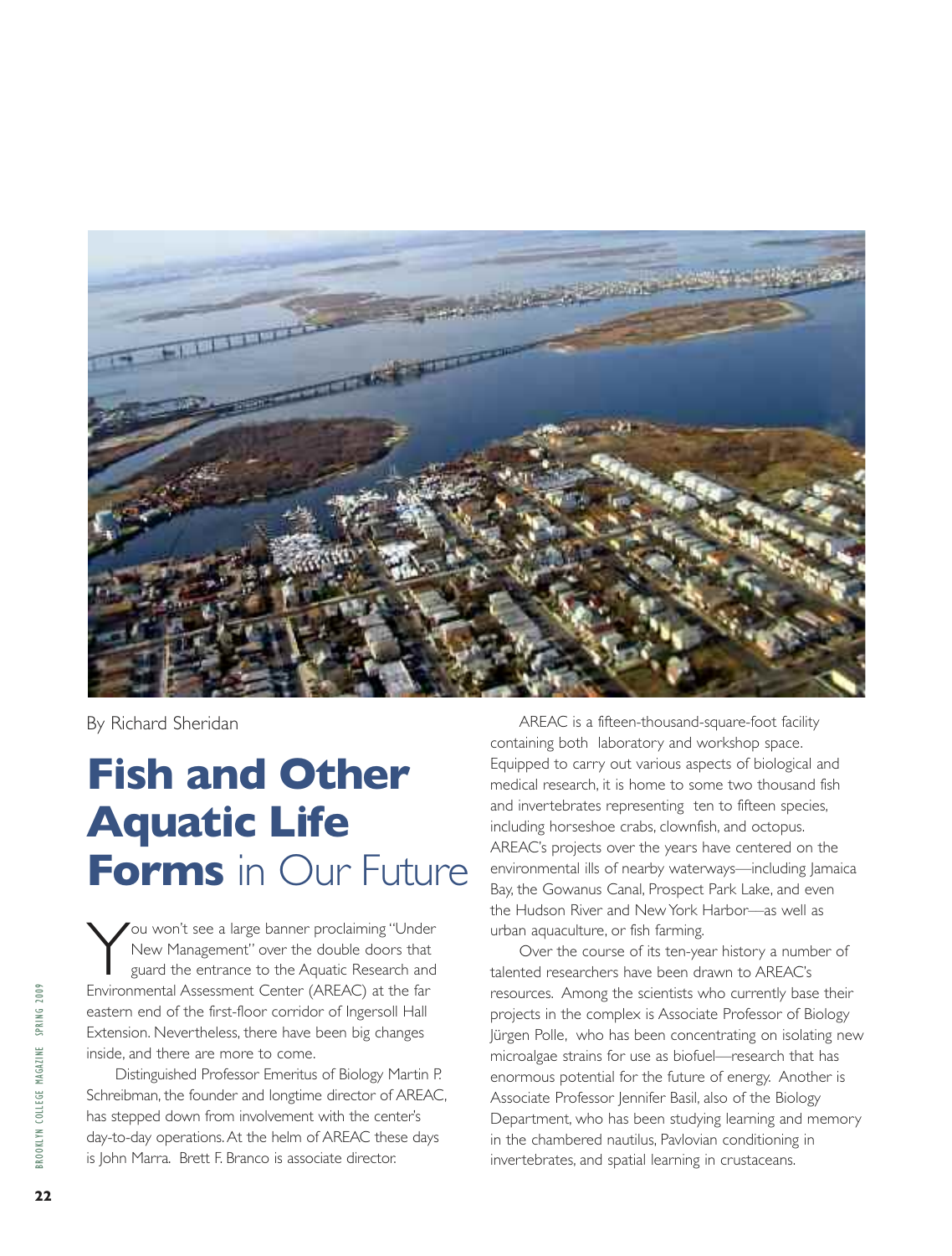By Richard Sheridan

# **Fish and Other Aquatic Life Forms** in Our Future

You won't see a large banner proclaiming "Under New Management" over the double doors that guard the entrance to the Aquatic Research and Environmental Assessment Center (AREAC) at the far eastern end of the first-floor corridor of Ingersoll Hall Extension. Nevertheless, there have been big changes inside, and there are more to come.

Distinguished Professor Emeritus of Biology Martin P. Schreibman, the founder and longtime director of AREAC, has stepped down from involvement with the center's day-to-day operations. At the helm of AREAC these days is John Marra. Brett F. Branco is associate director.

AREAC is a fifteen-thousand-square-foot facility containing both laboratory and workshop space. Equipped to carry out various aspects of biological and medical research, it is home to some two thousand fish and invertebrates representing ten to fifteen species, including horseshoe crabs, clownfish, and octopus. AREAC's projects over the years have centered on the environmental ills of nearby waterways—including Jamaica Bay, the Gowanus Canal, Prospect Park Lake, and even the Hudson River and New York Harbor—as well as urban aquaculture, or fish farming.

Over the course of its ten-year history a number of talented researchers have been drawn to AREAC's resources. Among the scientists who currently base their projects in the complex is Associate Professor of Biology Jürgen Polle, who has been concentrating on isolating new microalgae strains for use as biofuel—research that has enormous potential for the future of energy. Another is Associate Professor Jennifer Basil, also of the Biology Department, who has been studying learning and memory in the chambered nautilus, Pavlovian conditioning in invertebrates, and spatial learning in crustaceans.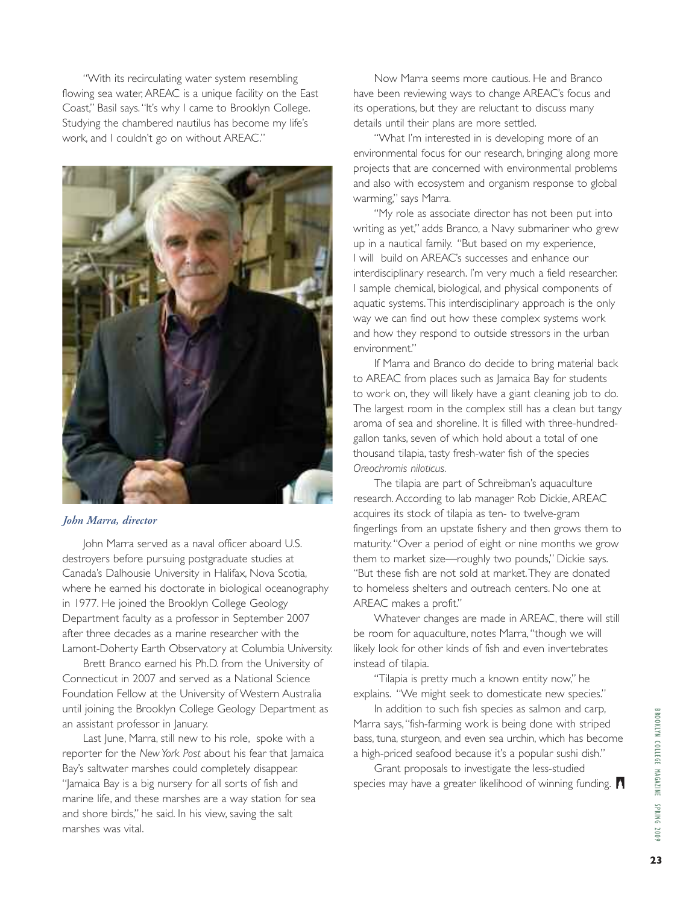"With its recirculating water system resembling flowing sea water, AREAC is a unique facility on the East Coast," Basil says. "It's why I came to Brooklyn College. Studying the chambered nautilus has become my life's work, and I couldn't go on without AREAC."

***John Marra, director***

John Marra served as a naval officer aboard U.S. destroyers before pursuing postgraduate studies at Canada's Dalhousie University in Halifax, Nova Scotia, where he earned his doctorate in biological oceanography in 1977. He joined the Brooklyn College Geology Department faculty as a professor in September 2007 after three decades as a marine researcher with the Lamont-Doherty Earth Observatory at Columbia University.

Brett Branco earned his Ph.D. from the University of Connecticut in 2007 and served as a National Science Foundation Fellow at the University of Western Australia until joining the Brooklyn College Geology Department as an assistant professor in January.

Last June, Marra, still new to his role, spoke with a reporter for the *New York Post* about his fear that Jamaica Bay's saltwater marshes could completely disappear. "Jamaica Bay is a big nursery for all sorts of fish and marine life, and these marshes are a way station for sea and shore birds," he said. In his view, saving the salt marshes was vital.

Now Marra seems more cautious. He and Branco have been reviewing ways to change AREAC's focus and its operations, but they are reluctant to discuss many details until their plans are more settled.

"What I'm interested in is developing more of an environmental focus for our research, bringing along more projects that are concerned with environmental problems and also with ecosystem and organism response to global warming," says Marra.

"My role as associate director has not been put into writing as yet," adds Branco, a Navy submariner who grew up in a nautical family. "But based on my experience, I will build on AREAC's successes and enhance our interdisciplinary research. I'm very much a field researcher. I sample chemical, biological, and physical components of aquatic systems. This interdisciplinary approach is the only way we can find out how these complex systems work and how they respond to outside stressors in the urban environment."

If Marra and Branco do decide to bring material back to AREAC from places such as Jamaica Bay for students to work on, they will likely have a giant cleaning job to do. The largest room in the complex still has a clean but tangy aroma of sea and shoreline. It is filled with three-hundred-gallon tanks, seven of which hold about a total of one thousand tilapia, tasty fresh-water fish of the species *Oreochromis niloticus*.

The tilapia are part of Schreibman's aquaculture research. According to lab manager Rob Dickie, AREAC acquires its stock of tilapia as ten- to twelve-gram fingerlings from an upstate fishery and then grows them to maturity. "Over a period of eight or nine months we grow them to market size—roughly two pounds," Dickie says. "But these fish are not sold at market. They are donated to homeless shelters and outreach centers. No one at AREAC makes a profit."

Whatever changes are made in AREAC, there will still be room for aquaculture, notes Marra, "though we will likely look for other kinds of fish and even invertebrates instead of tilapia.

"Tilapia is pretty much a known entity now," he explains. "We might seek to domesticate new species."

In addition to such fish species as salmon and carp, Marra says, "fish-farming work is being done with striped bass, tuna, sturgeon, and even sea urchin, which has become a high-priced seafood because it's a popular sushi dish."

Grant proposals to investigate the less-studied species may have a greater likelihood of winning funding.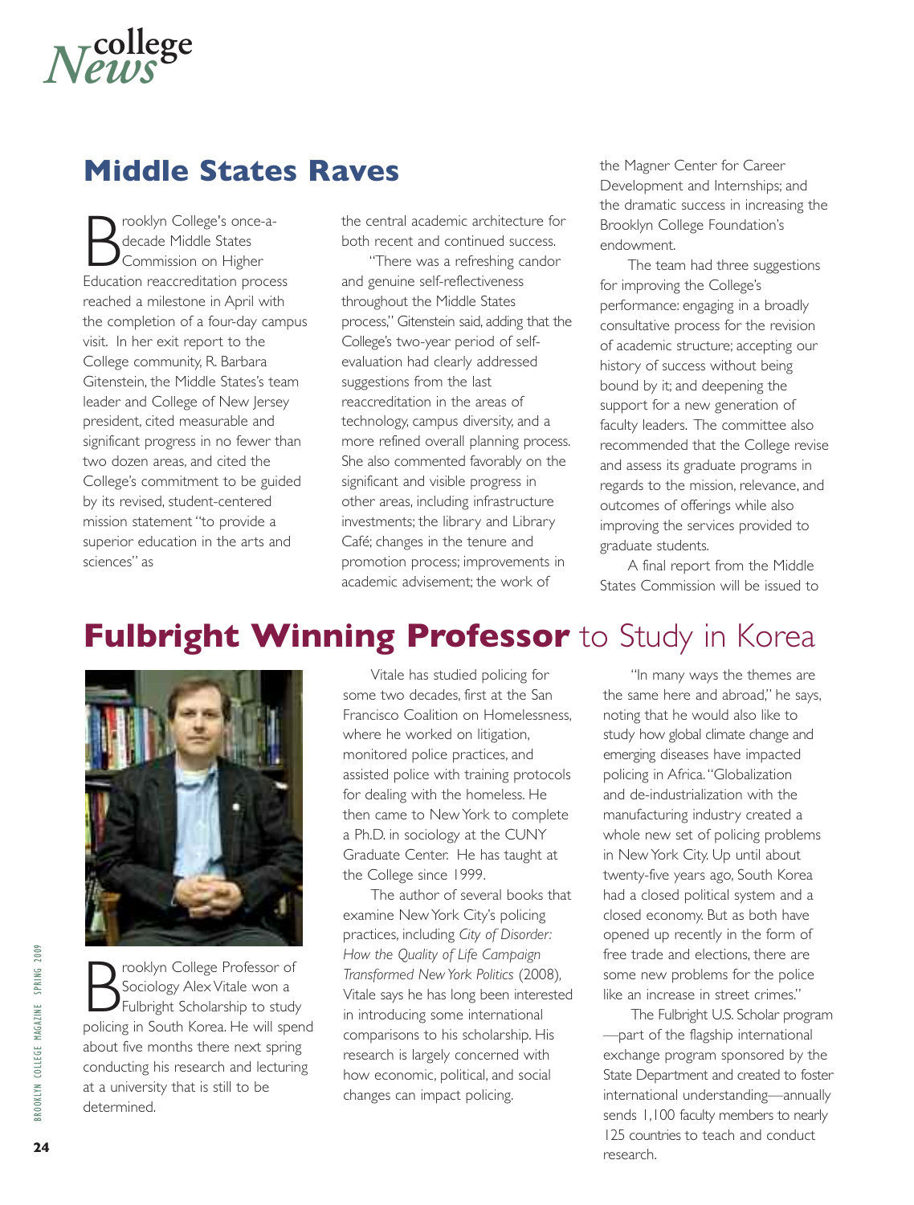# College News

## Middle States Raves

Brooklyn College's once-a-decade Middle States Commission on Higher Education reaccreditation process reached a milestone in April with the completion of a four-day campus visit. In her exit report to the College community, R. Barbara Gitenstein, the Middle States's team leader and College of New Jersey president, cited measurable and significant progress in no fewer than two dozen areas, and cited the College's commitment to be guided by its revised, student-centered mission statement "to provide a superior education in the arts and sciences" as the central academic architecture for both recent and continued success.

"There was a refreshing candor and genuine self-reflectiveness throughout the Middle States process," Gitenstein said, adding that the College's two-year period of self-evaluation had clearly addressed suggestions from the last reaccreditation in the areas of technology, campus diversity, and a more refined overall planning process. She also commented favorably on the significant and visible progress in other areas, including infrastructure investments; the library and Library Café; changes in the tenure and promotion process; improvements in academic advisement; the work of the Magner Center for Career Development and Internships; and the dramatic success in increasing the Brooklyn College Foundation's endowment.

The team had three suggestions for improving the College's performance: engaging in a broadly consultative process for the revision of academic structure; accepting our history of success without being bound by it; and deepening the support for a new generation of faculty leaders. The committee also recommended that the College revise and assess its graduate programs in regards to the mission, relevance, and outcomes of offerings while also improving the services provided to graduate students.

A final report from the Middle States Commission will be issued to

## Fulbright Winning Professor to Study in Korea

Brooklyn College Professor of Sociology Alex Vitale won a Fulbright Scholarship to study policing in South Korea. He will spend about five months there next spring conducting his research and lecturing at a university that is still to be determined.

Vitale has studied policing for some two decades, first at the San Francisco Coalition on Homelessness, where he worked on litigation, monitored police practices, and assisted police with training protocols for dealing with the homeless. He then came to New York to complete a Ph.D. in sociology at the CUNY Graduate Center. He has taught at the College since 1999.

The author of several books that examine New York City's policing practices, including *City of Disorder: How the Quality of Life Campaign Transformed New York Politics* (2008), Vitale says he has long been interested in introducing some international comparisons to his scholarship. His research is largely concerned with how economic, political, and social changes can impact policing.

"In many ways the themes are the same here and abroad," he says, noting that he would also like to study how global climate change and emerging diseases have impacted policing in Africa. "Globalization and de-industrialization with the manufacturing industry created a whole new set of policing problems in New York City. Up until about twenty-five years ago, South Korea had a closed political system and a closed economy. But as both have opened up recently in the form of free trade and elections, there are some new problems for the police like an increase in street crimes."

The Fulbright U.S. Scholar program—part of the flagship international exchange program sponsored by the State Department and created to foster international understanding—annually sends 1,100 faculty members to nearly 125 countries to teach and conduct research.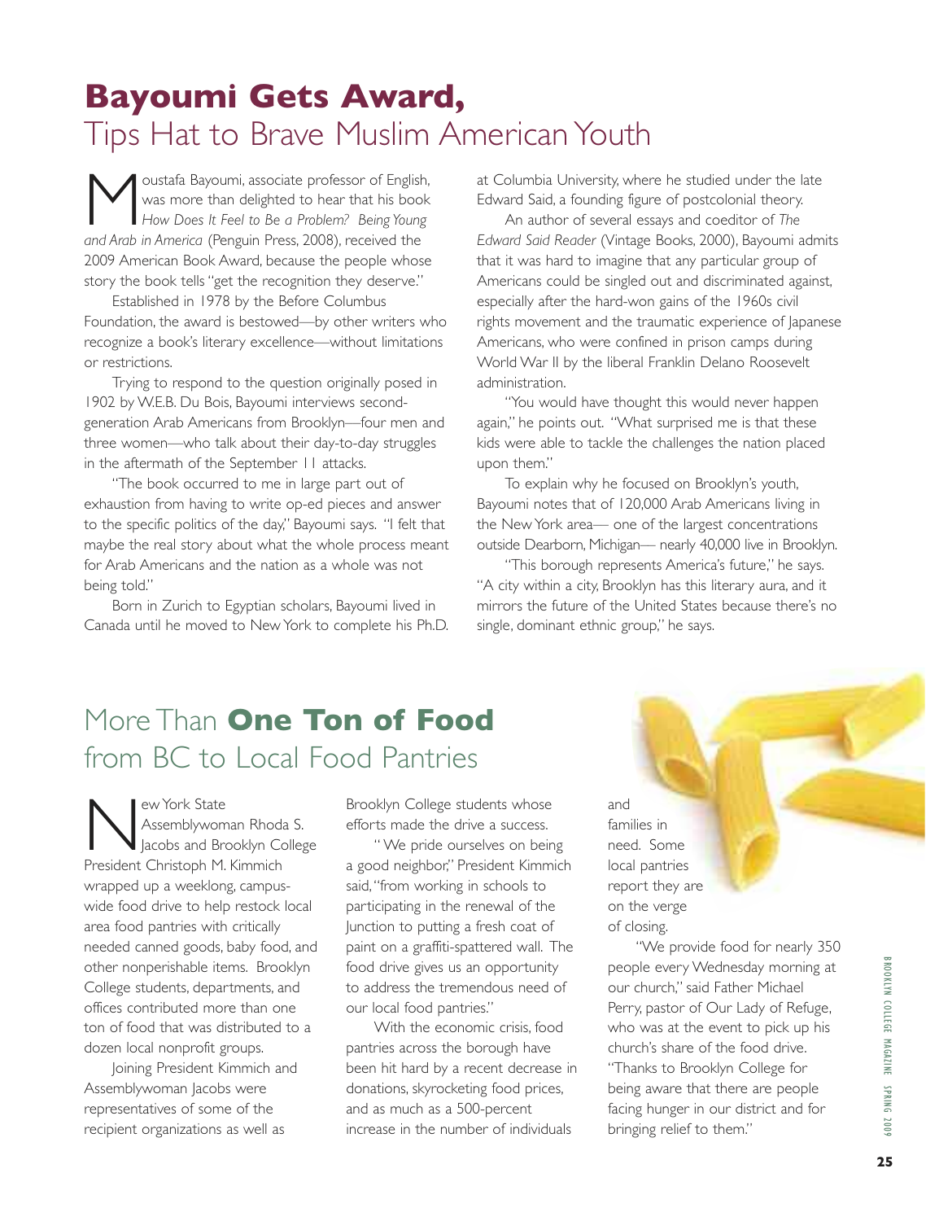# **Bayoumi Gets Award,** Tips Hat to Brave Muslim American Youth

Moustafa Bayoumi, associate professor of English, was more than delighted to hear that his book *How Does It Feel to Be a Problem? Being Young and Arab in America* (Penguin Press, 2008), received the 2009 American Book Award, because the people whose story the book tells "get the recognition they deserve."

Established in 1978 by the Before Columbus Foundation, the award is bestowed—by other writers who recognize a book's literary excellence—without limitations or restrictions.

Trying to respond to the question originally posed in 1902 by W.E.B. Du Bois, Bayoumi interviews second-generation Arab Americans from Brooklyn—four men and three women—who talk about their day-to-day struggles in the aftermath of the September 11 attacks.

"The book occurred to me in large part out of exhaustion from having to write op-ed pieces and answer to the specific politics of the day," Bayoumi says. "I felt that maybe the real story about what the whole process meant for Arab Americans and the nation as a whole was not being told."

Born in Zurich to Egyptian scholars, Bayoumi lived in Canada until he moved to New York to complete his Ph.D. at Columbia University, where he studied under the late Edward Said, a founding figure of postcolonial theory.

An author of several essays and coeditor of *The Edward Said Reader* (Vintage Books, 2000), Bayoumi admits that it was hard to imagine that any particular group of Americans could be singled out and discriminated against, especially after the hard-won gains of the 1960s civil rights movement and the traumatic experience of Japanese Americans, who were confined in prison camps during World War II by the liberal Franklin Delano Roosevelt administration.

"You would have thought this would never happen again," he points out. "What surprised me is that these kids were able to tackle the challenges the nation placed upon them."

To explain why he focused on Brooklyn's youth, Bayoumi notes that of 120,000 Arab Americans living in the New York area— one of the largest concentrations outside Dearborn, Michigan— nearly 40,000 live in Brooklyn.

"This borough represents America's future," he says. "A city within a city, Brooklyn has this literary aura, and it mirrors the future of the United States because there's no single, dominant ethnic group," he says.

# More Than **One Ton of Food** from BC to Local Food Pantries

New York State Assemblywoman Rhoda S. Jacobs and Brooklyn College President Christoph M. Kimmich wrapped up a weeklong, campus-wide food drive to help restock local area food pantries with critically needed canned goods, baby food, and other nonperishable items. Brooklyn College students, departments, and offices contributed more than one ton of food that was distributed to a dozen local nonprofit groups.

Joining President Kimmich and Assemblywoman Jacobs were representatives of some of the recipient organizations as well as Brooklyn College students whose efforts made the drive a success.

"We pride ourselves on being a good neighbor," President Kimmich said, "from working in schools to participating in the renewal of the Junction to putting a fresh coat of paint on a graffiti-spattered wall. The food drive gives us an opportunity to address the tremendous need of our local food pantries."

With the economic crisis, food pantries across the borough have been hit hard by a recent decrease in donations, skyrocketing food prices, and as much as a 500-percent increase in the number of individuals and families in need. Some local pantries report they are on the verge of closing.

"We provide food for nearly 350 people every Wednesday morning at our church," said Father Michael Perry, pastor of Our Lady of Refuge, who was at the event to pick up his church's share of the food drive. "Thanks to Brooklyn College for being aware that there are people facing hunger in our district and for bringing relief to them."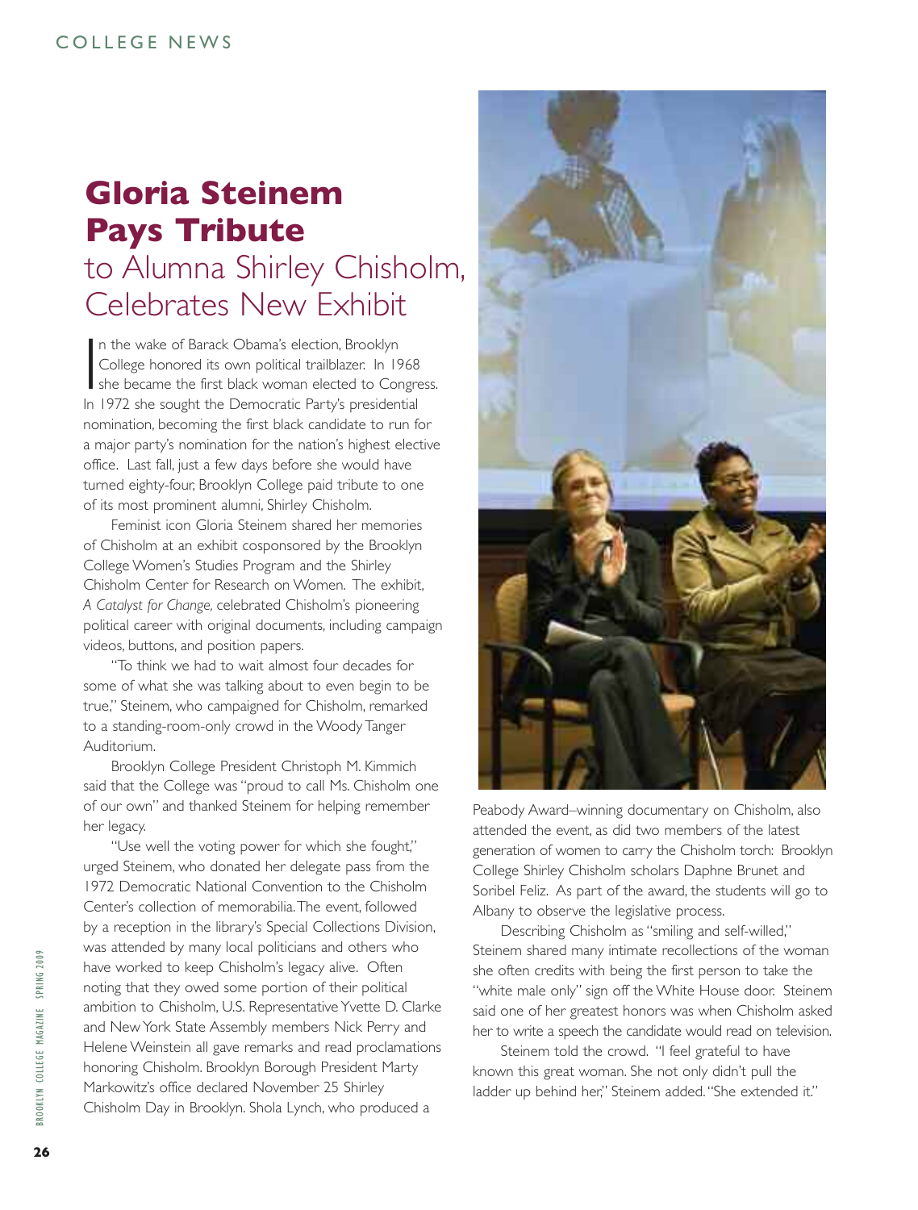COLLEGE NEWS

# Gloria Steinem Pays Tribute to Alumna Shirley Chisholm, Celebrates New Exhibit

In the wake of Barack Obama's election, Brooklyn College honored its own political trailblazer. In 1968 she became the first black woman elected to Congress. In 1972 she sought the Democratic Party's presidential nomination, becoming the first black candidate to run for a major party's nomination for the nation's highest elective office. Last fall, just a few days before she would have turned eighty-four, Brooklyn College paid tribute to one of its most prominent alumni, Shirley Chisholm.

Feminist icon Gloria Steinem shared her memories of Chisholm at an exhibit cosponsored by the Brooklyn College Women's Studies Program and the Shirley Chisholm Center for Research on Women. The exhibit, *A Catalyst for Change,* celebrated Chisholm's pioneering political career with original documents, including campaign videos, buttons, and position papers.

"To think we had to wait almost four decades for some of what she was talking about to even begin to be true," Steinem, who campaigned for Chisholm, remarked to a standing-room-only crowd in the Woody Tanger Auditorium.

Brooklyn College President Christoph M. Kimmich said that the College was "proud to call Ms. Chisholm one of our own" and thanked Steinem for helping remember her legacy.

"Use well the voting power for which she fought," urged Steinem, who donated her delegate pass from the 1972 Democratic National Convention to the Chisholm Center's collection of memorabilia. The event, followed by a reception in the library's Special Collections Division, was attended by many local politicians and others who have worked to keep Chisholm's legacy alive. Often noting that they owed some portion of their political ambition to Chisholm, U.S. Representative Yvette D. Clarke and New York State Assembly members Nick Perry and Helene Weinstein all gave remarks and read proclamations honoring Chisholm. Brooklyn Borough President Marty Markowitz's office declared November 25 Shirley Chisholm Day in Brooklyn. Shola Lynch, who produced a Peabody Award–winning documentary on Chisholm, also attended the event, as did two members of the latest generation of women to carry the Chisholm torch: Brooklyn College Shirley Chisholm scholars Daphne Brunet and Soribel Feliz. As part of the award, the students will go to Albany to observe the legislative process.

Describing Chisholm as "smiling and self-willed," Steinem shared many intimate recollections of the woman she often credits with being the first person to take the "white male only" sign off the White House door. Steinem said one of her greatest honors was when Chisholm asked her to write a speech the candidate would read on television.

Steinem told the crowd. "I feel grateful to have known this great woman. She not only didn't pull the ladder up behind her," Steinem added. "She extended it."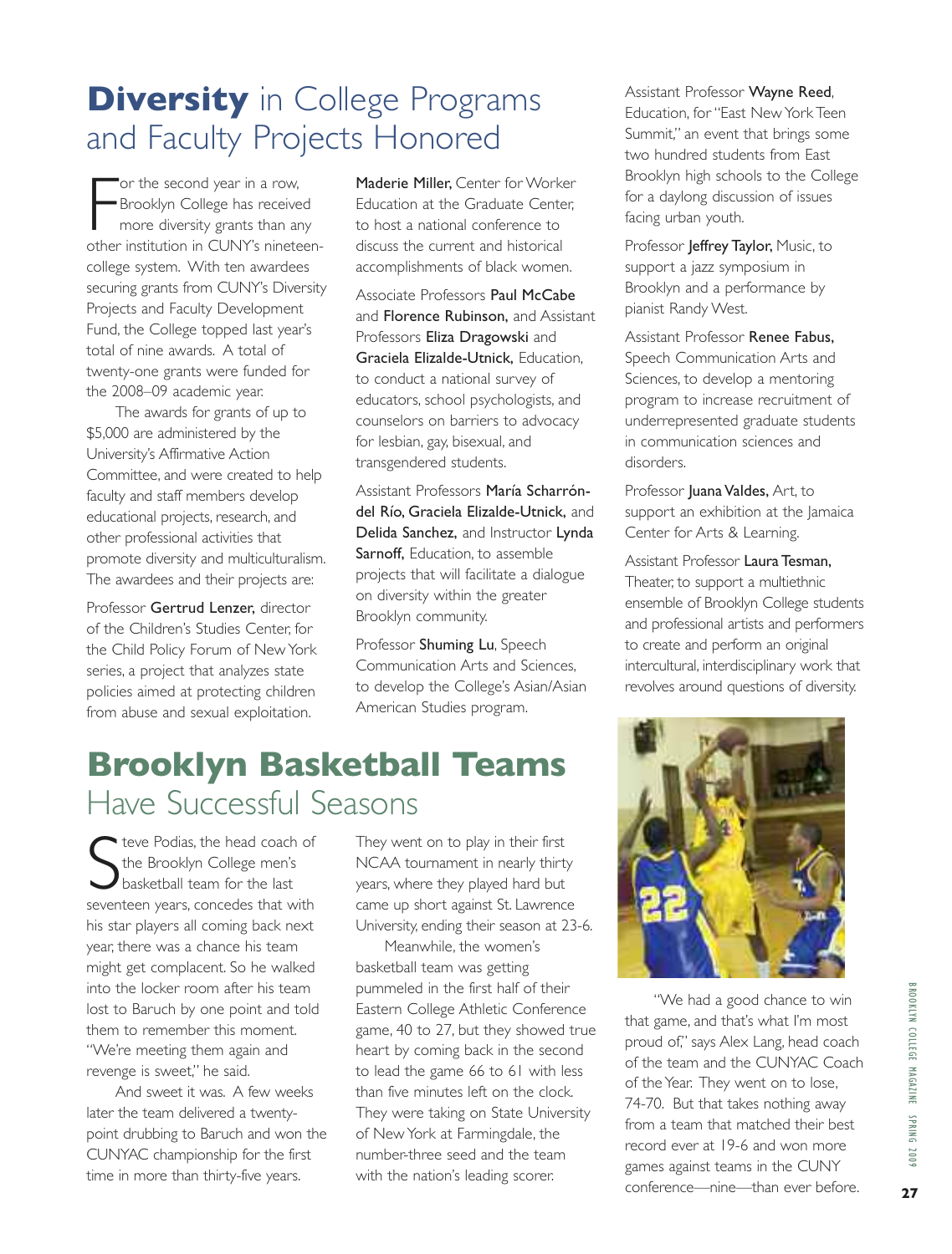# **Diversity** in College Programs and Faculty Projects Honored

For the second year in a row, Brooklyn College has received more diversity grants than any other institution in CUNY's nineteen-college system. With ten awardees securing grants from CUNY's Diversity Projects and Faculty Development Fund, the College topped last year's total of nine awards. A total of twenty-one grants were funded for the 2008–09 academic year.

The awards for grants of up to $5,000 are administered by the University's Affirmative Action Committee, and were created to help faculty and staff members develop educational projects, research, and other professional activities that promote diversity and multiculturalism. The awardees and their projects are:

Professor **Gertrud Lenzer,** director of the Children's Studies Center, for the Child Policy Forum of New York series, a project that analyzes state policies aimed at protecting children from abuse and sexual exploitation.

**Maderie Miller,** Center for Worker Education at the Graduate Center, to host a national conference to discuss the current and historical accomplishments of black women.

Associate Professors **Paul McCabe** and **Florence Rubinson,** and Assistant Professors **Eliza Dragowski** and **Graciela Elizalde-Utnick,** Education, to conduct a national survey of educators, school psychologists, and counselors on barriers to advocacy for lesbian, gay, bisexual, and transgendered students.

Assistant Professors **María Scharrón-del Río, Graciela Elizalde-Utnick,** and **Delida Sanchez,** and Instructor **Lynda Sarnoff,** Education, to assemble projects that will facilitate a dialogue on diversity within the greater Brooklyn community.

Professor **Shuming Lu**, Speech Communication Arts and Sciences, to develop the College's Asian/Asian American Studies program.

Assistant Professor **Wayne Reed**, Education, for "East New York Teen Summit," an event that brings some two hundred students from East Brooklyn high schools to the College for a daylong discussion of issues facing urban youth.

Professor **Jeffrey Taylor,** Music, to support a jazz symposium in Brooklyn and a performance by pianist Randy West.

Assistant Professor **Renee Fabus,** Speech Communication Arts and Sciences, to develop a mentoring program to increase recruitment of underrepresented graduate students in communication sciences and disorders.

Professor **Juana Valdes,** Art, to support an exhibition at the Jamaica Center for Arts & Learning.

Assistant Professor **Laura Tesman,** Theater, to support a multiethnic ensemble of Brooklyn College students and professional artists and performers to create and perform an original intercultural, interdisciplinary work that revolves around questions of diversity.

# **Brooklyn Basketball Teams** Have Successful Seasons

Steve Podias, the head coach of the Brooklyn College men's basketball team for the last seventeen years, concedes that with his star players all coming back next year, there was a chance his team might get complacent. So he walked into the locker room after his team lost to Baruch by one point and told them to remember this moment. "We're meeting them again and revenge is sweet," he said.

And sweet it was. A few weeks later the team delivered a twenty-point drubbing to Baruch and won the CUNYAC championship for the first time in more than thirty-five years. They went on to play in their first NCAA tournament in nearly thirty years, where they played hard but came up short against St. Lawrence University, ending their season at 23-6.

Meanwhile, the women's basketball team was getting pummeled in the first half of their Eastern College Athletic Conference game, 40 to 27, but they showed true heart by coming back in the second to lead the game 66 to 61 with less than five minutes left on the clock. They were taking on State University of New York at Farmingdale, the number-three seed and the team with the nation's leading scorer.

"We had a good chance to win that game, and that's what I'm most proud of," says Alex Lang, head coach of the team and the CUNYAC Coach of the Year. They went on to lose, 74-70. But that takes nothing away from a team that matched their best record ever at 19-6 and won more games against teams in the CUNY conference—nine—than ever before.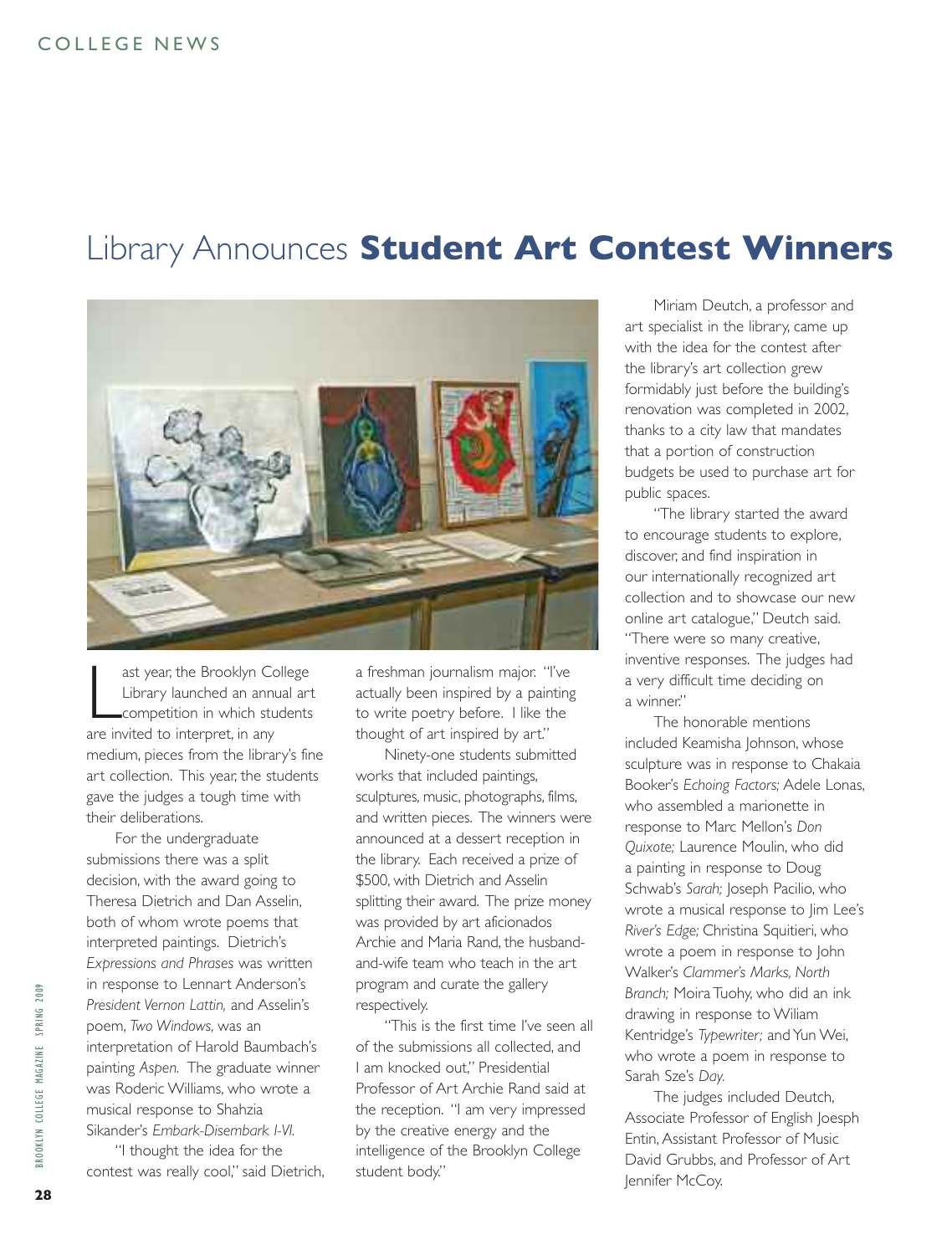# Library Announces **Student Art Contest Winners**

Last year, the Brooklyn College Library launched an annual art competition in which students are invited to interpret, in any medium, pieces from the library's fine art collection. This year, the students gave the judges a tough time with their deliberations.

For the undergraduate submissions there was a split decision, with the award going to Theresa Dietrich and Dan Asselin, both of whom wrote poems that interpreted paintings. Dietrich's *Expressions and Phrases* was written in response to Lennart Anderson's *President Vernon Lattin,* and Asselin's poem, *Two Windows,* was an interpretation of Harold Baumbach's painting *Aspen.* The graduate winner was Roderic Williams, who wrote a musical response to Shahzia Sikander's *Embark-Disembark I-VI.*

"I thought the idea for the contest was really cool," said Dietrich, a freshman journalism major. "I've actually been inspired by a painting to write poetry before. I like the thought of art inspired by art."

Ninety-one students submitted works that included paintings, sculptures, music, photographs, films, and written pieces. The winners were announced at a dessert reception in the library. Each received a prize of $500, with Dietrich and Asselin splitting their award. The prize money was provided by art aficionados Archie and Maria Rand, the husband-and-wife team who teach in the art program and curate the gallery respectively.

"This is the first time I've seen all of the submissions all collected, and I am knocked out," Presidential Professor of Art Archie Rand said at the reception. "I am very impressed by the creative energy and the intelligence of the Brooklyn College student body."

Miriam Deutch, a professor and art specialist in the library, came up with the idea for the contest after the library's art collection grew formidably just before the building's renovation was completed in 2002, thanks to a city law that mandates that a portion of construction budgets be used to purchase art for public spaces.

"The library started the award to encourage students to explore, discover, and find inspiration in our internationally recognized art collection and to showcase our new online art catalogue," Deutch said. "There were so many creative, inventive responses. The judges had a very difficult time deciding on a winner."

The honorable mentions included Keamisha Johnson, whose sculpture was in response to Chakaia Booker's *Echoing Factors;* Adele Lonas, who assembled a marionette in response to Marc Mellon's *Don Quixote;* Laurence Moulin, who did a painting in response to Doug Schwab's *Sarah;* Joseph Pacilio, who wrote a musical response to Jim Lee's *River's Edge;* Christina Squitieri, who wrote a poem in response to John Walker's *Clammer's Marks, North Branch;* Moira Tuohy, who did an ink drawing in response to Wiliam Kentridge's *Typewriter;* and Yun Wei, who wrote a poem in response to Sarah Sze's *Day.*

The judges included Deutch, Associate Professor of English Joesph Entin, Assistant Professor of Music David Grubbs, and Professor of Art Jennifer McCoy.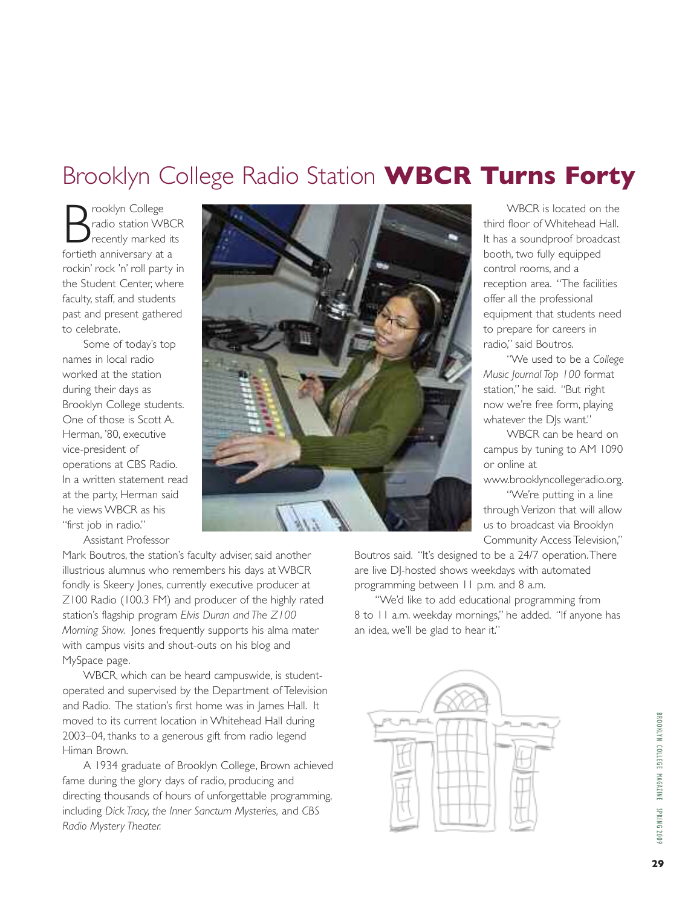# Brooklyn College Radio Station **WBCR Turns Forty**

Brooklyn College radio station WBCR recently marked its fortieth anniversary at a rockin' rock 'n' roll party in the Student Center, where faculty, staff, and students past and present gathered to celebrate.

Some of today's top names in local radio worked at the station during their days as Brooklyn College students. One of those is Scott A. Herman, '80, executive vice-president of operations at CBS Radio. In a written statement read at the party, Herman said he views WBCR as his "first job in radio."

Assistant Professor Mark Boutros, the station's faculty adviser, said another illustrious alumnus who remembers his days at WBCR fondly is Skeery Jones, currently executive producer at Z100 Radio (100.3 FM) and producer of the highly rated station's flagship program *Elvis Duran and The Z100 Morning Show.* Jones frequently supports his alma mater with campus visits and shout-outs on his blog and MySpace page.

WBCR, which can be heard campuswide, is student-operated and supervised by the Department of Television and Radio. The station's first home was in James Hall. It moved to its current location in Whitehead Hall during 2003–04, thanks to a generous gift from radio legend Himan Brown.

A 1934 graduate of Brooklyn College, Brown achieved fame during the glory days of radio, producing and directing thousands of hours of unforgettable programming, including *Dick Tracy, the Inner Sanctum Mysteries,* and *CBS Radio Mystery Theater.*

WBCR is located on the third floor of Whitehead Hall. It has a soundproof broadcast booth, two fully equipped control rooms, and a reception area. "The facilities offer all the professional equipment that students need to prepare for careers in radio," said Boutros.

"We used to be a *College Music Journal Top 100* format station," he said. "But right now we're free form, playing whatever the DJs want."

WBCR can be heard on campus by tuning to AM 1090 or online at www.brooklyncollegeradio.org.

"We're putting in a line through Verizon that will allow us to broadcast via Brooklyn Community Access Television," Boutros said. "It's designed to be a 24/7 operation. There are live DJ-hosted shows weekdays with automated programming between 11 p.m. and 8 a.m.

"We'd like to add educational programming from 8 to 11 a.m. weekday mornings," he added. "If anyone has an idea, we'll be glad to hear it."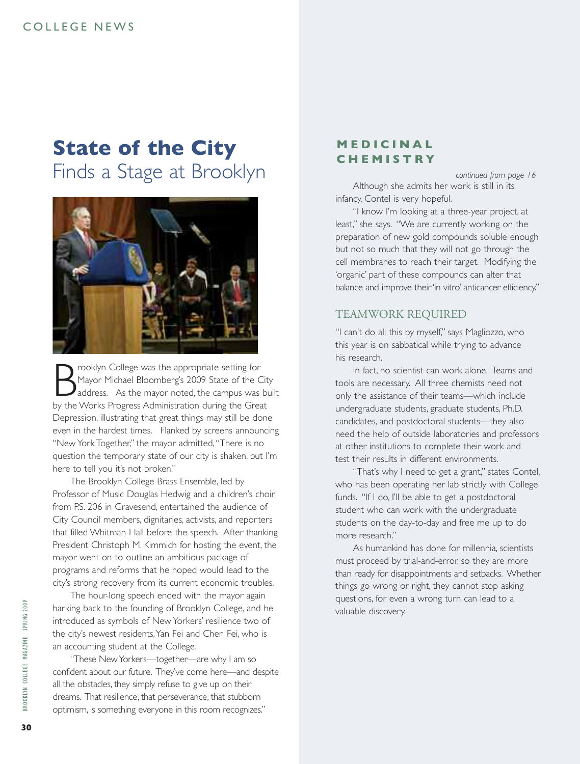COLLEGE NEWS

# State of the City Finds a Stage at Brooklyn

Brooklyn College was the appropriate setting for Mayor Michael Bloomberg's 2009 State of the City address. As the mayor noted, the campus was built by the Works Progress Administration during the Great Depression, illustrating that great things may still be done even in the hardest times. Flanked by screens announcing "New York Together," the mayor admitted, "There is no question the temporary state of our city is shaken, but I'm here to tell you it's not broken."

The Brooklyn College Brass Ensemble, led by Professor of Music Douglas Hedwig and a children's choir from P.S. 206 in Gravesend, entertained the audience of City Council members, dignitaries, activists, and reporters that filled Whitman Hall before the speech. After thanking President Christoph M. Kimmich for hosting the event, the mayor went on to outline an ambitious package of programs and reforms that he hoped would lead to the city's strong recovery from its current economic troubles.

The hour-long speech ended with the mayor again harking back to the founding of Brooklyn College, and he introduced as symbols of New Yorkers' resilience two of the city's newest residents, Yan Fei and Chen Fei, who is an accounting student at the College.

"These New Yorkers—together—are why I am so confident about our future. They've come here—and despite all the obstacles, they simply refuse to give up on their dreams. That resilience, that perseverance, that stubborn optimism, is something everyone in this room recognizes."

## MEDICINAL CHEMISTRY

*continued from page 16*

Although she admits her work is still in its infancy, Contel is very hopeful.

"I know I'm looking at a three-year project, at least," she says. "We are currently working on the preparation of new gold compounds soluble enough but not so much that they will not go through the cell membranes to reach their target. Modifying the 'organic' part of these compounds can alter that balance and improve their 'in vitro' anticancer efficiency."

### TEAMWORK REQUIRED

"I can't do all this by myself," says Magliozzo, who this year is on sabbatical while trying to advance his research.

In fact, no scientist can work alone. Teams and tools are necessary. All three chemists need not only the assistance of their teams—which include undergraduate students, graduate students, Ph.D. candidates, and postdoctoral students—they also need the help of outside laboratories and professors at other institutions to complete their work and test their results in different environments.

"That's why I need to get a grant," states Contel, who has been operating her lab strictly with College funds. "If I do, I'll be able to get a postdoctoral student who can work with the undergraduate students on the day-to-day and free me up to do more research."

As humankind has done for millennia, scientists must proceed by trial-and-error, so they are more than ready for disappointments and setbacks. Whether things go wrong or right, they cannot stop asking questions, for even a wrong turn can lead to a valuable discovery.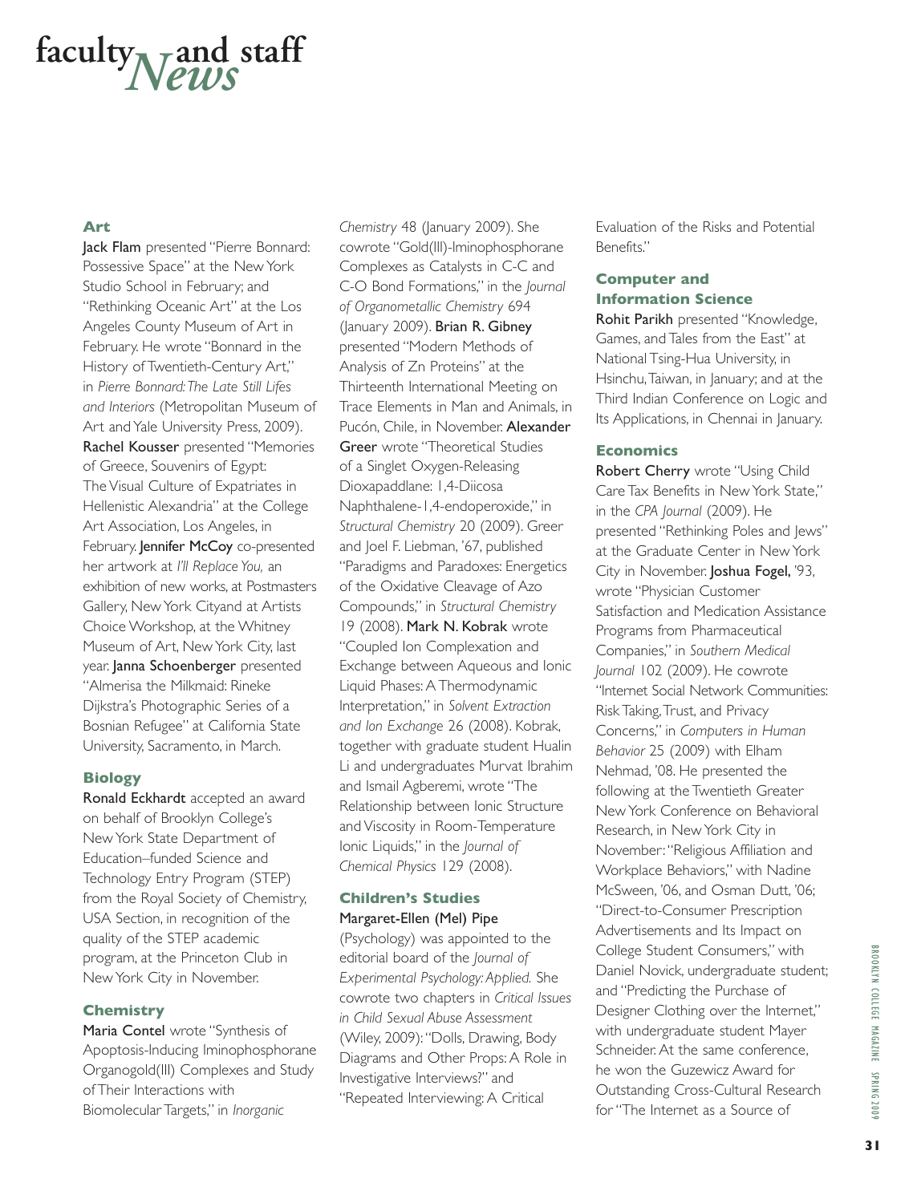# faculty and staff *News*

## Art

**Jack Flam** presented "Pierre Bonnard: Possessive Space" at the New York Studio School in February; and "Rethinking Oceanic Art" at the Los Angeles County Museum of Art in February. He wrote "Bonnard in the History of Twentieth-Century Art," in *Pierre Bonnard: The Late Still Lifes and Interiors* (Metropolitan Museum of Art and Yale University Press, 2009). **Rachel Kousser** presented "Memories of Greece, Souvenirs of Egypt: The Visual Culture of Expatriates in Hellenistic Alexandria" at the College Art Association, Los Angeles, in February. **Jennifer McCoy** co-presented her artwork at *I'll Replace You,* an exhibition of new works, at Postmasters Gallery, New York Cityand at Artists Choice Workshop, at the Whitney Museum of Art, New York City, last year. **Janna Schoenberger** presented "Almerisa the Milkmaid: Rineke Dijkstra's Photographic Series of a Bosnian Refugee" at California State University, Sacramento, in March.

## Biology

**Ronald Eckhardt** accepted an award on behalf of Brooklyn College's New York State Department of Education–funded Science and Technology Entry Program (STEP) from the Royal Society of Chemistry, USA Section, in recognition of the quality of the STEP academic program, at the Princeton Club in New York City in November.

## Chemistry

**Maria Contel** wrote "Synthesis of Apoptosis-Inducing Iminophosphorane Organogold(III) Complexes and Study of Their Interactions with Biomolecular Targets," in *Inorganic Chemistry* 48 (January 2009). She cowrote "Gold(III)-Iminophosphorane Complexes as Catalysts in C-C and C-O Bond Formations," in the *Journal of Organometallic Chemistry* 694 (January 2009). **Brian R. Gibney** presented "Modern Methods of Analysis of Zn Proteins" at the Thirteenth International Meeting on Trace Elements in Man and Animals, in Pucón, Chile, in November. **Alexander Greer** wrote "Theoretical Studies of a Singlet Oxygen-Releasing Dioxapaddlane: 1,4-Diicosa Naphthalene-1,4-endoperoxide," in *Structural Chemistry* 20 (2009). Greer and Joel F. Liebman, '67, published "Paradigms and Paradoxes: Energetics of the Oxidative Cleavage of Azo Compounds," in *Structural Chemistry* 19 (2008). **Mark N. Kobrak** wrote "Coupled Ion Complexation and Exchange between Aqueous and Ionic Liquid Phases: A Thermodynamic Interpretation," in *Solvent Extraction and Ion Exchange* 26 (2008). Kobrak, together with graduate student Hualin Li and undergraduates Murvat Ibrahim and Ismail Agberemi, wrote "The Relationship between Ionic Structure and Viscosity in Room-Temperature Ionic Liquids," in the *Journal of Chemical Physics* 129 (2008).

## Children's Studies

**Margaret-Ellen (Mel) Pipe** (Psychology) was appointed to the editorial board of the *Journal of Experimental Psychology: Applied.* She cowrote two chapters in *Critical Issues in Child Sexual Abuse Assessment* (Wiley, 2009): "Dolls, Drawing, Body Diagrams and Other Props: A Role in Investigative Interviews?" and "Repeated Interviewing: A Critical Evaluation of the Risks and Potential Benefits."

## Computer and Information Science

**Rohit Parikh** presented "Knowledge, Games, and Tales from the East" at National Tsing-Hua University, in Hsinchu, Taiwan, in January; and at the Third Indian Conference on Logic and Its Applications, in Chennai in January.

## Economics

**Robert Cherry** wrote "Using Child Care Tax Benefits in New York State," in the *CPA Journal* (2009). He presented "Rethinking Poles and Jews" at the Graduate Center in New York City in November. **Joshua Fogel,** '93, wrote "Physician Customer Satisfaction and Medication Assistance Programs from Pharmaceutical Companies," in *Southern Medical Journal* 102 (2009). He cowrote "Internet Social Network Communities: Risk Taking, Trust, and Privacy Concerns," in *Computers in Human Behavior* 25 (2009) with Elham Nehmad, '08. He presented the following at the Twentieth Greater New York Conference on Behavioral Research, in New York City in November: "Religious Affiliation and Workplace Behaviors," with Nadine McSween, '06, and Osman Dutt, '06; "Direct-to-Consumer Prescription Advertisements and Its Impact on College Student Consumers," with Daniel Novick, undergraduate student; and "Predicting the Purchase of Designer Clothing over the Internet," with undergraduate student Mayer Schneider. At the same conference, he won the Guzewicz Award for Outstanding Cross-Cultural Research for "The Internet as a Source of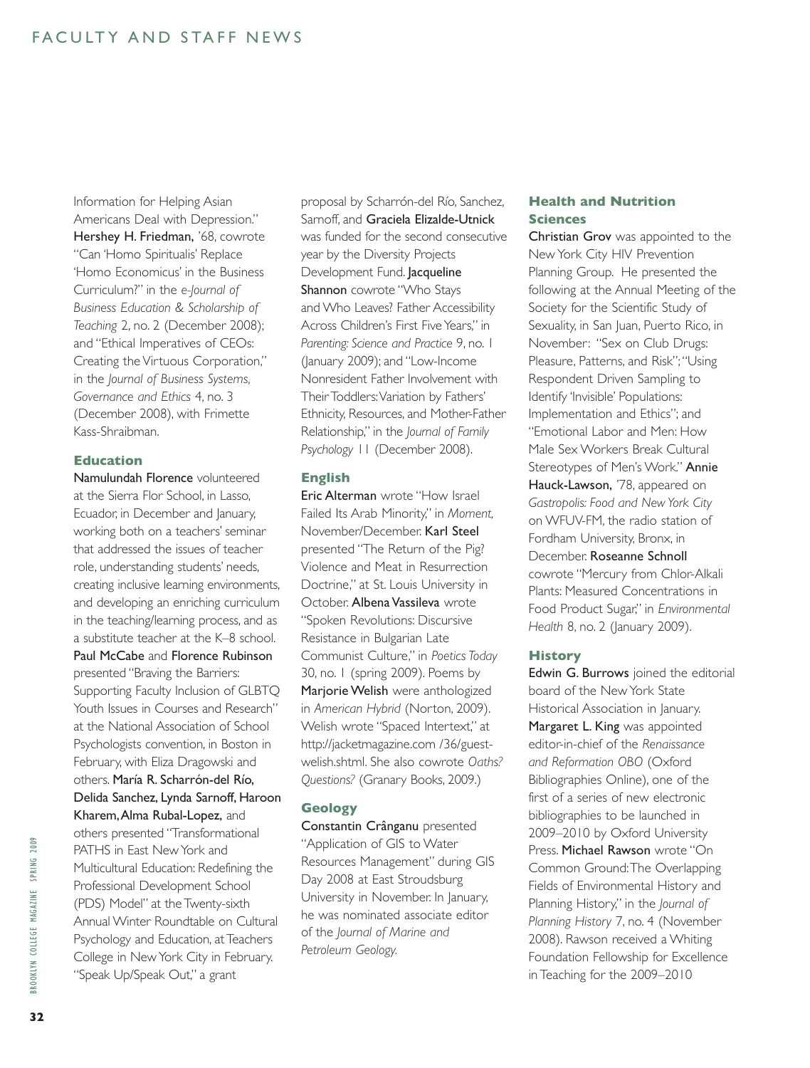Information for Helping Asian Americans Deal with Depression." Hershey H. Friedman, '68, cowrote "Can 'Homo Spiritualis' Replace 'Homo Economicus' in the Business Curriculum?" in the *e-Journal of Business Education & Scholarship of Teaching* 2, no. 2 (December 2008); and "Ethical Imperatives of CEOs: Creating the Virtuous Corporation," in the *Journal of Business Systems, Governance and Ethics* 4, no. 3 (December 2008), with Frimette Kass-Shraibman.

### Education

Namulundah Florence volunteered at the Sierra Flor School, in Lasso, Ecuador, in December and January, working both on a teachers' seminar that addressed the issues of teacher role, understanding students' needs, creating inclusive learning environments, and developing an enriching curriculum in the teaching/learning process, and as a substitute teacher at the K–8 school. Paul McCabe and Florence Rubinson presented "Braving the Barriers: Supporting Faculty Inclusion of GLBTQ Youth Issues in Courses and Research" at the National Association of School Psychologists convention, in Boston in February, with Eliza Dragowski and others. María R. Scharrón-del Río, Delida Sanchez, Lynda Sarnoff, Haroon Kharem, Alma Rubal-Lopez, and others presented "Transformational PATHS in East New York and Multicultural Education: Redefining the Professional Development School (PDS) Model" at the Twenty-sixth Annual Winter Roundtable on Cultural Psychology and Education, at Teachers College in New York City in February. "Speak Up/Speak Out," a grant proposal by Scharrón-del Río, Sanchez, Sarnoff, and Graciela Elizalde-Utnick was funded for the second consecutive year by the Diversity Projects Development Fund. Jacqueline Shannon cowrote "Who Stays and Who Leaves? Father Accessibility Across Children's First Five Years," in *Parenting: Science and Practice* 9, no. 1 (January 2009); and "Low-Income Nonresident Father Involvement with Their Toddlers: Variation by Fathers' Ethnicity, Resources, and Mother-Father Relationship," in the *Journal of Family Psychology* 11 (December 2008).

### English

Eric Alterman wrote "How Israel Failed Its Arab Minority," in *Moment,* November/December. Karl Steel presented "The Return of the Pig? Violence and Meat in Resurrection Doctrine," at St. Louis University in October. Albena Vassileva wrote "Spoken Revolutions: Discursive Resistance in Bulgarian Late Communist Culture," in *Poetics Today* 30, no. 1 (spring 2009). Poems by Marjorie Welish were anthologized in *American Hybrid* (Norton, 2009). Welish wrote "Spaced Intertext," at http://jacketmagazine.com /36/guest-welish.shtml. She also cowrote *Oaths? Questions?* (Granary Books, 2009.)

### Geology

Constantin Crânganu presented "Application of GIS to Water Resources Management" during GIS Day 2008 at East Stroudsburg University in November. In January, he was nominated associate editor of the *Journal of Marine and Petroleum Geology.*

### Health and Nutrition Sciences

Christian Grov was appointed to the New York City HIV Prevention Planning Group. He presented the following at the Annual Meeting of the Society for the Scientific Study of Sexuality, in San Juan, Puerto Rico, in November: "Sex on Club Drugs: Pleasure, Patterns, and Risk"; "Using Respondent Driven Sampling to Identify 'Invisible' Populations: Implementation and Ethics"; and "Emotional Labor and Men: How Male Sex Workers Break Cultural Stereotypes of Men's Work." Annie Hauck-Lawson, '78, appeared on *Gastropolis: Food and New York City* on WFUV-FM, the radio station of Fordham University, Bronx, in December. Roseanne Schnoll cowrote "Mercury from Chlor-Alkali Plants: Measured Concentrations in Food Product Sugar," in *Environmental Health* 8, no. 2 (January 2009).

### History

Edwin G. Burrows joined the editorial board of the New York State Historical Association in January. Margaret L. King was appointed editor-in-chief of the *Renaissance and Reformation OBO* (Oxford Bibliographies Online), one of the first of a series of new electronic bibliographies to be launched in 2009–2010 by Oxford University Press. Michael Rawson wrote "On Common Ground: The Overlapping Fields of Environmental History and Planning History," in the *Journal of Planning History* 7, no. 4 (November 2008). Rawson received a Whiting Foundation Fellowship for Excellence in Teaching for the 2009–2010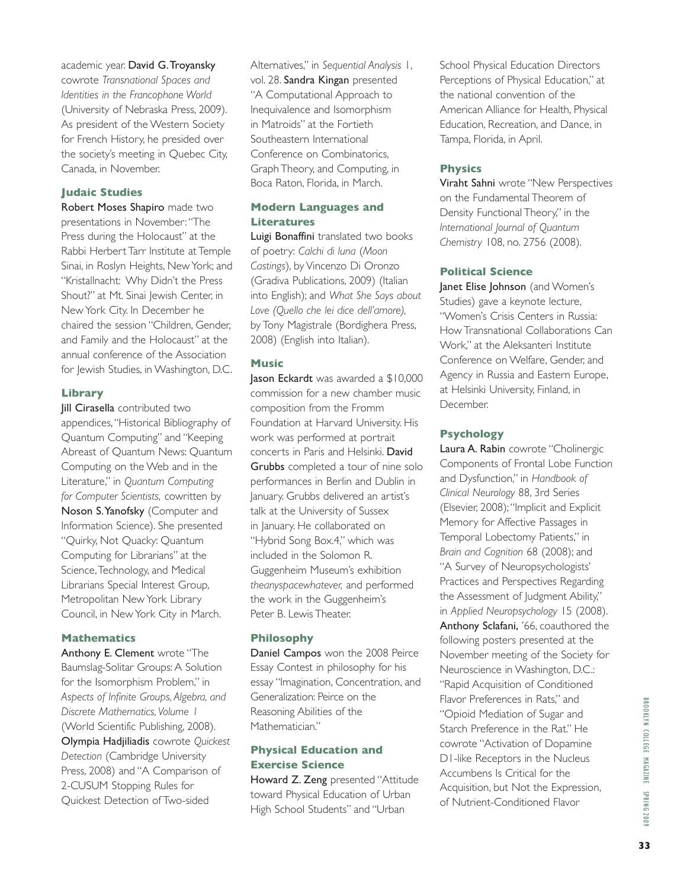academic year. **David G. Troyansky** cowrote *Transnational Spaces and Identities in the Francophone World* (University of Nebraska Press, 2009). As president of the Western Society for French History, he presided over the society's meeting in Quebec City, Canada, in November.

### Judaic Studies

**Robert Moses Shapiro** made two presentations in November: "The Press during the Holocaust" at the Rabbi Herbert Tarr Institute at Temple Sinai, in Roslyn Heights, New York; and "Kristallnacht: Why Didn't the Press Shout?" at Mt. Sinai Jewish Center, in New York City. In December he chaired the session "Children, Gender, and Family and the Holocaust" at the annual conference of the Association for Jewish Studies, in Washington, D.C.

### Library

**Jill Cirasella** contributed two appendices, "Historical Bibliography of Quantum Computing" and "Keeping Abreast of Quantum News: Quantum Computing on the Web and in the Literature," in *Quantum Computing for Computer Scientists,* cowritten by **Noson S. Yanofsky** (Computer and Information Science). She presented "Quirky, Not Quacky: Quantum Computing for Librarians" at the Science, Technology, and Medical Librarians Special Interest Group, Metropolitan New York Library Council, in New York City in March.

### Mathematics

**Anthony E. Clement** wrote "The Baumslag-Solitar Groups: A Solution for the Isomorphism Problem," in *Aspects of Infinite Groups, Algebra, and Discrete Mathematics, Volume 1* (World Scientific Publishing, 2008). **Olympia Hadjiliadis** cowrote *Quickest Detection* (Cambridge University Press, 2008) and "A Comparison of 2-CUSUM Stopping Rules for Quickest Detection of Two-sided Alternatives," in *Sequential Analysis* 1, vol. 28. **Sandra Kingan** presented "A Computational Approach to Inequivalence and Isomorphism in Matroids" at the Fortieth Southeastern International Conference on Combinatorics, Graph Theory, and Computing, in Boca Raton, Florida, in March.

### Modern Languages and Literatures

**Luigi Bonaffini** translated two books of poetry: *Calchi di luna* (*Moon Castings*), by Vincenzo Di Oronzo (Gradiva Publications, 2009) (Italian into English); and *What She Says about Love (Quello che lei dice dell'amore),* by Tony Magistrale (Bordighera Press, 2008) (English into Italian).

### Music

**Jason Eckardt** was awarded a $10,000 commission for a new chamber music composition from the Fromm Foundation at Harvard University. His work was performed at portrait concerts in Paris and Helsinki. **David Grubbs** completed a tour of nine solo performances in Berlin and Dublin in January. Grubbs delivered an artist's talk at the University of Sussex in January. He collaborated on "Hybrid Song Box.4," which was included in the Solomon R. Guggenheim Museum's exhibition *theanyspacewhatever,* and performed the work in the Guggenheim's Peter B. Lewis Theater.

### Philosophy

**Daniel Campos** won the 2008 Peirce Essay Contest in philosophy for his essay "Imagination, Concentration, and Generalization: Peirce on the Reasoning Abilities of the Mathematician."

### Physical Education and Exercise Science

**Howard Z. Zeng** presented "Attitude toward Physical Education of Urban High School Students" and "Urban School Physical Education Directors Perceptions of Physical Education," at the national convention of the American Alliance for Health, Physical Education, Recreation, and Dance, in Tampa, Florida, in April.

### Physics

**Viraht Sahni** wrote "New Perspectives on the Fundamental Theorem of Density Functional Theory," in the *International Journal of Quantum Chemistry* 108, no. 2756 (2008).

### Political Science

**Janet Elise Johnson** (and Women's Studies) gave a keynote lecture, "Women's Crisis Centers in Russia: How Transnational Collaborations Can Work," at the Aleksanteri Institute Conference on Welfare, Gender, and Agency in Russia and Eastern Europe, at Helsinki University, Finland, in December.

### Psychology

**Laura A. Rabin** cowrote "Cholinergic Components of Frontal Lobe Function and Dysfunction," in *Handbook of Clinical Neurology* 88, 3rd Series (Elsevier, 2008); "Implicit and Explicit Memory for Affective Passages in Temporal Lobectomy Patients," in *Brain and Cognition* 68 (2008); and "A Survey of Neuropsychologists' Practices and Perspectives Regarding the Assessment of Judgment Ability," in *Applied Neuropsychology* 15 (2008). **Anthony Sclafani,** '66, coauthored the following posters presented at the November meeting of the Society for Neuroscience in Washington, D.C.: "Rapid Acquisition of Conditioned Flavor Preferences in Rats," and "Opioid Mediation of Sugar and Starch Preference in the Rat." He cowrote "Activation of Dopamine D1-like Receptors in the Nucleus Accumbens Is Critical for the Acquisition, but Not the Expression, of Nutrient-Conditioned Flavor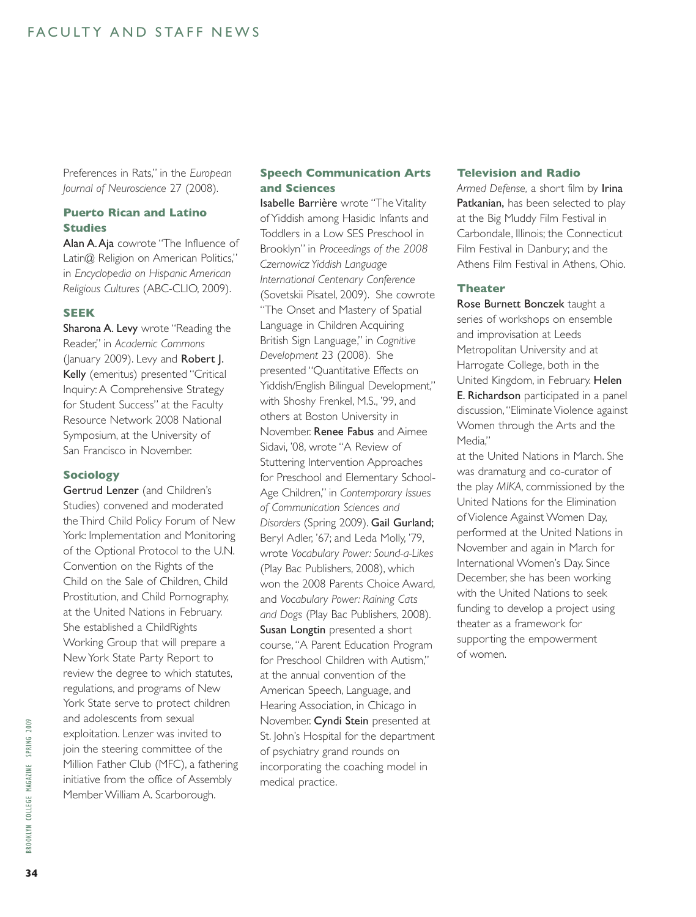Preferences in Rats," in the *European Journal of Neuroscience* 27 (2008).

### Puerto Rican and Latino Studies

**Alan A. Aja** cowrote "The Influence of Latin@ Religion on American Politics," in *Encyclopedia on Hispanic American Religious Cultures* (ABC-CLIO, 2009).

### SEEK

**Sharona A. Levy** wrote "Reading the Reader," in *Academic Commons* (January 2009). Levy and **Robert J. Kelly** (emeritus) presented "Critical Inquiry: A Comprehensive Strategy for Student Success" at the Faculty Resource Network 2008 National Symposium, at the University of San Francisco in November.

### Sociology

**Gertrud Lenzer** (and Children's Studies) convened and moderated the Third Child Policy Forum of New York: Implementation and Monitoring of the Optional Protocol to the U.N. Convention on the Rights of the Child on the Sale of Children, Child Prostitution, and Child Pornography, at the United Nations in February. She established a ChildRights Working Group that will prepare a New York State Party Report to review the degree to which statutes, regulations, and programs of New York State serve to protect children and adolescents from sexual exploitation. Lenzer was invited to join the steering committee of the Million Father Club (MFC), a fathering initiative from the office of Assembly Member William A. Scarborough.

### Speech Communication Arts and Sciences

**Isabelle Barrière** wrote "The Vitality of Yiddish among Hasidic Infants and Toddlers in a Low SES Preschool in Brooklyn" in *Proceedings of the 2008 Czernowicz Yiddish Language International Centenary Conference* (Sovetskii Pisatel, 2009). She cowrote "The Onset and Mastery of Spatial Language in Children Acquiring British Sign Language," in *Cognitive Development* 23 (2008). She presented "Quantitative Effects on Yiddish/English Bilingual Development," with Shoshy Frenkel, M.S., '99, and others at Boston University in November. **Renee Fabus** and Aimee Sidavi, '08, wrote "A Review of Stuttering Intervention Approaches for Preschool and Elementary School-Age Children," in *Contemporary Issues of Communication Sciences and Disorders* (Spring 2009). **Gail Gurland;** Beryl Adler, '67; and Leda Molly, '79, wrote *Vocabulary Power: Sound-a-Likes* (Play Bac Publishers, 2008), which won the 2008 Parents Choice Award, and *Vocabulary Power: Raining Cats and Dogs* (Play Bac Publishers, 2008). **Susan Longtin** presented a short course, "A Parent Education Program for Preschool Children with Autism," at the annual convention of the American Speech, Language, and Hearing Association, in Chicago in November. **Cyndi Stein** presented at St. John's Hospital for the department of psychiatry grand rounds on incorporating the coaching model in medical practice.

### Television and Radio

*Armed Defense,* a short film by **Irina Patkanian,** has been selected to play at the Big Muddy Film Festival in Carbondale, Illinois; the Connecticut Film Festival in Danbury; and the Athens Film Festival in Athens, Ohio.

### Theater

**Rose Burnett Bonczek** taught a series of workshops on ensemble and improvisation at Leeds Metropolitan University and at Harrogate College, both in the United Kingdom, in February. **Helen E. Richardson** participated in a panel discussion, "Eliminate Violence against Women through the Arts and the Media," at the United Nations in March. She was dramaturg and co-curator of the play *MIKA*, commissioned by the United Nations for the Elimination of Violence Against Women Day, performed at the United Nations in November and again in March for International Women's Day. Since December, she has been working with the United Nations to seek funding to develop a project using theater as a framework for supporting the empowerment of women.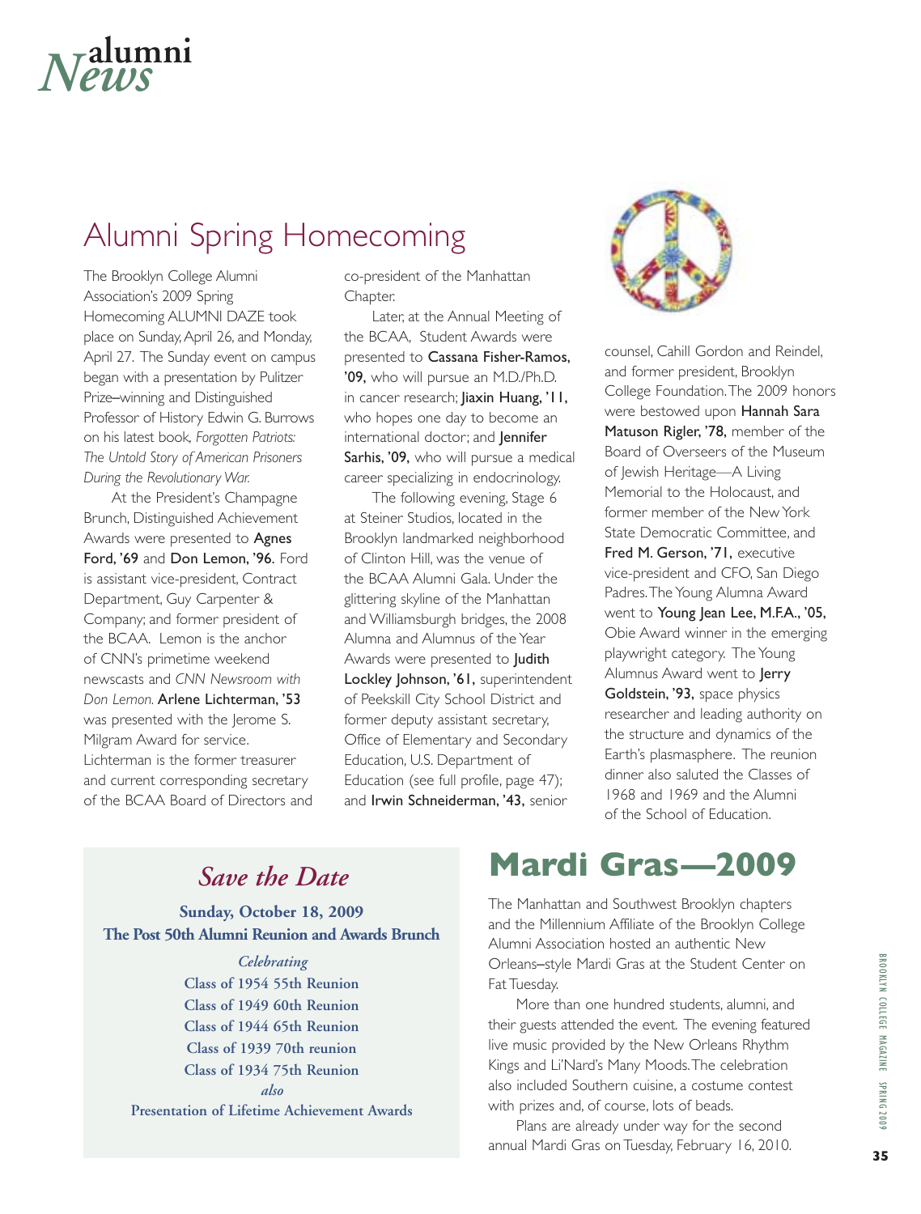# alumni News

## Alumni Spring Homecoming

The Brooklyn College Alumni Association's 2009 Spring Homecoming ALUMNI DAZE took place on Sunday, April 26, and Monday, April 27. The Sunday event on campus began with a presentation by Pulitzer Prize–winning and Distinguished Professor of History Edwin G. Burrows on his latest book, *Forgotten Patriots: The Untold Story of American Prisoners During the Revolutionary War.*

At the President's Champagne Brunch, Distinguished Achievement Awards were presented to **Agnes Ford, '69** and **Don Lemon, '96.** Ford is assistant vice-president, Contract Department, Guy Carpenter & Company; and former president of the BCAA. Lemon is the anchor of CNN's primetime weekend newscasts and *CNN Newsroom with Don Lemon.* **Arlene Lichterman, '53** was presented with the Jerome S. Milgram Award for service. Lichterman is the former treasurer and current corresponding secretary of the BCAA Board of Directors and co-president of the Manhattan Chapter.

Later, at the Annual Meeting of the BCAA, Student Awards were presented to **Cassana Fisher-Ramos, '09,** who will pursue an M.D./Ph.D. in cancer research; **Jiaxin Huang, '11,** who hopes one day to become an international doctor; and **Jennifer Sarhis, '09,** who will pursue a medical career specializing in endocrinology.

The following evening, Stage 6 at Steiner Studios, located in the Brooklyn landmarked neighborhood of Clinton Hill, was the venue of the BCAA Alumni Gala. Under the glittering skyline of the Manhattan and Williamsburgh bridges, the 2008 Alumna and Alumnus of the Year Awards were presented to **Judith Lockley Johnson, '61,** superintendent of Peekskill City School District and former deputy assistant secretary, Office of Elementary and Secondary Education, U.S. Department of Education (see full profile, page 47); and **Irwin Schneiderman, '43,** senior counsel, Cahill Gordon and Reindel, and former president, Brooklyn College Foundation. The 2009 honors were bestowed upon **Hannah Sara Matuson Rigler, '78,** member of the Board of Overseers of the Museum of Jewish Heritage—A Living Memorial to the Holocaust, and former member of the New York State Democratic Committee, and **Fred M. Gerson, '71,** executive vice-president and CFO, San Diego Padres. The Young Alumna Award went to **Young Jean Lee, M.F.A., '05,** Obie Award winner in the emerging playwright category. The Young Alumnus Award went to **Jerry Goldstein, '93,** space physics researcher and leading authority on the structure and dynamics of the Earth's plasmasphere. The reunion dinner also saluted the Classes of 1968 and 1969 and the Alumni of the School of Education.

### *Save the Date*

**Sunday, October 18, 2009**
**The Post 50th Alumni Reunion and Awards Brunch**

***Celebrating***
**Class of 1954 55th Reunion**
**Class of 1949 60th Reunion**
**Class of 1944 65th Reunion**
**Class of 1939 70th reunion**
**Class of 1934 75th Reunion**
***also***
**Presentation of Lifetime Achievement Awards**

## Mardi Gras—2009

The Manhattan and Southwest Brooklyn chapters and the Millennium Affiliate of the Brooklyn College Alumni Association hosted an authentic New Orleans–style Mardi Gras at the Student Center on Fat Tuesday.

More than one hundred students, alumni, and their guests attended the event. The evening featured live music provided by the New Orleans Rhythm Kings and Li'Nard's Many Moods. The celebration also included Southern cuisine, a costume contest with prizes and, of course, lots of beads.

Plans are already under way for the second annual Mardi Gras on Tuesday, February 16, 2010.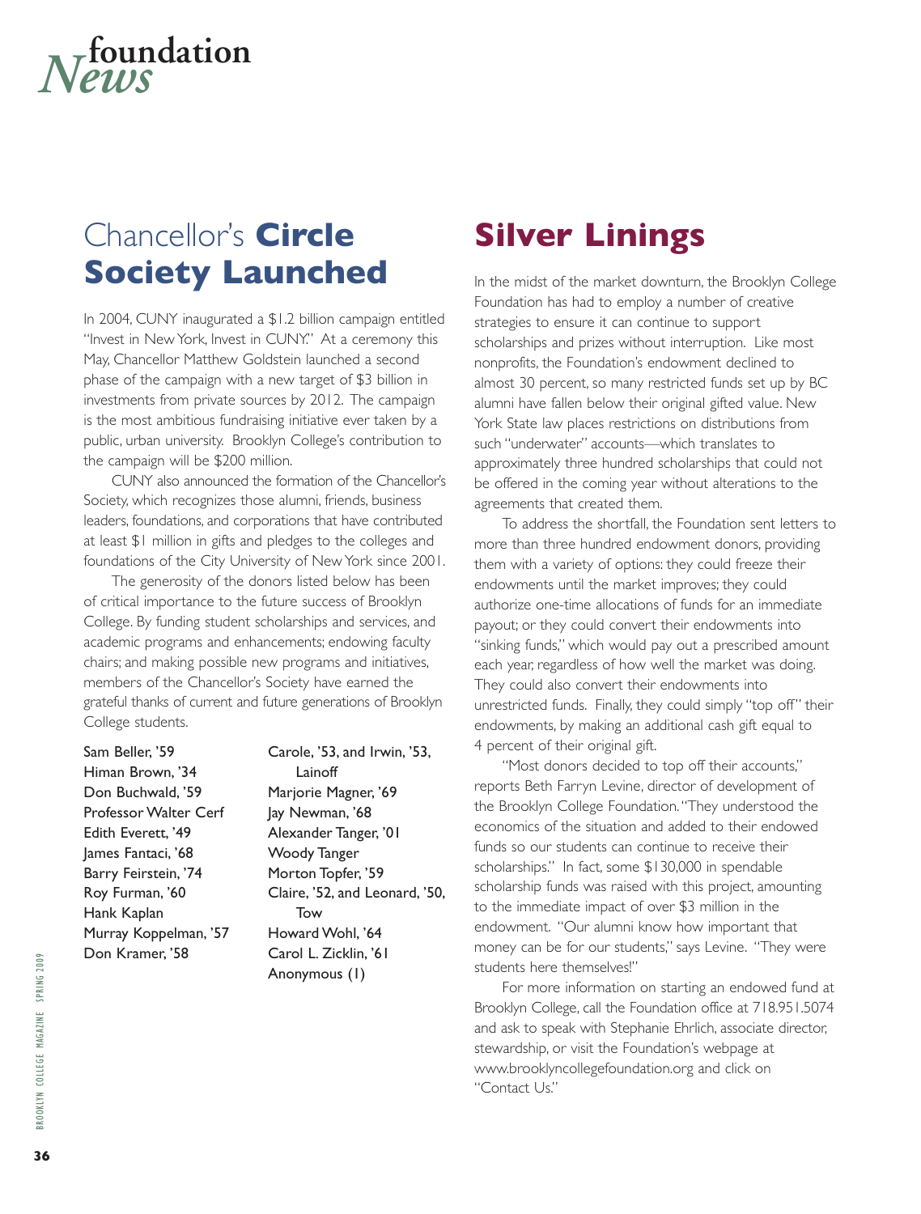# foundation *News*

## Chancellor's **Circle Society Launched**

In 2004, CUNY inaugurated a $1.2 billion campaign entitled "Invest in New York, Invest in CUNY." At a ceremony this May, Chancellor Matthew Goldstein launched a second phase of the campaign with a new target of $3 billion in investments from private sources by 2012. The campaign is the most ambitious fundraising initiative ever taken by a public, urban university. Brooklyn College's contribution to the campaign will be $200 million.

CUNY also announced the formation of the Chancellor's Society, which recognizes those alumni, friends, business leaders, foundations, and corporations that have contributed at least $1 million in gifts and pledges to the colleges and foundations of the City University of New York since 2001.

The generosity of the donors listed below has been of critical importance to the future success of Brooklyn College. By funding student scholarships and services, and academic programs and enhancements; endowing faculty chairs; and making possible new programs and initiatives, members of the Chancellor's Society have earned the grateful thanks of current and future generations of Brooklyn College students.

Sam Beller, '59
Himan Brown, '34
Don Buchwald, '59
Professor Walter Cerf
Edith Everett, '49
James Fantaci, '68
Barry Feirstein, '74
Roy Furman, '60
Hank Kaplan
Murray Koppelman, '57
Don Kramer, '58
Carole, '53, and Irwin, '53, Lainoff
Marjorie Magner, '69
Jay Newman, '68
Alexander Tanger, '01
Woody Tanger
Morton Topfer, '59
Claire, '52, and Leonard, '50, Tow
Howard Wohl, '64
Carol L. Zicklin, '61
Anonymous (1)

## Silver Linings

In the midst of the market downturn, the Brooklyn College Foundation has had to employ a number of creative strategies to ensure it can continue to support scholarships and prizes without interruption. Like most nonprofits, the Foundation's endowment declined to almost 30 percent, so many restricted funds set up by BC alumni have fallen below their original gifted value. New York State law places restrictions on distributions from such "underwater" accounts—which translates to approximately three hundred scholarships that could not be offered in the coming year without alterations to the agreements that created them.

To address the shortfall, the Foundation sent letters to more than three hundred endowment donors, providing them with a variety of options: they could freeze their endowments until the market improves; they could authorize one-time allocations of funds for an immediate payout; or they could convert their endowments into "sinking funds," which would pay out a prescribed amount each year, regardless of how well the market was doing. They could also convert their endowments into unrestricted funds. Finally, they could simply "top off" their endowments, by making an additional cash gift equal to 4 percent of their original gift.

"Most donors decided to top off their accounts," reports Beth Farryn Levine, director of development of the Brooklyn College Foundation. "They understood the economics of the situation and added to their endowed funds so our students can continue to receive their scholarships." In fact, some $130,000 in spendable scholarship funds was raised with this project, amounting to the immediate impact of over $3 million in the endowment. "Our alumni know how important that money can be for our students," says Levine. "They were students here themselves!"

For more information on starting an endowed fund at Brooklyn College, call the Foundation office at 718.951.5074 and ask to speak with Stephanie Ehrlich, associate director, stewardship, or visit the Foundation's webpage at www.brooklyncollegefoundation.org and click on "Contact Us."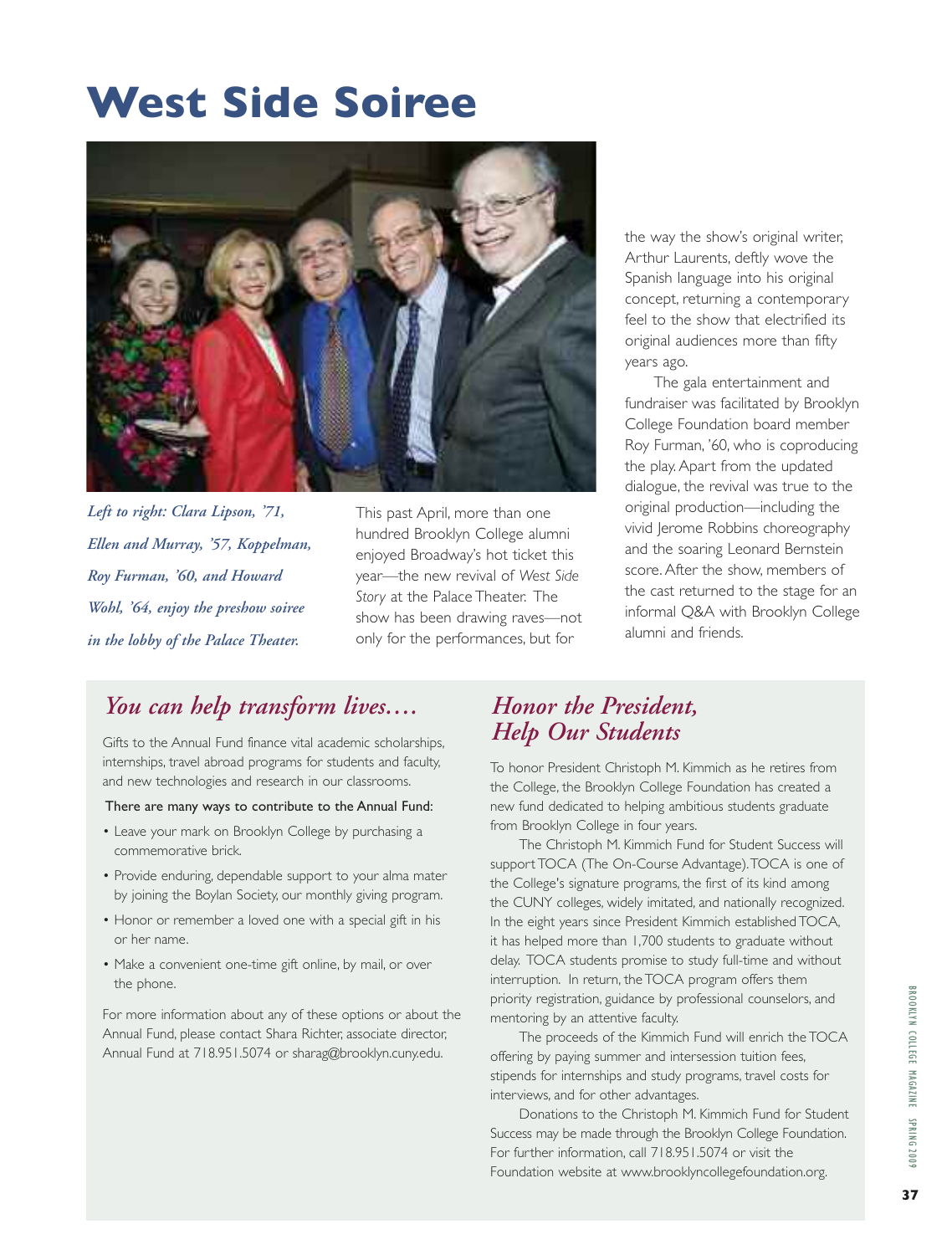# West Side Soiree

*Left to right: Clara Lipson, '71, Ellen and Murray, '57, Koppelman, Roy Furman, '60, and Howard Wohl, '64, enjoy the preshow soiree in the lobby of the Palace Theater.*

This past April, more than one hundred Brooklyn College alumni enjoyed Broadway's hot ticket this year—the new revival of *West Side Story* at the Palace Theater. The show has been drawing raves—not only for the performances, but for the way the show's original writer, Arthur Laurents, deftly wove the Spanish language into his original concept, returning a contemporary feel to the show that electrified its original audiences more than fifty years ago.

The gala entertainment and fundraiser was facilitated by Brooklyn College Foundation board member Roy Furman, '60, who is coproducing the play. Apart from the updated dialogue, the revival was true to the original production—including the vivid Jerome Robbins choreography and the soaring Leonard Bernstein score. After the show, members of the cast returned to the stage for an informal Q&A with Brooklyn College alumni and friends.

## *You can help transform lives….*

Gifts to the Annual Fund finance vital academic scholarships, internships, travel abroad programs for students and faculty, and new technologies and research in our classrooms.

There are many ways to contribute to the Annual Fund:

- Leave your mark on Brooklyn College by purchasing a commemorative brick.
- Provide enduring, dependable support to your alma mater by joining the Boylan Society, our monthly giving program.
- Honor or remember a loved one with a special gift in his or her name.
- Make a convenient one-time gift online, by mail, or over the phone.

For more information about any of these options or about the Annual Fund, please contact Shara Richter, associate director, Annual Fund at 718.951.5074 or sharag@brooklyn.cuny.edu.

## *Honor the President, Help Our Students*

To honor President Christoph M. Kimmich as he retires from the College, the Brooklyn College Foundation has created a new fund dedicated to helping ambitious students graduate from Brooklyn College in four years.

The Christoph M. Kimmich Fund for Student Success will support TOCA (The On-Course Advantage). TOCA is one of the College's signature programs, the first of its kind among the CUNY colleges, widely imitated, and nationally recognized. In the eight years since President Kimmich established TOCA, it has helped more than 1,700 students to graduate without delay. TOCA students promise to study full-time and without interruption. In return, the TOCA program offers them priority registration, guidance by professional counselors, and mentoring by an attentive faculty.

The proceeds of the Kimmich Fund will enrich the TOCA offering by paying summer and intersession tuition fees, stipends for internships and study programs, travel costs for interviews, and for other advantages.

Donations to the Christoph M. Kimmich Fund for Student Success may be made through the Brooklyn College Foundation. For further information, call 718.951.5074 or visit the Foundation website at www.brooklyncollegefoundation.org.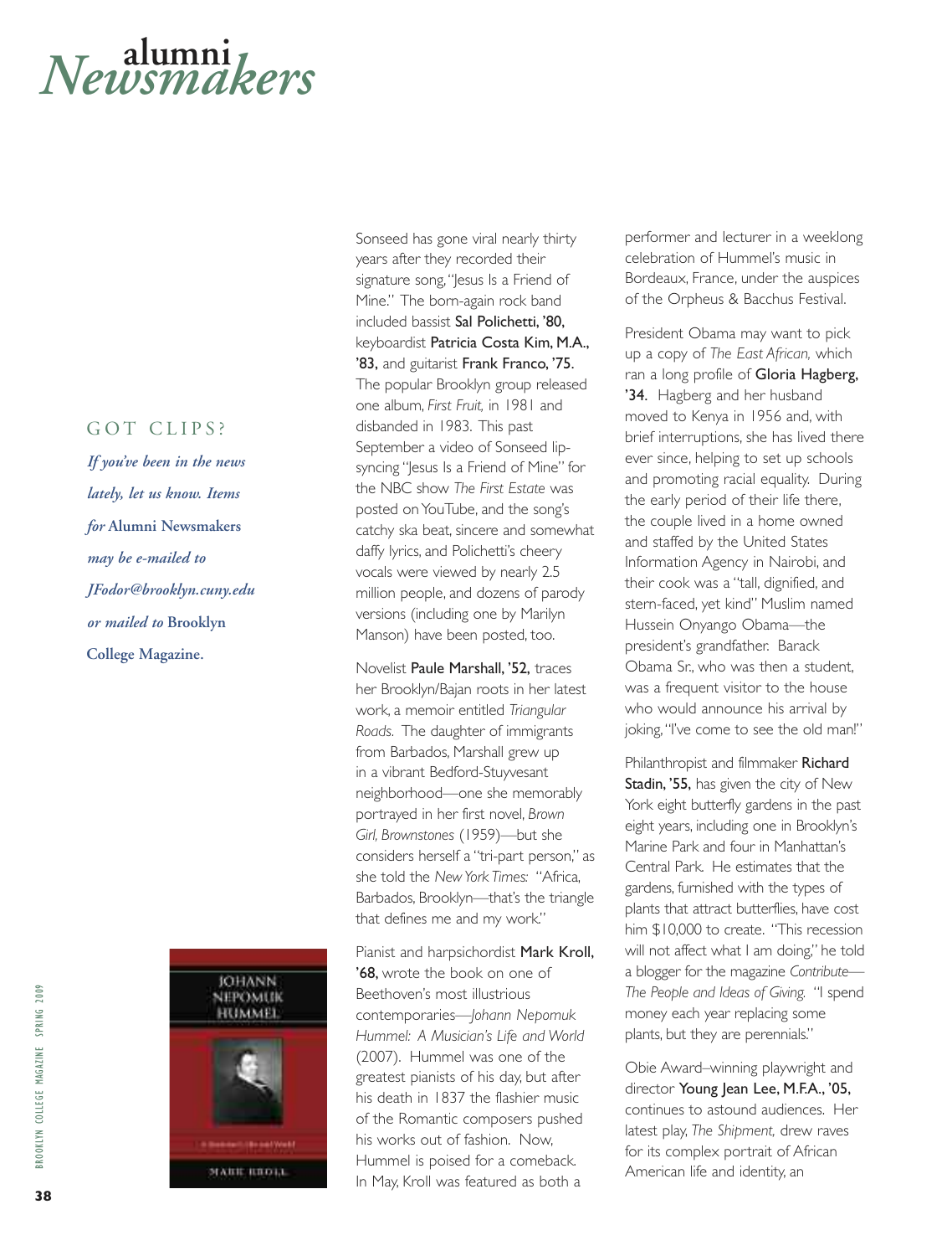# alumni *Newsmakers*

## GOT CLIPS?

***If you've been in the news lately, let us know. Items for* Alumni Newsmakers *may be e-mailed to JFodor@brooklyn.cuny.edu or mailed to* Brooklyn College Magazine.**

Sonseed has gone viral nearly thirty years after they recorded their signature song, "Jesus Is a Friend of Mine." The born-again rock band included bassist **Sal Polichetti, '80,** keyboardist **Patricia Costa Kim, M.A., '83,** and guitarist **Frank Franco, '75**. The popular Brooklyn group released one album, *First Fruit,* in 1981 and disbanded in 1983. This past September a video of Sonseed lip-syncing "Jesus Is a Friend of Mine" for the NBC show *The First Estate* was posted on YouTube, and the song's catchy ska beat, sincere and somewhat daffy lyrics, and Polichetti's cheery vocals were viewed by nearly 2.5 million people, and dozens of parody versions (including one by Marilyn Manson) have been posted, too.

Novelist **Paule Marshall, '52,** traces her Brooklyn/Bajan roots in her latest work, a memoir entitled *Triangular Roads.* The daughter of immigrants from Barbados, Marshall grew up in a vibrant Bedford-Stuyvesant neighborhood—one she memorably portrayed in her first novel, *Brown Girl, Brownstones* (1959)—but she considers herself a "tri-part person," as she told the *New York Times:* "Africa, Barbados, Brooklyn—that's the triangle that defines me and my work."

Pianist and harpsichordist **Mark Kroll, '68,** wrote the book on one of Beethoven's most illustrious contemporaries—*Johann Nepomuk Hummel: A Musician's Life and World* (2007). Hummel was one of the greatest pianists of his day, but after his death in 1837 the flashier music of the Romantic composers pushed his works out of fashion. Now, Hummel is poised for a comeback. In May, Kroll was featured as both a performer and lecturer in a weeklong celebration of Hummel's music in Bordeaux, France, under the auspices of the Orpheus & Bacchus Festival.

President Obama may want to pick up a copy of *The East African,* which ran a long profile of **Gloria Hagberg, '34.** Hagberg and her husband moved to Kenya in 1956 and, with brief interruptions, she has lived there ever since, helping to set up schools and promoting racial equality. During the early period of their life there, the couple lived in a home owned and staffed by the United States Information Agency in Nairobi, and their cook was a "tall, dignified, and stern-faced, yet kind" Muslim named Hussein Onyango Obama—the president's grandfather. Barack Obama Sr., who was then a student, was a frequent visitor to the house who would announce his arrival by joking, "I've come to see the old man!"

Philanthropist and filmmaker **Richard Stadin, '55,** has given the city of New York eight butterfly gardens in the past eight years, including one in Brooklyn's Marine Park and four in Manhattan's Central Park. He estimates that the gardens, furnished with the types of plants that attract butterflies, have cost him $10,000 to create. "This recession will not affect what I am doing," he told a blogger for the magazine *Contribute—The People and Ideas of Giving.* "I spend money each year replacing some plants, but they are perennials."

Obie Award–winning playwright and director **Young Jean Lee, M.F.A., '05,** continues to astound audiences. Her latest play, *The Shipment,* drew raves for its complex portrait of African American life and identity, an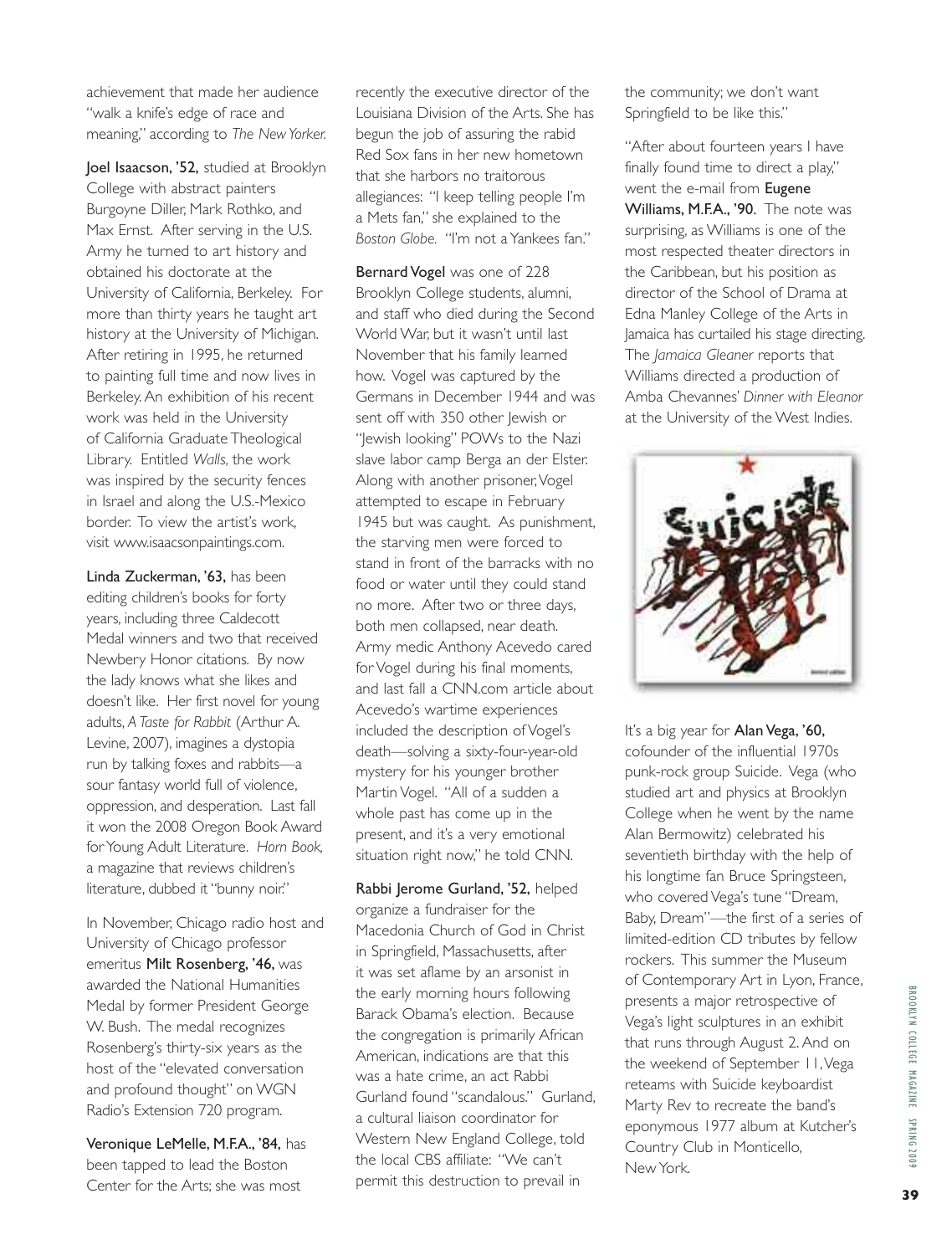achievement that made her audience "walk a knife's edge of race and meaning," according to *The New Yorker.*

**Joel Isaacson, '52,** studied at Brooklyn College with abstract painters Burgoyne Diller, Mark Rothko, and Max Ernst. After serving in the U.S. Army he turned to art history and obtained his doctorate at the University of California, Berkeley. For more than thirty years he taught art history at the University of Michigan. After retiring in 1995, he returned to painting full time and now lives in Berkeley. An exhibition of his recent work was held in the University of California Graduate Theological Library. Entitled *Walls,* the work was inspired by the security fences in Israel and along the U.S.-Mexico border. To view the artist's work, visit www.isaacsonpaintings.com.

**Linda Zuckerman, '63,** has been editing children's books for forty years, including three Caldecott Medal winners and two that received Newbery Honor citations. By now the lady knows what she likes and doesn't like. Her first novel for young adults, *A Taste for Rabbit* (Arthur A. Levine, 2007), imagines a dystopia run by talking foxes and rabbits—a sour fantasy world full of violence, oppression, and desperation. Last fall it won the 2008 Oregon Book Award for Young Adult Literature. *Horn Book,* a magazine that reviews children's literature, dubbed it "bunny noir."

In November, Chicago radio host and University of Chicago professor emeritus **Milt Rosenberg, '46,** was awarded the National Humanities Medal by former President George W. Bush. The medal recognizes Rosenberg's thirty-six years as the host of the "elevated conversation and profound thought" on WGN Radio's Extension 720 program.

**Veronique LeMelle, M.F.A., '84,** has been tapped to lead the Boston Center for the Arts; she was most recently the executive director of the Louisiana Division of the Arts. She has begun the job of assuring the rabid Red Sox fans in her new hometown that she harbors no traitorous allegiances: "I keep telling people I'm a Mets fan," she explained to the *Boston Globe.* "I'm not a Yankees fan."

**Bernard Vogel** was one of 228 Brooklyn College students, alumni, and staff who died during the Second World War, but it wasn't until last November that his family learned how. Vogel was captured by the Germans in December 1944 and was sent off with 350 other Jewish or "Jewish looking" POWs to the Nazi slave labor camp Berga an der Elster. Along with another prisoner, Vogel attempted to escape in February 1945 but was caught. As punishment, the starving men were forced to stand in front of the barracks with no food or water until they could stand no more. After two or three days, both men collapsed, near death. Army medic Anthony Acevedo cared for Vogel during his final moments, and last fall a CNN.com article about Acevedo's wartime experiences included the description of Vogel's death—solving a sixty-four-year-old mystery for his younger brother Martin Vogel. "All of a sudden a whole past has come up in the present, and it's a very emotional situation right now," he told CNN.

**Rabbi Jerome Gurland, '52,** helped organize a fundraiser for the Macedonia Church of God in Christ in Springfield, Massachusetts, after it was set aflame by an arsonist in the early morning hours following Barack Obama's election. Because the congregation is primarily African American, indications are that this was a hate crime, an act Rabbi Gurland found "scandalous." Gurland, a cultural liaison coordinator for Western New England College, told the local CBS affiliate: "We can't permit this destruction to prevail in the community; we don't want Springfield to be like this."

"After about fourteen years I have finally found time to direct a play," went the e-mail from **Eugene Williams, M.F.A., '90.** The note was surprising, as Williams is one of the most respected theater directors in the Caribbean, but his position as director of the School of Drama at Edna Manley College of the Arts in Jamaica has curtailed his stage directing. The *Jamaica Gleaner* reports that Williams directed a production of Amba Chevannes' *Dinner with Eleanor* at the University of the West Indies.

It's a big year for **Alan Vega, '60,** cofounder of the influential 1970s punk-rock group Suicide. Vega (who studied art and physics at Brooklyn College when he went by the name Alan Bermowitz) celebrated his seventieth birthday with the help of his longtime fan Bruce Springsteen, who covered Vega's tune "Dream, Baby, Dream"—the first of a series of limited-edition CD tributes by fellow rockers. This summer the Museum of Contemporary Art in Lyon, France, presents a major retrospective of Vega's light sculptures in an exhibit that runs through August 2. And on the weekend of September 11, Vega reteams with Suicide keyboardist Marty Rev to recreate the band's eponymous 1977 album at Kutcher's Country Club in Monticello, New York.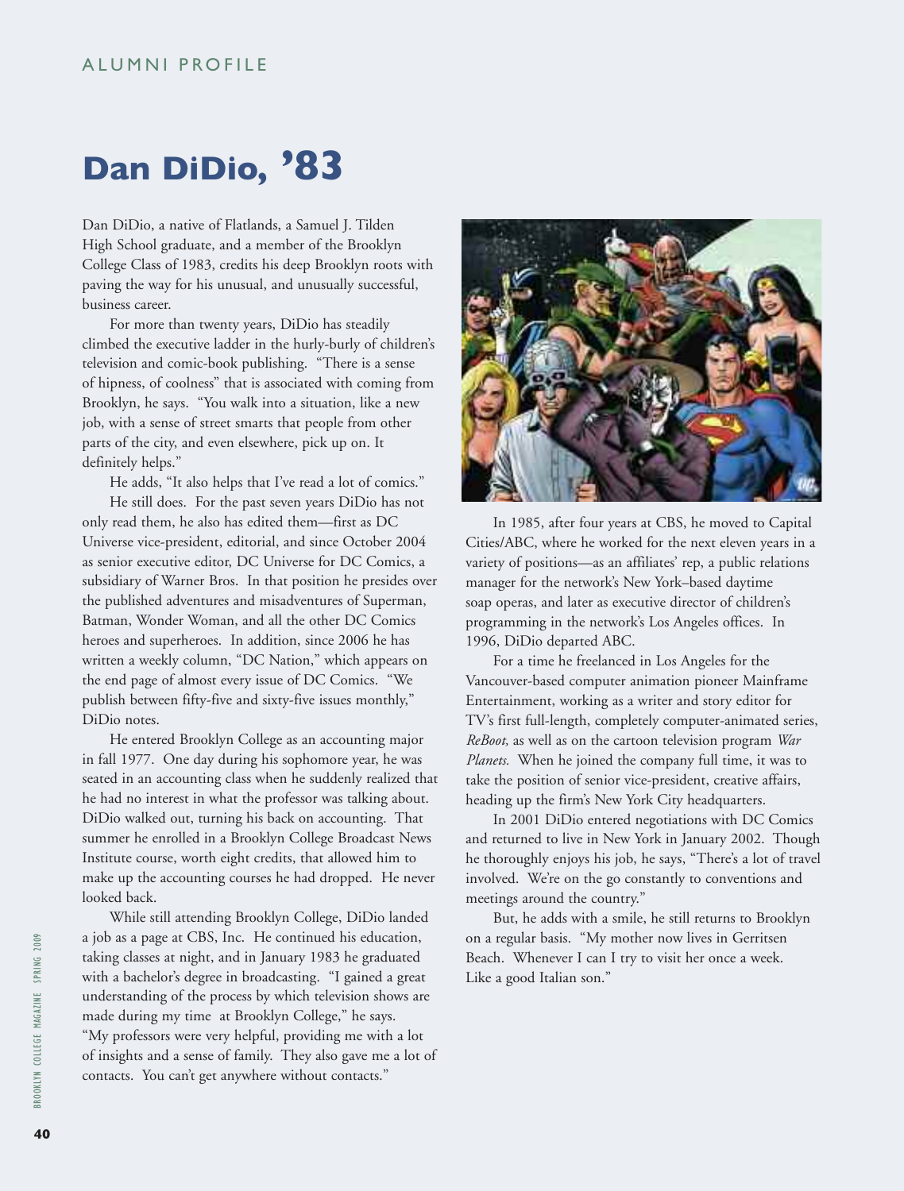ALUMNI PROFILE

# Dan DiDio, '83

Dan DiDio, a native of Flatlands, a Samuel J. Tilden High School graduate, and a member of the Brooklyn College Class of 1983, credits his deep Brooklyn roots with paving the way for his unusual, and unusually successful, business career.

For more than twenty years, DiDio has steadily climbed the executive ladder in the hurly-burly of children's television and comic-book publishing. "There is a sense of hipness, of coolness" that is associated with coming from Brooklyn, he says. "You walk into a situation, like a new job, with a sense of street smarts that people from other parts of the city, and even elsewhere, pick up on. It definitely helps."

He adds, "It also helps that I've read a lot of comics."

He still does. For the past seven years DiDio has not only read them, he also has edited them—first as DC Universe vice-president, editorial, and since October 2004 as senior executive editor, DC Universe for DC Comics, a subsidiary of Warner Bros. In that position he presides over the published adventures and misadventures of Superman, Batman, Wonder Woman, and all the other DC Comics heroes and superheroes. In addition, since 2006 he has written a weekly column, "DC Nation," which appears on the end page of almost every issue of DC Comics. "We publish between fifty-five and sixty-five issues monthly," DiDio notes.

He entered Brooklyn College as an accounting major in fall 1977. One day during his sophomore year, he was seated in an accounting class when he suddenly realized that he had no interest in what the professor was talking about. DiDio walked out, turning his back on accounting. That summer he enrolled in a Brooklyn College Broadcast News Institute course, worth eight credits, that allowed him to make up the accounting courses he had dropped. He never looked back.

While still attending Brooklyn College, DiDio landed a job as a page at CBS, Inc. He continued his education, taking classes at night, and in January 1983 he graduated with a bachelor's degree in broadcasting. "I gained a great understanding of the process by which television shows are made during my time at Brooklyn College," he says. "My professors were very helpful, providing me with a lot of insights and a sense of family. They also gave me a lot of contacts. You can't get anywhere without contacts."

In 1985, after four years at CBS, he moved to Capital Cities/ABC, where he worked for the next eleven years in a variety of positions—as an affiliates' rep, a public relations manager for the network's New York–based daytime soap operas, and later as executive director of children's programming in the network's Los Angeles offices. In 1996, DiDio departed ABC.

For a time he freelanced in Los Angeles for the Vancouver-based computer animation pioneer Mainframe Entertainment, working as a writer and story editor for TV's first full-length, completely computer-animated series, *ReBoot,* as well as on the cartoon television program *War Planets.* When he joined the company full time, it was to take the position of senior vice-president, creative affairs, heading up the firm's New York City headquarters.

In 2001 DiDio entered negotiations with DC Comics and returned to live in New York in January 2002. Though he thoroughly enjoys his job, he says, "There's a lot of travel involved. We're on the go constantly to conventions and meetings around the country."

But, he adds with a smile, he still returns to Brooklyn on a regular basis. "My mother now lives in Gerritsen Beach. Whenever I can I try to visit her once a week. Like a good Italian son."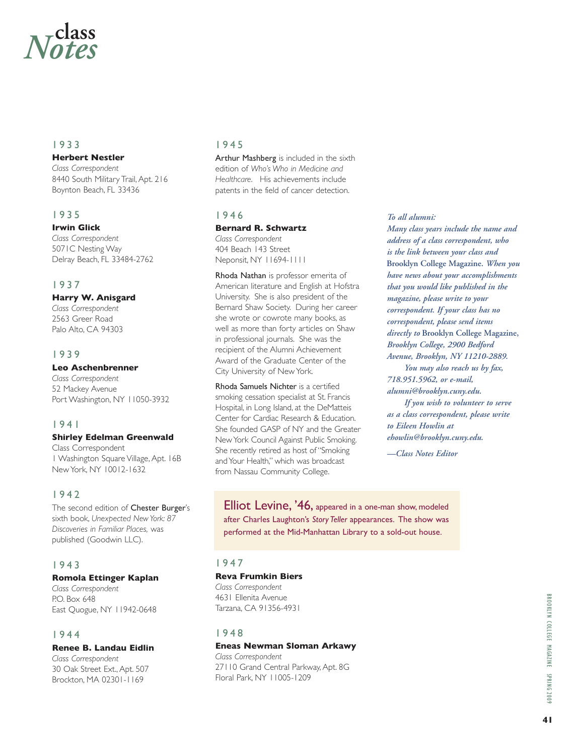# class *Notes*

## 1933

**Herbert Nestler**
*Class Correspondent*
8440 South Military Trail, Apt. 216
Boynton Beach, FL 33436

## 1935

**Irwin Glick**
*Class Correspondent*
5071C Nesting Way
Delray Beach, FL 33484-2762

## 1937

**Harry W. Anisgard**
*Class Correspondent*
2563 Greer Road
Palo Alto, CA 94303

## 1939

**Leo Aschenbrenner**
*Class Correspondent*
52 Mackey Avenue
Port Washington, NY 11050-3932

## 1941

**Shirley Edelman Greenwald**
Class Correspondent
1 Washington Square Village, Apt. 16B
New York, NY 10012-1632

## 1942

The second edition of Chester Burger's sixth book, *Unexpected New York: 87 Discoveries in Familiar Places,* was published (Goodwin LLC).

## 1943

**Romola Ettinger Kaplan**
*Class Correspondent*
P.O. Box 648
East Quogue, NY 11942-0648

## 1944

**Renee B. Landau Eidlin**
*Class Correspondent*
30 Oak Street Ext., Apt. 507
Brockton, MA 02301-1169

## 1945

Arthur Mashberg is included in the sixth edition of *Who's Who in Medicine and Healthcare*. His achievements include patents in the field of cancer detection.

## 1946

**Bernard R. Schwartz**
*Class Correspondent*
404 Beach 143 Street
Neponsit, NY 11694-1111

Rhoda Nathan is professor emerita of American literature and English at Hofstra University. She is also president of the Bernard Shaw Society. During her career she wrote or cowrote many books, as well as more than forty articles on Shaw in professional journals. She was the recipient of the Alumni Achievement Award of the Graduate Center of the City University of New York.

Rhoda Samuels Nichter is a certified smoking cessation specialist at St. Francis Hospital, in Long Island, at the DeMatteis Center for Cardiac Research & Education. She founded GASP of NY and the Greater New York Council Against Public Smoking. She recently retired as host of "Smoking and Your Health," which was broadcast from Nassau Community College.

Elliot Levine, '46, appeared in a one-man show, modeled after Charles Laughton's *Story Teller* appearances. The show was performed at the Mid-Manhattan Library to a sold-out house.

## 1947

**Reva Frumkin Biers**
*Class Correspondent*
4631 Ellenita Avenue
Tarzana, CA 91356-4931

## 1948

**Eneas Newman Sloman Arkawy**
*Class Correspondent*
27110 Grand Central Parkway, Apt. 8G
Floral Park, NY 11005-1209

*To all alumni:*
*Many class years include the name and address of a class correspondent, who is the link between your class and* Brooklyn College Magazine. *When you have news about your accomplishments that you would like published in the magazine, please write to your correspondent. If your class has no correspondent, please send items directly to* Brooklyn College Magazine, *Brooklyn College, 2900 Bedford Avenue, Brooklyn, NY 11210-2889.*

*You may also reach us by fax, 718.951.5962, or e-mail, alumni@brooklyn.cuny.edu.*

*If you wish to volunteer to serve as a class correspondent, please write to Eileen Howlin at ehowlin@brooklyn.cuny.edu.*

*—Class Notes Editor*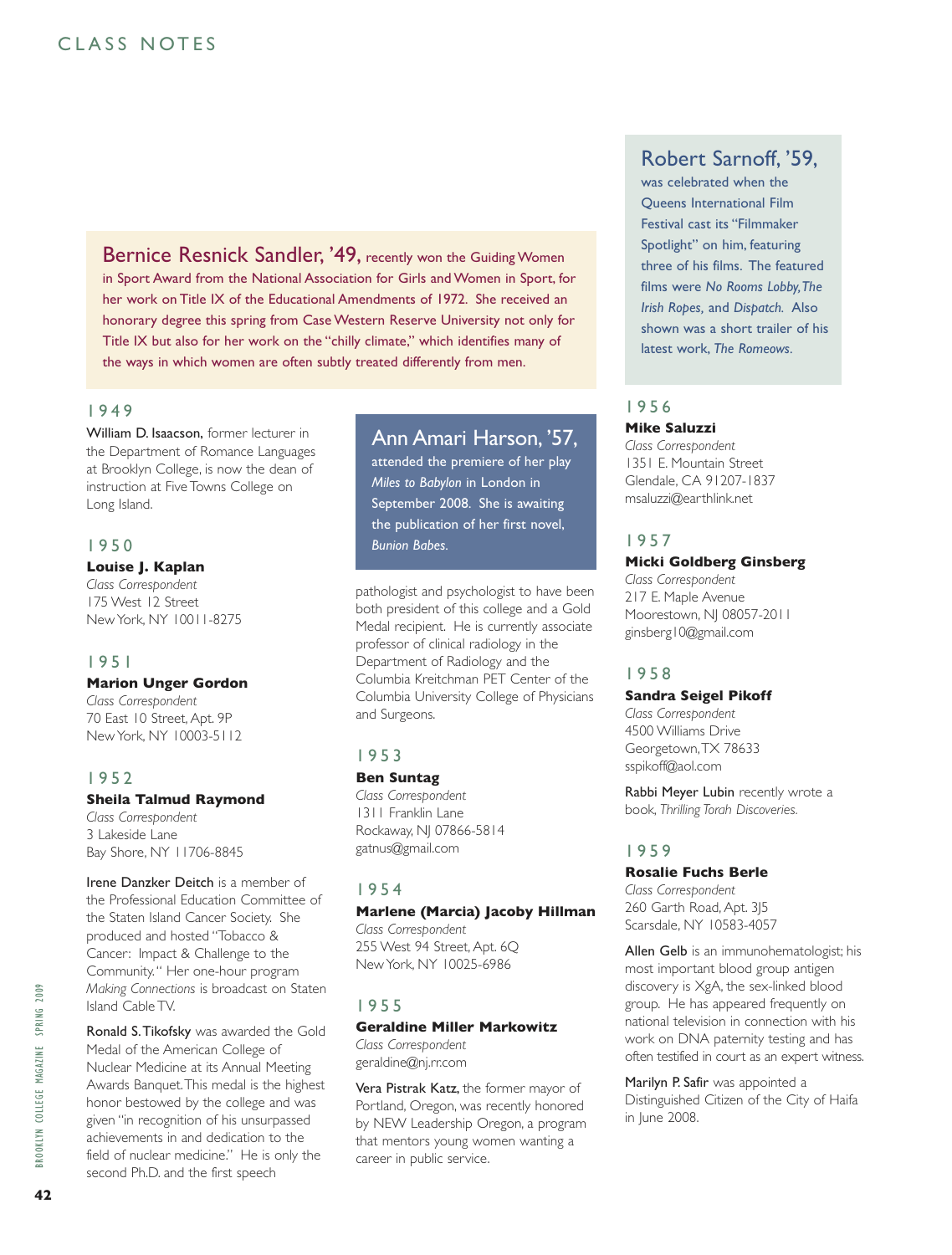# CLASS NOTES

Robert Sarnoff, '59, was celebrated when the Queens International Film Festival cast its "Filmmaker Spotlight" on him, featuring three of his films. The featured films were *No Rooms Lobby, The Irish Ropes,* and *Dispatch.* Also shown was a short trailer of his latest work, *The Romeows.*

Bernice Resnick Sandler, '49, recently won the Guiding Women in Sport Award from the National Association for Girls and Women in Sport, for her work on Title IX of the Educational Amendments of 1972. She received an honorary degree this spring from Case Western Reserve University not only for Title IX but also for her work on the "chilly climate," which identifies many of the ways in which women are often subtly treated differently from men.

## 1949

William D. Isaacson, former lecturer in the Department of Romance Languages at Brooklyn College, is now the dean of instruction at Five Towns College on Long Island.

## 1950

**Louise J. Kaplan**
*Class Correspondent*
175 West 12 Street
New York, NY 10011-8275

## 1951

**Marion Unger Gordon**
*Class Correspondent*
70 East 10 Street, Apt. 9P
New York, NY 10003-5112

## 1952

**Sheila Talmud Raymond**
*Class Correspondent*
3 Lakeside Lane
Bay Shore, NY 11706-8845

Irene Danzker Deitch is a member of the Professional Education Committee of the Staten Island Cancer Society. She produced and hosted "Tobacco & Cancer: Impact & Challenge to the Community." Her one-hour program *Making Connections* is broadcast on Staten Island Cable TV.

Ronald S. Tikofsky was awarded the Gold Medal of the American College of Nuclear Medicine at its Annual Meeting Awards Banquet. This medal is the highest honor bestowed by the college and was given "in recognition of his unsurpassed achievements in and dedication to the field of nuclear medicine." He is only the second Ph.D. and the first speech pathologist and psychologist to have been both president of this college and a Gold Medal recipient. He is currently associate professor of clinical radiology in the Department of Radiology and the Columbia Kreitchman PET Center of the Columbia University College of Physicians and Surgeons.

Ann Amari Harson, '57, attended the premiere of her play *Miles to Babylon* in London in September 2008. She is awaiting the publication of her first novel, *Bunion Babes.*

## 1953

**Ben Suntag**
*Class Correspondent*
1311 Franklin Lane
Rockaway, NJ 07866-5814
gatnus@gmail.com

## 1954

**Marlene (Marcia) Jacoby Hillman**
*Class Correspondent*
255 West 94 Street, Apt. 6Q
New York, NY 10025-6986

## 1955

**Geraldine Miller Markowitz**
*Class Correspondent*
geraldine@nj.rr.com

Vera Pistrak Katz, the former mayor of Portland, Oregon, was recently honored by NEW Leadership Oregon, a program that mentors young women wanting a career in public service.

## 1956

**Mike Saluzzi**
*Class Correspondent*
1351 E. Mountain Street
Glendale, CA 91207-1837
msaluzzi@earthlink.net

## 1957

**Micki Goldberg Ginsberg**
*Class Correspondent*
217 E. Maple Avenue
Moorestown, NJ 08057-2011
ginsberg10@gmail.com

## 1958

**Sandra Seigel Pikoff**
*Class Correspondent*
4500 Williams Drive
Georgetown, TX 78633
sspikoff@aol.com

Rabbi Meyer Lubin recently wrote a book, *Thrilling Torah Discoveries.*

## 1959

**Rosalie Fuchs Berle**
*Class Correspondent*
260 Garth Road, Apt. 3J5
Scarsdale, NY 10583-4057

Allen Gelb is an immunohematologist; his most important blood group antigen discovery is XgA, the sex-linked blood group. He has appeared frequently on national television in connection with his work on DNA paternity testing and has often testified in court as an expert witness.

Marilyn P. Safir was appointed a Distinguished Citizen of the City of Haifa in June 2008.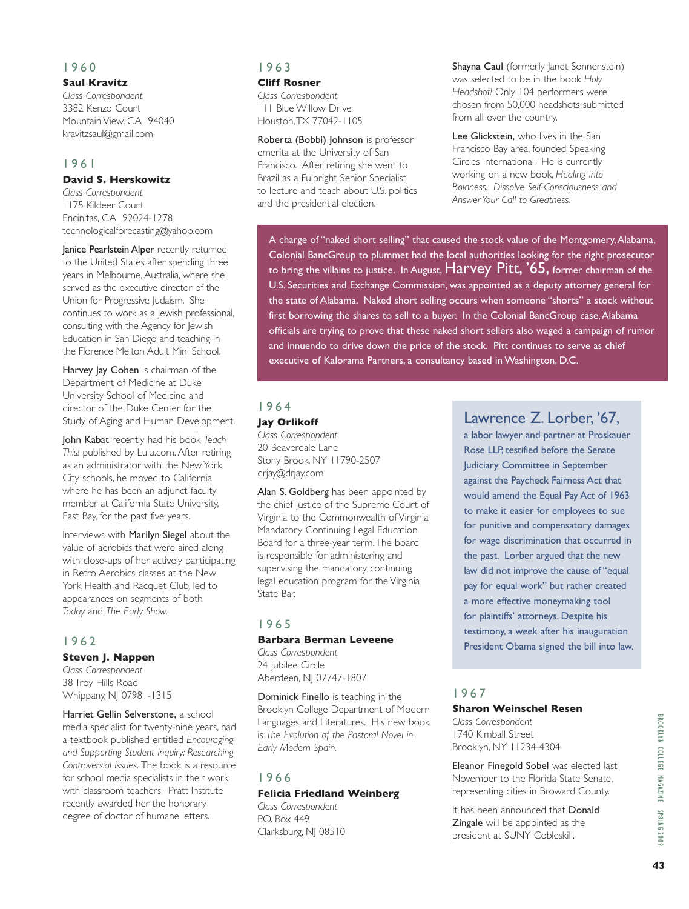## 1960

**Saul Kravitz**
*Class Correspondent*
3382 Kenzo Court
Mountain View, CA 94040
kravitzsaul@gmail.com

## 1961

**David S. Herskowitz**
*Class Correspondent*
1175 Kildeer Court
Encinitas, CA 92024-1278
technologicalforecasting@yahoo.com

Janice Pearlstein Alper recently returned to the United States after spending three years in Melbourne, Australia, where she served as the executive director of the Union for Progressive Judaism. She continues to work as a Jewish professional, consulting with the Agency for Jewish Education in San Diego and teaching in the Florence Melton Adult Mini School.

Harvey Jay Cohen is chairman of the Department of Medicine at Duke University School of Medicine and director of the Duke Center for the Study of Aging and Human Development.

John Kabat recently had his book *Teach This!* published by Lulu.com. After retiring as an administrator with the New York City schools, he moved to California where he has been an adjunct faculty member at California State University, East Bay, for the past five years.

Interviews with Marilyn Siegel about the value of aerobics that were aired along with close-ups of her actively participating in Retro Aerobics classes at the New York Health and Racquet Club, led to appearances on segments of both *Today* and *The Early Show.*

## 1962

**Steven J. Nappen**
*Class Correspondent*
38 Troy Hills Road
Whippany, NJ 07981-1315

Harriet Gellin Selverstone, a school media specialist for twenty-nine years, had a textbook published entitled *Encouraging and Supporting Student Inquiry: Researching Controversial Issues.* The book is a resource for school media specialists in their work with classroom teachers. Pratt Institute recently awarded her the honorary degree of doctor of humane letters.

## 1963

**Cliff Rosner**
*Class Correspondent*
111 Blue Willow Drive
Houston, TX 77042-1105

Roberta (Bobbi) Johnson is professor emerita at the University of San Francisco. After retiring she went to Brazil as a Fulbright Senior Specialist to lecture and teach about U.S. politics and the presidential election.

Shayna Caul (formerly Janet Sonnenstein) was selected to be in the book *Holy Headshot!* Only 104 performers were chosen from 50,000 headshots submitted from all over the country.

Lee Glickstein, who lives in the San Francisco Bay area, founded Speaking Circles International. He is currently working on a new book, *Healing into Boldness: Dissolve Self-Consciousness and Answer Your Call to Greatness.*

A charge of "naked short selling" that caused the stock value of the Montgomery, Alabama, Colonial BancGroup to plummet had the local authorities looking for the right prosecutor to bring the villains to justice. In August, **Harvey Pitt, '65,** former chairman of the U.S. Securities and Exchange Commission, was appointed as a deputy attorney general for the state of Alabama. Naked short selling occurs when someone "shorts" a stock without first borrowing the shares to sell to a buyer. In the Colonial BancGroup case, Alabama officials are trying to prove that these naked short sellers also waged a campaign of rumor and innuendo to drive down the price of the stock. Pitt continues to serve as chief executive of Kalorama Partners, a consultancy based in Washington, D.C.

## 1964

**Jay Orlikoff**
*Class Correspondent*
20 Beaverdale Lane
Stony Brook, NY 11790-2507
drjay@drjay.com

Alan S. Goldberg has been appointed by the chief justice of the Supreme Court of Virginia to the Commonwealth of Virginia Mandatory Continuing Legal Education Board for a three-year term. The board is responsible for administering and supervising the mandatory continuing legal education program for the Virginia State Bar.

## 1965

**Barbara Berman Leveene**
*Class Correspondent*
24 Jubilee Circle
Aberdeen, NJ 07747-1807

Dominick Finello is teaching in the Brooklyn College Department of Modern Languages and Literatures. His new book is *The Evolution of the Pastoral Novel in Early Modern Spain.*

## 1966

**Felicia Friedland Weinberg**
*Class Correspondent*
P.O. Box 449
Clarksburg, NJ 08510

**Lawrence Z. Lorber, '67,** a labor lawyer and partner at Proskauer Rose LLP, testified before the Senate Judiciary Committee in September against the Paycheck Fairness Act that would amend the Equal Pay Act of 1963 to make it easier for employees to sue for punitive and compensatory damages for wage discrimination that occurred in the past. Lorber argued that the new law did not improve the cause of "equal pay for equal work" but rather created a more effective moneymaking tool for plaintiffs' attorneys. Despite his testimony, a week after his inauguration President Obama signed the bill into law.

## 1967

**Sharon Weinschel Resen**
*Class Correspondent*
1740 Kimball Street
Brooklyn, NY 11234-4304

Eleanor Finegold Sobel was elected last November to the Florida State Senate, representing cities in Broward County.

It has been announced that Donald Zingale will be appointed as the president at SUNY Cobleskill.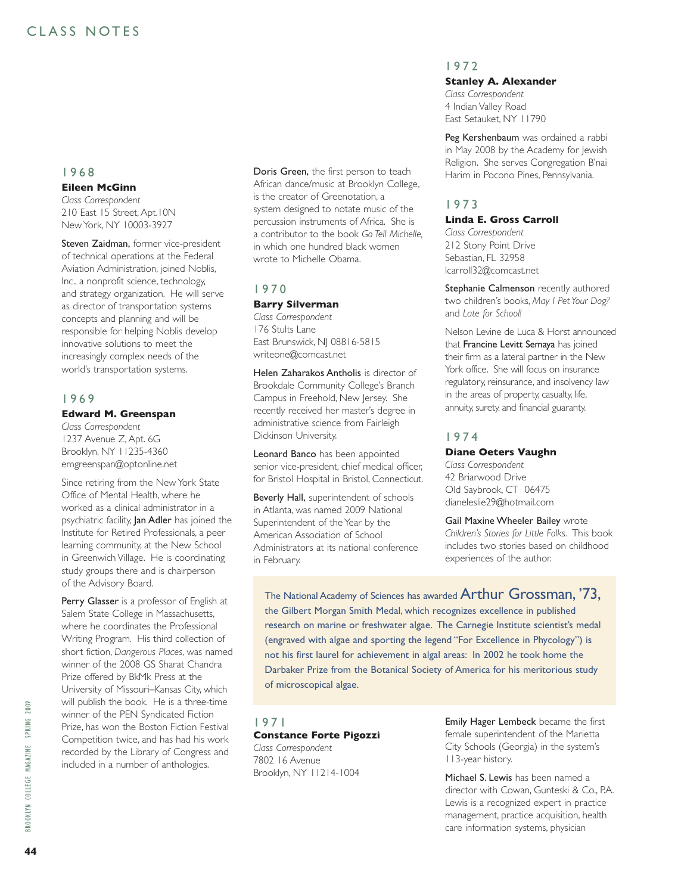# CLASS NOTES

## 1968

**Eileen McGinn**
*Class Correspondent*
210 East 15 Street, Apt. 10N
New York, NY 10003-3927

Steven Zaidman, former vice-president of technical operations at the Federal Aviation Administration, joined Noblis, Inc., a nonprofit science, technology, and strategy organization. He will serve as director of transportation systems concepts and planning and will be responsible for helping Noblis develop innovative solutions to meet the increasingly complex needs of the world's transportation systems.

## 1969

**Edward M. Greenspan**
*Class Correspondent*
1237 Avenue Z, Apt. 6G
Brooklyn, NY 11235-4360
emgreenspan@optonline.net

Since retiring from the New York State Office of Mental Health, where he worked as a clinical administrator in a psychiatric facility, Jan Adler has joined the Institute for Retired Professionals, a peer learning community, at the New School in Greenwich Village. He is coordinating study groups there and is chairperson of the Advisory Board.

Perry Glasser is a professor of English at Salem State College in Massachusetts, where he coordinates the Professional Writing Program. His third collection of short fiction, *Dangerous Places,* was named winner of the 2008 GS Sharat Chandra Prize offered by BkMk Press at the University of Missouri–Kansas City, which will publish the book. He is a three-time winner of the PEN Syndicated Fiction Prize, has won the Boston Fiction Festival Competition twice, and has had his work recorded by the Library of Congress and included in a number of anthologies.

Doris Green, the first person to teach African dance/music at Brooklyn College, is the creator of Greenotation, a system designed to notate music of the percussion instruments of Africa. She is a contributor to the book *Go Tell Michelle,* in which one hundred black women wrote to Michelle Obama.

## 1970

**Barry Silverman**
*Class Correspondent*
176 Stults Lane
East Brunswick, NJ 08816-5815
writeone@comcast.net

Helen Zaharakos Antholis is director of Brookdale Community College's Branch Campus in Freehold, New Jersey. She recently received her master's degree in administrative science from Fairleigh Dickinson University.

Leonard Banco has been appointed senior vice-president, chief medical officer, for Bristol Hospital in Bristol, Connecticut.

Beverly Hall, superintendent of schools in Atlanta, was named 2009 National Superintendent of the Year by the American Association of School Administrators at its national conference in February.

## 1971

**Constance Forte Pigozzi**
*Class Correspondent*
7802 16 Avenue
Brooklyn, NY 11214-1004

Emily Hager Lembeck became the first female superintendent of the Marietta City Schools (Georgia) in the system's 113-year history.

Michael S. Lewis has been named a director with Cowan, Gunteski & Co., P.A. Lewis is a recognized expert in practice management, practice acquisition, health care information systems, physician

## 1972

**Stanley A. Alexander**
*Class Correspondent*
4 Indian Valley Road
East Setauket, NY 11790

Peg Kershenbaum was ordained a rabbi in May 2008 by the Academy for Jewish Religion. She serves Congregation B'nai Harim in Pocono Pines, Pennsylvania.

## 1973

**Linda E. Gross Carroll**
*Class Correspondent*
212 Stony Point Drive
Sebastian, FL 32958
lcarroll32@comcast.net

Stephanie Calmenson recently authored two children's books, *May I Pet Your Dog?* and *Late for School!*

Nelson Levine de Luca & Horst announced that Francine Levitt Semaya has joined their firm as a lateral partner in the New York office. She will focus on insurance regulatory, reinsurance, and insolvency law in the areas of property, casualty, life, annuity, surety, and financial guaranty.

## 1974

**Diane Oeters Vaughn**
*Class Correspondent*
42 Briarwood Drive
Old Saybrook, CT 06475
dianeleslie29@hotmail.com

Gail Maxine Wheeler Bailey wrote *Children's Stories for Little Folks.* This book includes two stories based on childhood experiences of the author.

The National Academy of Sciences has awarded **Arthur Grossman, '73,** the Gilbert Morgan Smith Medal, which recognizes excellence in published research on marine or freshwater algae. The Carnegie Institute scientist's medal (engraved with algae and sporting the legend "For Excellence in Phycology") is not his first laurel for achievement in algal areas: In 2002 he took home the Darbaker Prize from the Botanical Society of America for his meritorious study of microscopical algae.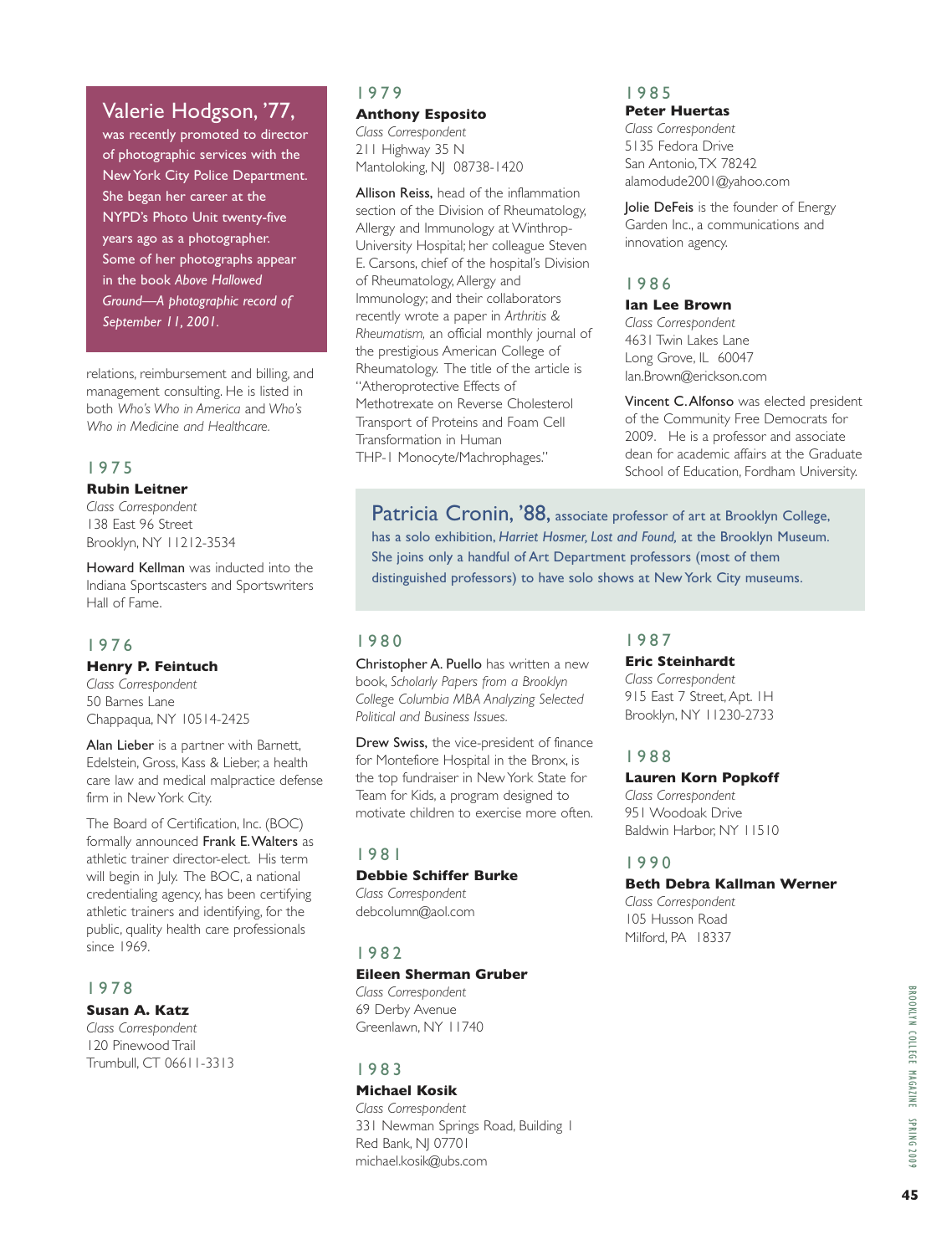**Valerie Hodgson, '77,** was recently promoted to director of photographic services with the New York City Police Department. She began her career at the NYPD's Photo Unit twenty-five years ago as a photographer. Some of her photographs appear in the book *Above Hallowed Ground—A photographic record of September 11, 2001.*

relations, reimbursement and billing, and management consulting. He is listed in both *Who's Who in America* and *Who's Who in Medicine and Healthcare.*

## 1975

**Rubin Leitner**
*Class Correspondent*
138 East 96 Street
Brooklyn, NY 11212-3534

Howard Kellman was inducted into the Indiana Sportscasters and Sportswriters Hall of Fame.

## 1976

**Henry P. Feintuch**
*Class Correspondent*
50 Barnes Lane
Chappaqua, NY 10514-2425

Alan Lieber is a partner with Barnett, Edelstein, Gross, Kass & Lieber, a health care law and medical malpractice defense firm in New York City.

The Board of Certification, Inc. (BOC) formally announced Frank E. Walters as athletic trainer director-elect. His term will begin in July. The BOC, a national credentialing agency, has been certifying athletic trainers and identifying, for the public, quality health care professionals since 1969.

## 1978

**Susan A. Katz**
*Class Correspondent*
120 Pinewood Trail
Trumbull, CT 06611-3313

## 1979

**Anthony Esposito**
*Class Correspondent*
211 Highway 35 N
Mantoloking, NJ 08738-1420

Allison Reiss, head of the inflammation section of the Division of Rheumatology, Allergy and Immunology at Winthrop-University Hospital; her colleague Steven E. Carsons, chief of the hospital's Division of Rheumatology, Allergy and Immunology; and their collaborators recently wrote a paper in *Arthritis & Rheumatism,* an official monthly journal of the prestigious American College of Rheumatology. The title of the article is "Atheroprotective Effects of Methotrexate on Reverse Cholesterol Transport of Proteins and Foam Cell Transformation in Human THP-1 Monocyte/Machrophages."

## 1985

**Peter Huertas**
*Class Correspondent*
5135 Fedora Drive
San Antonio, TX 78242
alamodude2001@yahoo.com

Jolie DeFeis is the founder of Energy Garden Inc., a communications and innovation agency.

## 1986

**Ian Lee Brown**
*Class Correspondent*
4631 Twin Lakes Lane
Long Grove, IL 60047
Ian.Brown@erickson.com

Vincent C. Alfonso was elected president of the Community Free Democrats for 2009. He is a professor and associate dean for academic affairs at the Graduate School of Education, Fordham University.

**Patricia Cronin, '88,** associate professor of art at Brooklyn College, has a solo exhibition, *Harriet Hosmer, Lost and Found,* at the Brooklyn Museum. She joins only a handful of Art Department professors (most of them distinguished professors) to have solo shows at New York City museums.

## 1980

Christopher A. Puello has written a new book, *Scholarly Papers from a Brooklyn College Columbia MBA Analyzing Selected Political and Business Issues.*

Drew Swiss, the vice-president of finance for Montefiore Hospital in the Bronx, is the top fundraiser in New York State for Team for Kids, a program designed to motivate children to exercise more often.

## 1981

**Debbie Schiffer Burke**
*Class Correspondent*
debcolumn@aol.com

## 1982

**Eileen Sherman Gruber**
*Class Correspondent*
69 Derby Avenue
Greenlawn, NY 11740

## 1983

**Michael Kosik**
*Class Correspondent*
331 Newman Springs Road, Building 1
Red Bank, NJ 07701
michael.kosik@ubs.com

## 1987

**Eric Steinhardt**
*Class Correspondent*
915 East 7 Street, Apt. 1H
Brooklyn, NY 11230-2733

## 1988

**Lauren Korn Popkoff**
*Class Correspondent*
951 Woodoak Drive
Baldwin Harbor, NY 11510

## 1990

**Beth Debra Kallman Werner**
*Class Correspondent*
105 Husson Road
Milford, PA 18337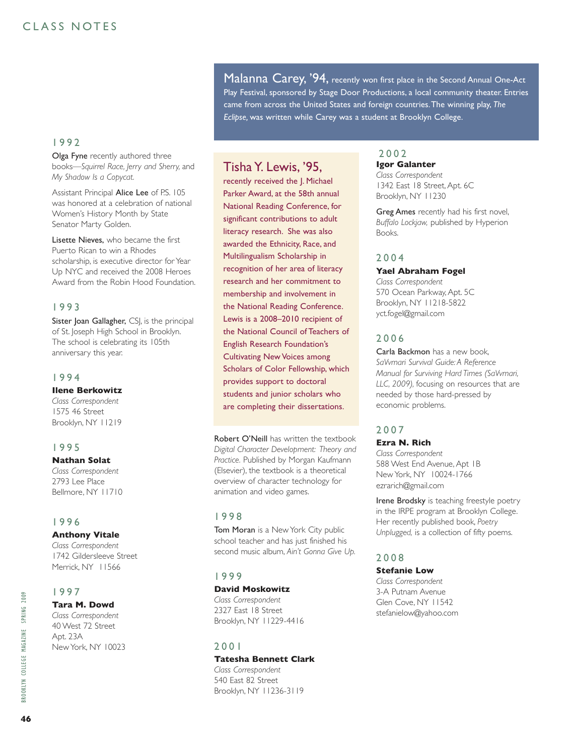# CLASS NOTES

**Malanna Carey, '94,** recently won first place in the Second Annual One-Act Play Festival, sponsored by Stage Door Productions, a local community theater. Entries came from across the United States and foreign countries. The winning play, *The Eclipse*, was written while Carey was a student at Brooklyn College.

## 1992

Olga Fyne recently authored three books—*Squirrel Race, Jerry and Sherry,* and *My Shadow Is a Copycat.*

Assistant Principal Alice Lee of P.S. 105 was honored at a celebration of national Women's History Month by State Senator Marty Golden.

Lisette Nieves, who became the first Puerto Rican to win a Rhodes scholarship, is executive director for Year Up NYC and received the 2008 Heroes Award from the Robin Hood Foundation.

## 1993

Sister Joan Gallagher, CSJ, is the principal of St. Joseph High School in Brooklyn. The school is celebrating its 105th anniversary this year.

## 1994

**Ilene Berkowitz**
*Class Correspondent*
1575 46 Street
Brooklyn, NY 11219

## 1995

**Nathan Solat**
*Class Correspondent*
2793 Lee Place
Bellmore, NY 11710

## 1996

**Anthony Vitale**
*Class Correspondent*
1742 Gildersleeve Street
Merrick, NY 11566

## 1997

**Tara M. Dowd**
*Class Correspondent*
40 West 72 Street
Apt. 23A
New York, NY 10023

**Tisha Y. Lewis, '95,** recently received the J. Michael Parker Award, at the 58th annual National Reading Conference, for significant contributions to adult literacy research. She was also awarded the Ethnicity, Race, and Multilingualism Scholarship in recognition of her area of literacy research and her commitment to membership and involvement in the National Reading Conference. Lewis is a 2008–2010 recipient of the National Council of Teachers of English Research Foundation's Cultivating New Voices among Scholars of Color Fellowship, which provides support to doctoral students and junior scholars who are completing their dissertations.

Robert O'Neill has written the textbook *Digital Character Development: Theory and Practice.* Published by Morgan Kaufmann (Elsevier), the textbook is a theoretical overview of character technology for animation and video games.

## 1998

Tom Moran is a New York City public school teacher and has just finished his second music album, *Ain't Gonna Give Up.*

## 1999

**David Moskowitz**
*Class Correspondent*
2327 East 18 Street
Brooklyn, NY 11229-4416

## 2001

**Tatesha Bennett Clark**
*Class Correspondent*
540 East 82 Street
Brooklyn, NY 11236-3119

## 2002

**Igor Galanter**
*Class Correspondent*
1342 East 18 Street, Apt. 6C
Brooklyn, NY 11230

Greg Ames recently had his first novel, *Buffalo Lockjaw,* published by Hyperion Books.

## 2004

**Yael Abraham Fogel**
*Class Correspondent*
570 Ocean Parkway, Apt. 5C
Brooklyn, NY 11218-5822
yct.fogel@gmail.com

## 2006

Carla Backmon has a new book, *SaVwmari Survival Guide: A Reference Manual for Surviving Hard Times (SaVwmari, LLC, 2009),* focusing on resources that are needed by those hard-pressed by economic problems.

## 2007

**Ezra N. Rich**
*Class Correspondent*
588 West End Avenue, Apt 1B
New York, NY 10024-1766
ezrarich@gmail.com

Irene Brodsky is teaching freestyle poetry in the IRPE program at Brooklyn College. Her recently published book, *Poetry Unplugged,* is a collection of fifty poems.

## 2008

**Stefanie Low**
*Class Correspondent*
3-A Putnam Avenue
Glen Cove, NY 11542
stefanielow@yahoo.com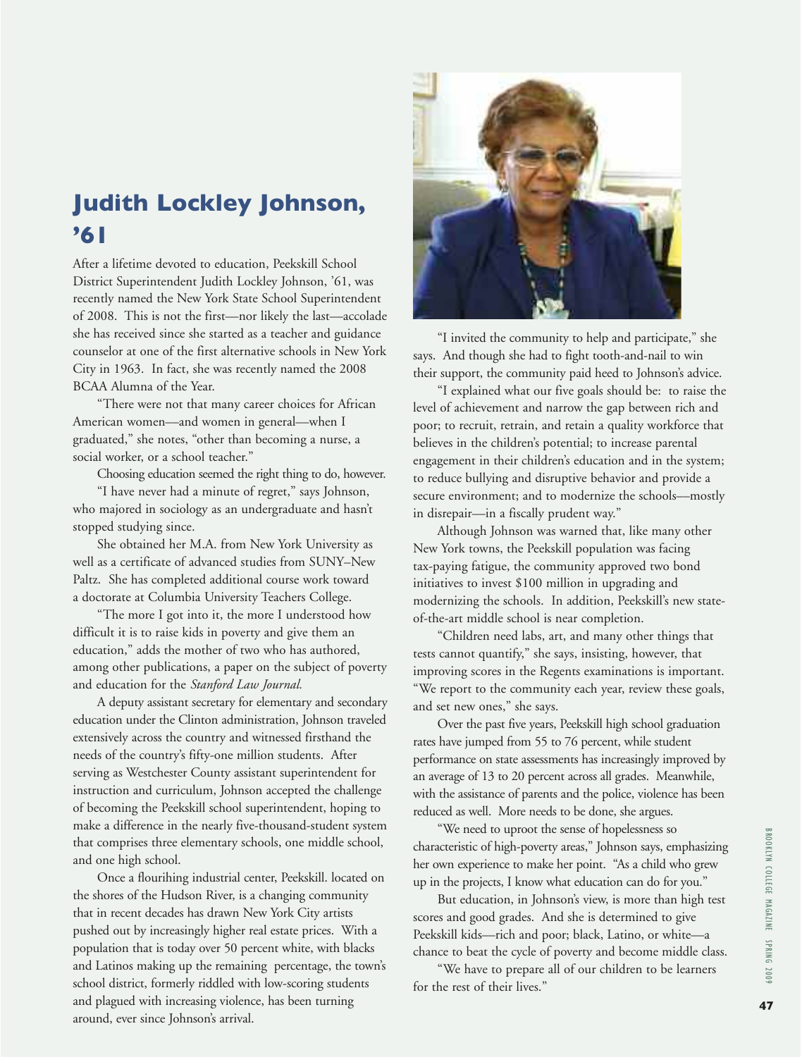## Judith Lockley Johnson, '61

After a lifetime devoted to education, Peekskill School District Superintendent Judith Lockley Johnson, '61, was recently named the New York State School Superintendent of 2008. This is not the first—nor likely the last—accolade she has received since she started as a teacher and guidance counselor at one of the first alternative schools in New York City in 1963. In fact, she was recently named the 2008 BCAA Alumna of the Year.

"There were not that many career choices for African American women—and women in general—when I graduated," she notes, "other than becoming a nurse, a social worker, or a school teacher."

Choosing education seemed the right thing to do, however.

"I have never had a minute of regret," says Johnson, who majored in sociology as an undergraduate and hasn't stopped studying since.

She obtained her M.A. from New York University as well as a certificate of advanced studies from SUNY–New Paltz. She has completed additional course work toward a doctorate at Columbia University Teachers College.

"The more I got into it, the more I understood how difficult it is to raise kids in poverty and give them an education," adds the mother of two who has authored, among other publications, a paper on the subject of poverty and education for the *Stanford Law Journal.*

A deputy assistant secretary for elementary and secondary education under the Clinton administration, Johnson traveled extensively across the country and witnessed firsthand the needs of the country's fifty-one million students. After serving as Westchester County assistant superintendent for instruction and curriculum, Johnson accepted the challenge of becoming the Peekskill school superintendent, hoping to make a difference in the nearly five-thousand-student system that comprises three elementary schools, one middle school, and one high school.

Once a flourihing industrial center, Peekskill. located on the shores of the Hudson River, is a changing community that in recent decades has drawn New York City artists pushed out by increasingly higher real estate prices. With a population that is today over 50 percent white, with blacks and Latinos making up the remaining percentage, the town's school district, formerly riddled with low-scoring students and plagued with increasing violence, has been turning around, ever since Johnson's arrival.

"I invited the community to help and participate," she says. And though she had to fight tooth-and-nail to win their support, the community paid heed to Johnson's advice.

"I explained what our five goals should be: to raise the level of achievement and narrow the gap between rich and poor; to recruit, retrain, and retain a quality workforce that believes in the children's potential; to increase parental engagement in their children's education and in the system; to reduce bullying and disruptive behavior and provide a secure environment; and to modernize the schools—mostly in disrepair—in a fiscally prudent way."

Although Johnson was warned that, like many other New York towns, the Peekskill population was facing tax-paying fatigue, the community approved two bond initiatives to invest $100 million in upgrading and modernizing the schools. In addition, Peekskill's new state-of-the-art middle school is near completion.

"Children need labs, art, and many other things that tests cannot quantify," she says, insisting, however, that improving scores in the Regents examinations is important. "We report to the community each year, review these goals, and set new ones," she says.

Over the past five years, Peekskill high school graduation rates have jumped from 55 to 76 percent, while student performance on state assessments has increasingly improved by an average of 13 to 20 percent across all grades. Meanwhile, with the assistance of parents and the police, violence has been reduced as well. More needs to be done, she argues.

"We need to uproot the sense of hopelessness so characteristic of high-poverty areas," Johnson says, emphasizing her own experience to make her point. "As a child who grew up in the projects, I know what education can do for you."

But education, in Johnson's view, is more than high test scores and good grades. And she is determined to give Peekskill kids—rich and poor; black, Latino, or white—a chance to beat the cycle of poverty and become middle class.

"We have to prepare all of our children to be learners for the rest of their lives."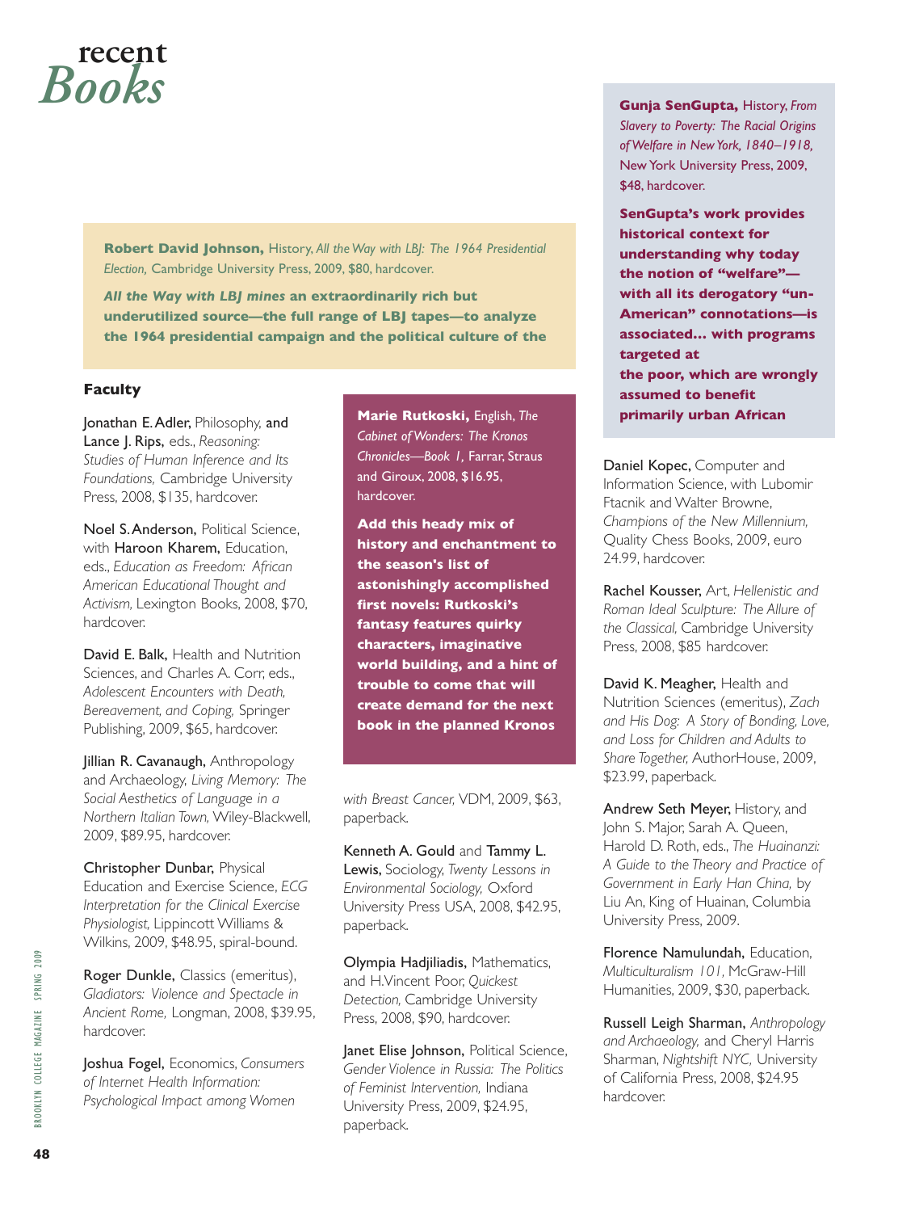# recent *Books*

**Robert David Johnson,** History, *All the Way with LBJ: The 1964 Presidential Election,* Cambridge University Press, 2009, $80, hardcover.

***All the Way with LBJ* mines an extraordinarily rich but underutilized source—the full range of LBJ tapes—to analyze the 1964 presidential campaign and the political culture of the**

**Gunja SenGupta,** History, *From Slavery to Poverty: The Racial Origins of Welfare in New York, 1840–1918,* New York University Press, 2009, $48, hardcover.

**SenGupta's work provides historical context for understanding why today the notion of "welfare"—with all its derogatory "un-American" connotations—is associated... with programs targeted at the poor, which are wrongly assumed to benefit primarily urban African**

**Marie Rutkoski,** English, *The Cabinet of Wonders: The Kronos Chronicles—Book 1,* Farrar, Straus and Giroux, 2008, $16.95, hardcover.

**Add this heady mix of history and enchantment to the season's list of astonishingly accomplished first novels: Rutkoski's fantasy features quirky characters, imaginative world building, and a hint of trouble to come that will create demand for the next book in the planned Kronos**

## Faculty

Jonathan E. Adler, Philosophy, and Lance J. Rips, eds., *Reasoning: Studies of Human Inference and Its Foundations,* Cambridge University Press, 2008, $135, hardcover.

Noel S. Anderson, Political Science, with Haroon Kharem, Education, eds., *Education as Freedom: African American Educational Thought and Activism,* Lexington Books, 2008, $70, hardcover.

David E. Balk, Health and Nutrition Sciences, and Charles A. Corr, eds., *Adolescent Encounters with Death, Bereavement, and Coping,* Springer Publishing, 2009, $65, hardcover.

Jillian R. Cavanaugh, Anthropology and Archaeology, *Living Memory: The Social Aesthetics of Language in a Northern Italian Town,* Wiley-Blackwell, 2009, $89.95, hardcover.

Christopher Dunbar, Physical Education and Exercise Science, *ECG Interpretation for the Clinical Exercise Physiologist,* Lippincott Williams & Wilkins, 2009, $48.95, spiral-bound.

Roger Dunkle, Classics (emeritus), *Gladiators: Violence and Spectacle in Ancient Rome,* Longman, 2008, $39.95, hardcover.

Joshua Fogel, Economics, *Consumers of Internet Health Information: Psychological Impact among Women with Breast Cancer,* VDM, 2009, $63, paperback.

Kenneth A. Gould and Tammy L. Lewis, Sociology, *Twenty Lessons in Environmental Sociology,* Oxford University Press USA, 2008, $42.95, paperback.

Olympia Hadjiliadis, Mathematics, and H. Vincent Poor, *Quickest Detection,* Cambridge University Press, 2008, $90, hardcover.

Janet Elise Johnson, Political Science, *Gender Violence in Russia: The Politics of Feminist Intervention,* Indiana University Press, 2009, $24.95, paperback.

Daniel Kopec, Computer and Information Science, with Lubomir Ftacnik and Walter Browne, *Champions of the New Millennium,* Quality Chess Books, 2009, euro 24.99, hardcover.

Rachel Kousser, Art, *Hellenistic and Roman Ideal Sculpture: The Allure of the Classical,* Cambridge University Press, 2008, $85 hardcover.

David K. Meagher, Health and Nutrition Sciences (emeritus), *Zach and His Dog: A Story of Bonding, Love, and Loss for Children and Adults to Share Together,* AuthorHouse, 2009, $23.99, paperback.

Andrew Seth Meyer, History, and John S. Major, Sarah A. Queen, Harold D. Roth, eds., *The Huainanzi: A Guide to the Theory and Practice of Government in Early Han China,* by Liu An, King of Huainan, Columbia University Press, 2009.

Florence Namulundah, Education, *Multiculturalism 101,* McGraw-Hill Humanities, 2009, $30, paperback.

Russell Leigh Sharman, *Anthropology and Archaeology,* and Cheryl Harris Sharman, *Nightshift NYC,* University of California Press, 2008, $24.95 hardcover.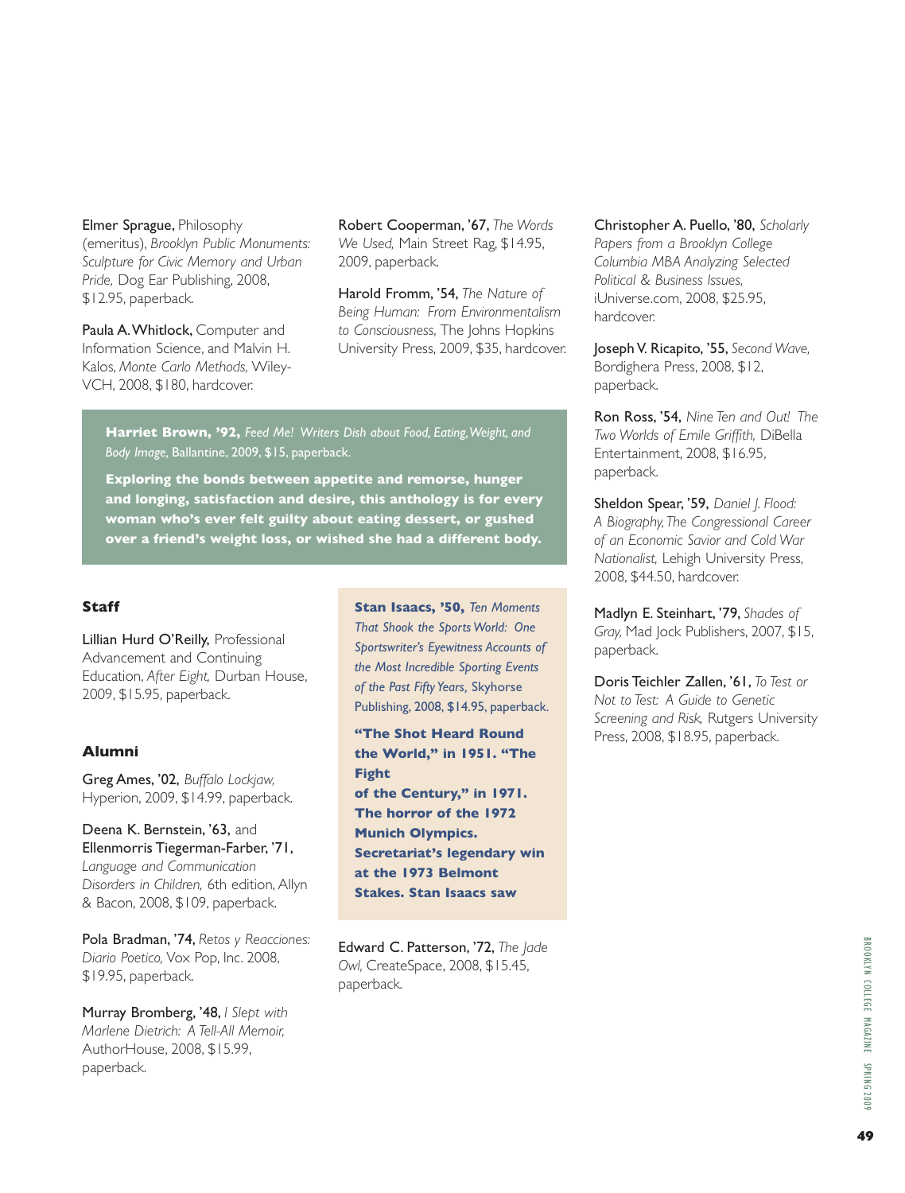Elmer Sprague, Philosophy (emeritus), *Brooklyn Public Monuments: Sculpture for Civic Memory and Urban Pride,* Dog Ear Publishing, 2008, $12.95, paperback.

Paula A. Whitlock, Computer and Information Science, and Malvin H. Kalos, *Monte Carlo Methods,* Wiley-VCH, 2008, $180, hardcover.

Robert Cooperman, '67, *The Words We Used,* Main Street Rag, $14.95, 2009, paperback.

Harold Fromm, '54, *The Nature of Being Human: From Environmentalism to Consciousness,* The Johns Hopkins University Press, 2009, $35, hardcover.

**Harriet Brown, '92,** *Feed Me! Writers Dish about Food, Eating, Weight, and Body Image,* Ballantine, 2009, $15, paperback.

**Exploring the bonds between appetite and remorse, hunger and longing, satisfaction and desire, this anthology is for every woman who's ever felt guilty about eating dessert, or gushed over a friend's weight loss, or wished she had a different body.**

### Staff

Lillian Hurd O'Reilly, Professional Advancement and Continuing Education, *After Eight,* Durban House, 2009, $15.95, paperback.

### Alumni

Greg Ames, '02, *Buffalo Lockjaw,* Hyperion, 2009, $14.99, paperback.

Deena K. Bernstein, '63, and Ellenmorris Tiegerman-Farber, '71, *Language and Communication Disorders in Children,* 6th edition, Allyn & Bacon, 2008, $109, paperback.

Pola Bradman, '74, *Retos y Reacciones: Diario Poetico,* Vox Pop, Inc. 2008, $19.95, paperback.

Murray Bromberg, '48, *I Slept with Marlene Dietrich: A Tell-All Memoir,* AuthorHouse, 2008, $15.99, paperback.

**Stan Isaacs, '50,** *Ten Moments That Shook the Sports World: One Sportswriter's Eyewitness Accounts of the Most Incredible Sporting Events of the Past Fifty Years,* Skyhorse Publishing, 2008, $14.95, paperback.

**"The Shot Heard Round the World," in 1951. "The Fight of the Century," in 1971. The horror of the 1972 Munich Olympics. Secretariat's legendary win at the 1973 Belmont Stakes. Stan Isaacs saw**

Edward C. Patterson, '72, *The Jade Owl,* CreateSpace, 2008, $15.45, paperback.

Christopher A. Puello, '80, *Scholarly Papers from a Brooklyn College Columbia MBA Analyzing Selected Political & Business Issues,* iUniverse.com, 2008, $25.95, hardcover.

Joseph V. Ricapito, '55, *Second Wave,* Bordighera Press, 2008, $12, paperback.

Ron Ross, '54, *Nine Ten and Out! The Two Worlds of Emile Griffith,* DiBella Entertainment, 2008, $16.95, paperback.

Sheldon Spear, '59, *Daniel J. Flood: A Biography, The Congressional Career of an Economic Savior and Cold War Nationalist,* Lehigh University Press, 2008, $44.50, hardcover.

Madlyn E. Steinhart, '79, *Shades of Gray,* Mad Jock Publishers, 2007, $15, paperback.

Doris Teichler Zallen, '61, *To Test or Not to Test: A Guide to Genetic Screening and Risk,* Rutgers University Press, 2008, $18.95, paperback.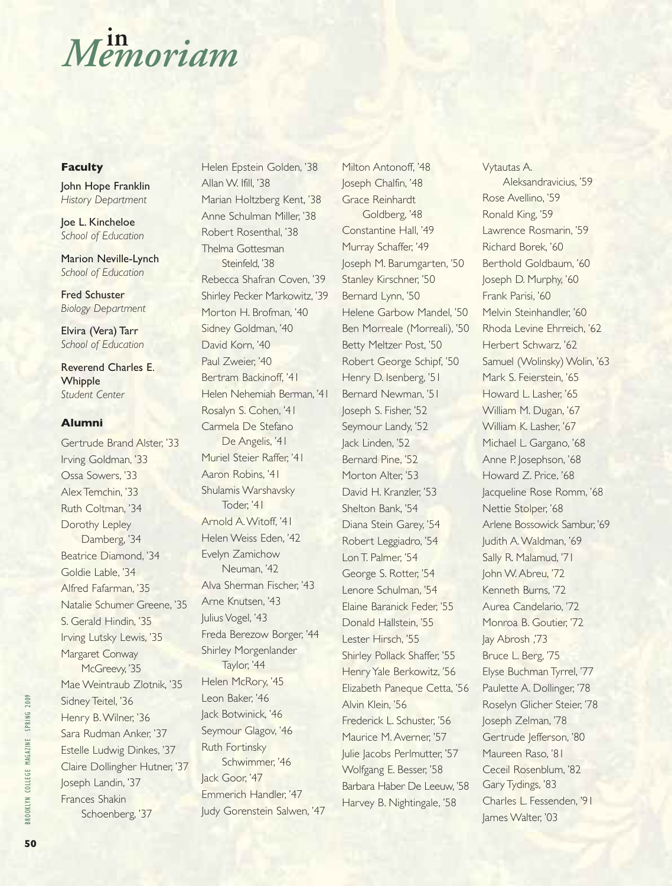# *in Memoriam*

## Faculty

John Hope Franklin
*History Department*

Joe L. Kincheloe
*School of Education*

Marion Neville-Lynch
*School of Education*

Fred Schuster
*Biology Department*

Elvira (Vera) Tarr
*School of Education*

Reverend Charles E. Whipple
*Student Center*

## Alumni

Gertrude Brand Alster, '33
Irving Goldman, '33
Ossa Sowers, '33
Alex Temchin, '33
Ruth Coltman, '34
Dorothy Lepley Damberg, '34
Beatrice Diamond, '34
Goldie Lable, '34
Alfred Fafarman, '35
Natalie Schumer Greene, '35
S. Gerald Hindin, '35
Irving Lutsky Lewis, '35
Margaret Conway McGreevy, '35
Mae Weintraub Zlotnik, '35
Sidney Teitel, '36
Henry B. Wilner, '36
Sara Rudman Anker, '37
Estelle Ludwig Dinkes, '37
Claire Dollingher Hutner, '37
Joseph Landin, '37
Frances Shakin Schoenberg, '37
Helen Epstein Golden, '38
Allan W. Ifill, '38
Marian Holtzberg Kent, '38
Anne Schulman Miller, '38
Robert Rosenthal, '38
Thelma Gottesman Steinfeld, '38
Rebecca Shafran Coven, '39
Shirley Pecker Markowitz, '39
Morton H. Brofman, '40
Sidney Goldman, '40
David Korn, '40
Paul Zweier, '40
Bertram Backinoff, '41
Helen Nehemiah Berman, '41
Rosalyn S. Cohen, '41
Carmela De Stefano De Angelis, '41
Muriel Steier Raffer, '41
Aaron Robins, '41
Shulamis Warshavsky Toder, '41
Arnold A. Witoff, '41
Helen Weiss Eden, '42
Evelyn Zamichow Neuman, '42
Alva Sherman Fischer, '43
Arne Knutsen, '43
Julius Vogel, '43
Freda Berezow Borger, '44
Shirley Morgenlander Taylor, '44
Helen McRory, '45
Leon Baker, '46
Jack Botwinick, '46
Seymour Glagov, '46
Ruth Fortinsky Schwimmer, '46
Jack Goor, '47
Emmerich Handler, '47
Judy Gorenstein Salwen, '47
Milton Antonoff, '48
Joseph Chalfin, '48
Grace Reinhardt Goldberg, '48
Constantine Hall, '49
Murray Schaffer, '49
Joseph M. Barumgarten, '50
Stanley Kirschner, '50
Bernard Lynn, '50
Helene Garbow Mandel, '50
Ben Morreale (Morreali), '50
Betty Meltzer Post, '50
Robert George Schipf, '50
Henry D. Isenberg, '51
Bernard Newman, '51
Joseph S. Fisher, '52
Seymour Landy, '52
Jack Linden, '52
Bernard Pine, '52
Morton Alter, '53
David H. Kranzler, '53
Shelton Bank, '54
Diana Stein Garey, '54
Robert Leggiadro, '54
Lon T. Palmer, '54
George S. Rotter, '54
Lenore Schulman, '54
Elaine Baranick Feder, '55
Donald Hallstein, '55
Lester Hirsch, '55
Shirley Pollack Shaffer, '55
Henry Yale Berkowitz, '56
Elizabeth Paneque Cetta, '56
Alvin Klein, '56
Frederick L. Schuster, '56
Maurice M. Averner, '57
Julie Jacobs Perlmutter, '57
Wolfgang E. Besser, '58
Barbara Haber De Leeuw, '58
Harvey B. Nightingale, '58
Vytautas A. Aleksandravicius, '59
Rose Avellino, '59
Ronald King, '59
Lawrence Rosmarin, '59
Richard Borek, '60
Berthold Goldbaum, '60
Joseph D. Murphy, '60
Frank Parisi, '60
Melvin Steinhandler, '60
Rhoda Levine Ehrreich, '62
Herbert Schwarz, '62
Samuel (Wolinsky) Wolin, '63
Mark S. Feierstein, '65
Howard L. Lasher, '65
William M. Dugan, '67
William K. Lasher, '67
Michael L. Gargano, '68
Anne P. Josephson, '68
Howard Z. Price, '68
Jacqueline Rose Romm, '68
Nettie Stolper, '68
Arlene Bossowick Sambur, '69
Judith A. Waldman, '69
Sally R. Malamud, '71
John W. Abreu, '72
Kenneth Burns, '72
Aurea Candelario, '72
Monroa B. Goutier, '72
Jay Abrosh ,'73
Bruce L. Berg, '75
Elyse Buchman Tyrel, '77
Paulette A. Dollinger, '78
Roselyn Glicher Steier, '78
Joseph Zelman, '78
Gertrude Jefferson, '80
Maureen Raso, '81
Ceceil Rosenblum, '82
Gary Tydings, '83
Charles L. Fessenden, '91
James Walter, '03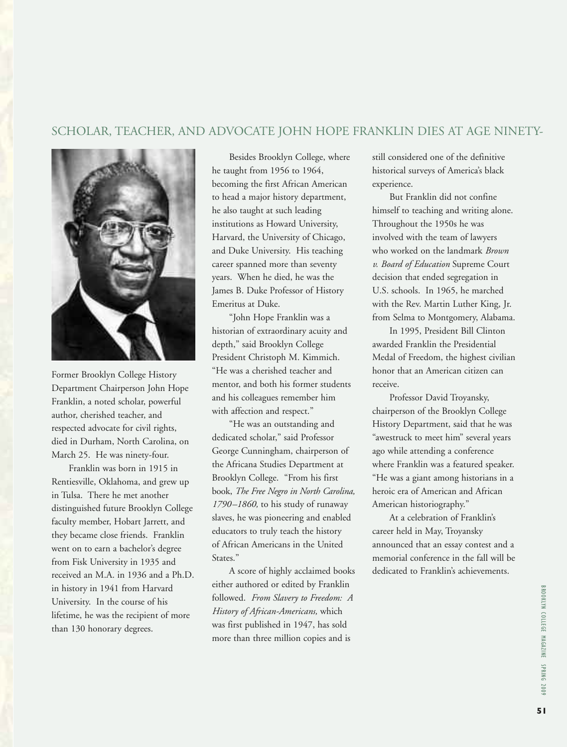## SCHOLAR, TEACHER, AND ADVOCATE JOHN HOPE FRANKLIN DIES AT AGE NINETY-

Former Brooklyn College History Department Chairperson John Hope Franklin, a noted scholar, powerful author, cherished teacher, and respected advocate for civil rights, died in Durham, North Carolina, on March 25. He was ninety-four.

Franklin was born in 1915 in Rentiesville, Oklahoma, and grew up in Tulsa. There he met another distinguished future Brooklyn College faculty member, Hobart Jarrett, and they became close friends. Franklin went on to earn a bachelor's degree from Fisk University in 1935 and received an M.A. in 1936 and a Ph.D. in history in 1941 from Harvard University. In the course of his lifetime, he was the recipient of more than 130 honorary degrees.

Besides Brooklyn College, where he taught from 1956 to 1964, becoming the first African American to head a major history department, he also taught at such leading institutions as Howard University, Harvard, the University of Chicago, and Duke University. His teaching career spanned more than seventy years. When he died, he was the James B. Duke Professor of History Emeritus at Duke.

"John Hope Franklin was a historian of extraordinary acuity and depth," said Brooklyn College President Christoph M. Kimmich. "He was a cherished teacher and mentor, and both his former students and his colleagues remember him with affection and respect."

"He was an outstanding and dedicated scholar," said Professor George Cunningham, chairperson of the Africana Studies Department at Brooklyn College. "From his first book, *The Free Negro in North Carolina, 1790–1860,* to his study of runaway slaves, he was pioneering and enabled educators to truly teach the history of African Americans in the United States."

A score of highly acclaimed books either authored or edited by Franklin followed. *From Slavery to Freedom: A History of African-Americans,* which was first published in 1947, has sold more than three million copies and is still considered one of the definitive historical surveys of America's black experience.

But Franklin did not confine himself to teaching and writing alone. Throughout the 1950s he was involved with the team of lawyers who worked on the landmark *Brown v. Board of Education* Supreme Court decision that ended segregation in U.S. schools. In 1965, he marched with the Rev. Martin Luther King, Jr. from Selma to Montgomery, Alabama.

In 1995, President Bill Clinton awarded Franklin the Presidential Medal of Freedom, the highest civilian honor that an American citizen can receive.

Professor David Troyansky, chairperson of the Brooklyn College History Department, said that he was "awestruck to meet him" several years ago while attending a conference where Franklin was a featured speaker. "He was a giant among historians in a heroic era of American and African American historiography."

At a celebration of Franklin's career held in May, Troyansky announced that an essay contest and a memorial conference in the fall will be dedicated to Franklin's achievements.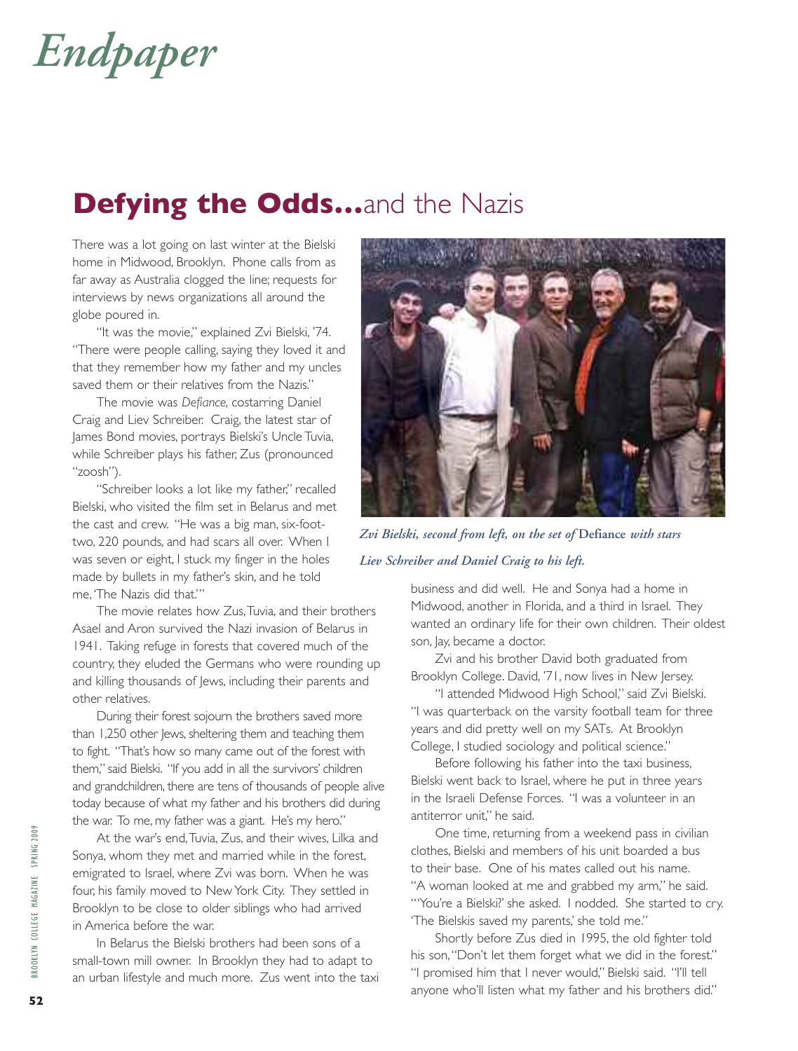# Endpaper

## **Defying the Odds...**and the Nazis

There was a lot going on last winter at the Bielski home in Midwood, Brooklyn. Phone calls from as far away as Australia clogged the line; requests for interviews by news organizations all around the globe poured in.

"It was the movie," explained Zvi Bielski, '74. "There were people calling, saying they loved it and that they remember how my father and my uncles saved them or their relatives from the Nazis."

The movie was *Defiance*, costarring Daniel Craig and Liev Schreiber. Craig, the latest star of James Bond movies, portrays Bielski's Uncle Tuvia, while Schreiber plays his father, Zus (pronounced "zoosh").

"Schreiber looks a lot like my father," recalled Bielski, who visited the film set in Belarus and met the cast and crew. "He was a big man, six-foot-two, 220 pounds, and had scars all over. When I was seven or eight, I stuck my finger in the holes made by bullets in my father's skin, and he told me, 'The Nazis did that.'"

The movie relates how Zus, Tuvia, and their brothers Asael and Aron survived the Nazi invasion of Belarus in 1941. Taking refuge in forests that covered much of the country, they eluded the Germans who were rounding up and killing thousands of Jews, including their parents and other relatives.

During their forest sojourn the brothers saved more than 1,250 other Jews, sheltering them and teaching them to fight. "That's how so many came out of the forest with them," said Bielski. "If you add in all the survivors' children and grandchildren, there are tens of thousands of people alive today because of what my father and his brothers did during the war. To me, my father was a giant. He's my hero."

At the war's end, Tuvia, Zus, and their wives, Lilka and Sonya, whom they met and married while in the forest, emigrated to Israel, where Zvi was born. When he was four, his family moved to New York City. They settled in Brooklyn to be close to older siblings who had arrived in America before the war.

In Belarus the Bielski brothers had been sons of a small-town mill owner. In Brooklyn they had to adapt to an urban lifestyle and much more. Zus went into the taxi business and did well. He and Sonya had a home in Midwood, another in Florida, and a third in Israel. They wanted an ordinary life for their own children. Their oldest son, Jay, became a doctor.

*Zvi Bielski, second from left, on the set of* **Defiance** *with stars Liev Schreiber and Daniel Craig to his left.*

Zvi and his brother David both graduated from Brooklyn College. David, '71, now lives in New Jersey.

"I attended Midwood High School," said Zvi Bielski. "I was quarterback on the varsity football team for three years and did pretty well on my SATs. At Brooklyn College, I studied sociology and political science."

Before following his father into the taxi business, Bielski went back to Israel, where he put in three years in the Israeli Defense Forces. "I was a volunteer in an antiterror unit," he said.

One time, returning from a weekend pass in civilian clothes, Bielski and members of his unit boarded a bus to their base. One of his mates called out his name. "A woman looked at me and grabbed my arm," he said. "'You're a Bielski?' she asked. I nodded. She started to cry. 'The Bielskis saved my parents,' she told me."

Shortly before Zus died in 1995, the old fighter told his son, "Don't let them forget what we did in the forest." "I promised him that I never would," Bielski said. "I'll tell anyone who'll listen what my father and his brothers did."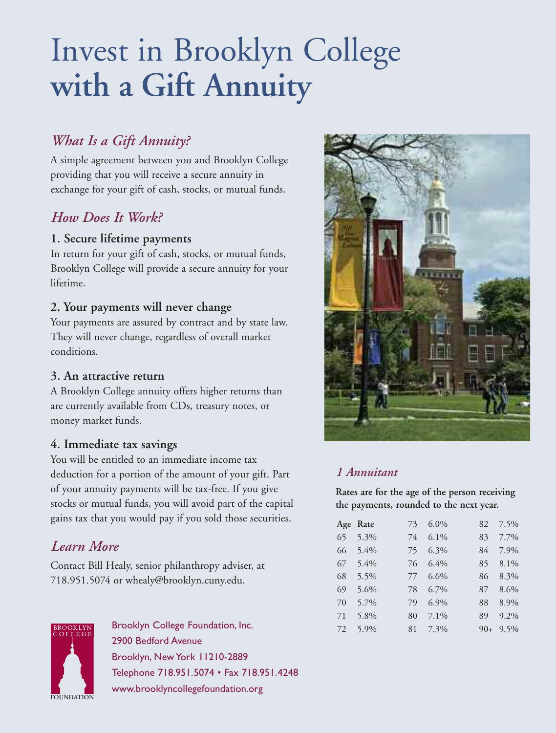# Invest in Brooklyn College **with a Gift Annuity**

## *What Is a Gift Annuity?*

A simple agreement between you and Brooklyn College providing that you will receive a secure annuity in exchange for your gift of cash, stocks, or mutual funds.

## *How Does It Work?*

### 1. Secure lifetime payments

In return for your gift of cash, stocks, or mutual funds, Brooklyn College will provide a secure annuity for your lifetime.

### 2. Your payments will never change

Your payments are assured by contract and by state law. They will never change, regardless of overall market conditions.

### 3. An attractive return

A Brooklyn College annuity offers higher returns than are currently available from CDs, treasury notes, or money market funds.

### 4. Immediate tax savings

You will be entitled to an immediate income tax deduction for a portion of the amount of your gift. Part of your annuity payments will be tax-free. If you give stocks or mutual funds, you will avoid part of the capital gains tax that you would pay if you sold those securities.

## *Learn More*

Contact Bill Healy, senior philanthropy adviser, at 718.951.5074 or whealy@brooklyn.cuny.edu.

## *1 Annuitant*

**Rates are for the age of the person receiving the payments, rounded to the next year.**

| Age | Rate | Age | Rate | Age | Rate |
|---|---|---|---|---|---|
| 65 | 5.3% | 73 | 6.0% | 82 | 7.5% |
| 66 | 5.4% | 74 | 6.1% | 83 | 7.7% |
| 67 | 5.4% | 75 | 6.3% | 84 | 7.9% |
| 68 | 5.5% | 76 | 6.4% | 85 | 8.1% |
| 69 | 5.6% | 77 | 6.6% | 86 | 8.3% |
| 70 | 5.7% | 78 | 6.7% | 87 | 8.6% |
| 71 | 5.8% | 79 | 6.9% | 88 | 8.9% |
| 72 | 5.9% | 80 | 7.1% | 89 | 9.2% |
| | | 81 | 7.3% | 90+ | 9.5% |

BROOKLYN COLLEGE FOUNDATION

Brooklyn College Foundation, Inc.
2900 Bedford Avenue
Brooklyn, New York 11210-2889
Telephone 718.951.5074 • Fax 718.951.4248
www.brooklyncollegefoundation.org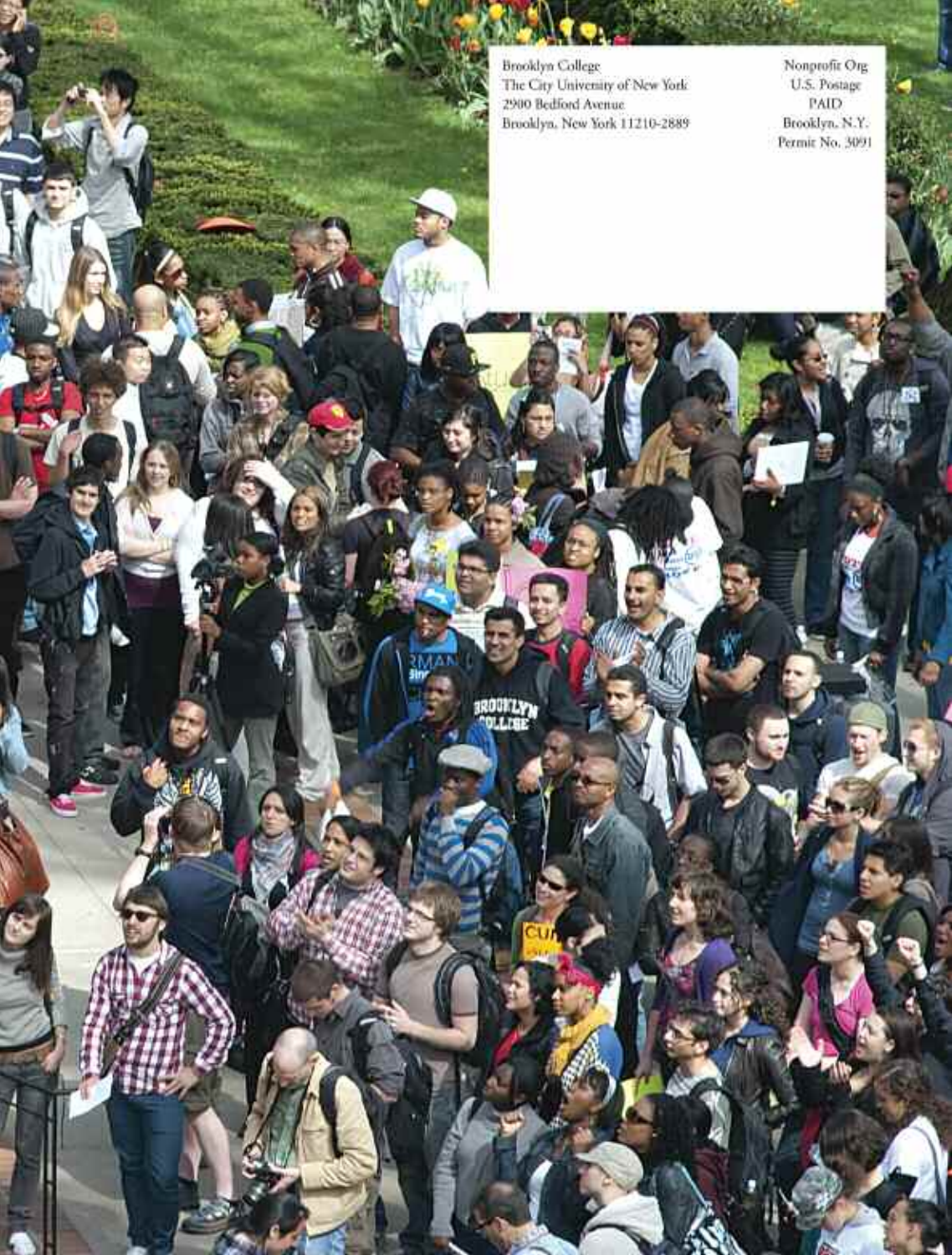Brooklyn College
The City University of New York
2900 Bedford Avenue
Brooklyn, New York 11210-2889

Nonprofit Org
U.S. Postage
PAID
Brooklyn, N.Y.
Permit No. 3091